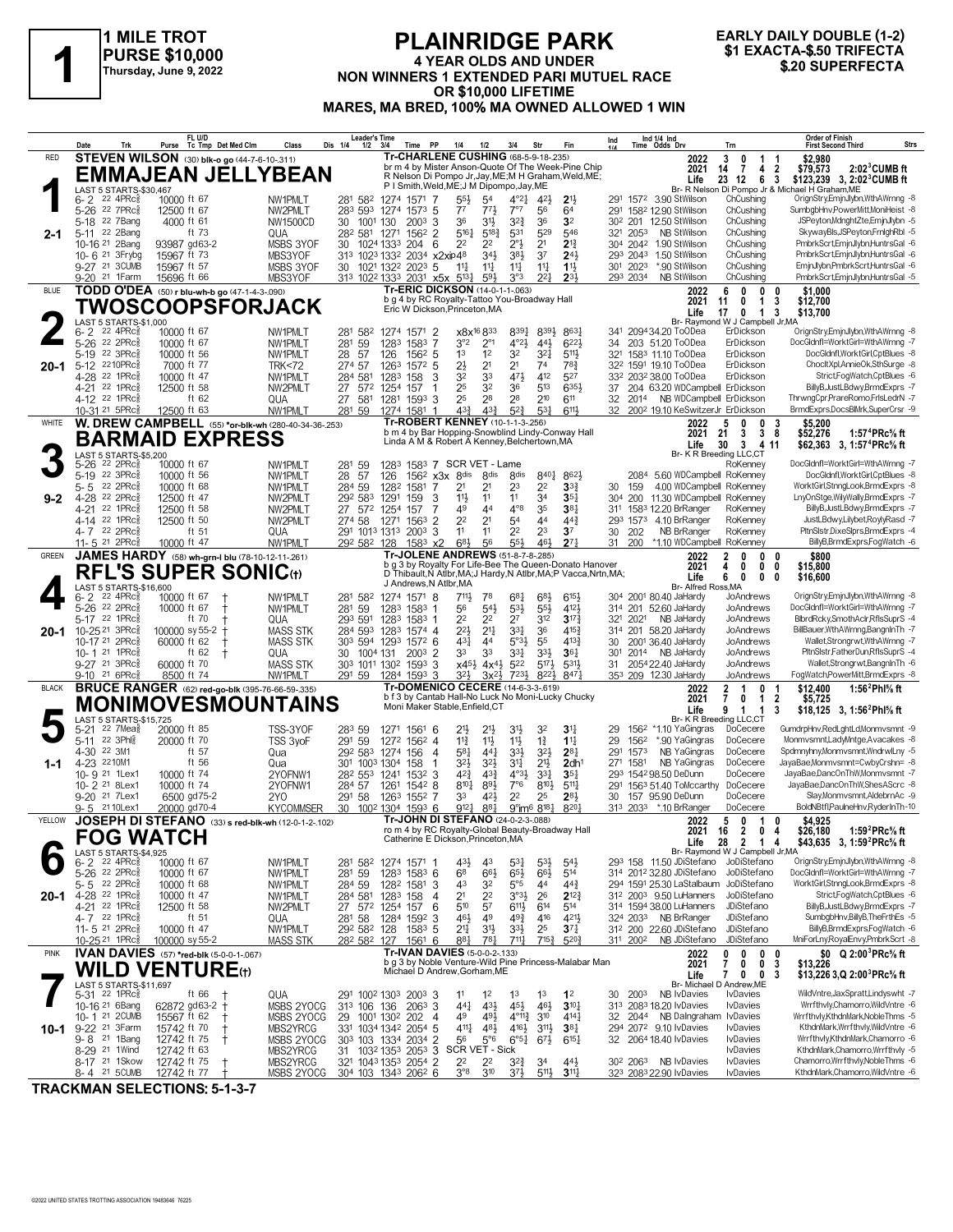# 1 MILE TROT — PURSE $10,000 — Thursday, June 9, 2022

## PLAINRIDGE PARK

**4 YEAR OLDS AND UNDER**
**NON WINNERS 1 EXTENDED PARI MUTUEL RACE OR $10,000 LIFETIME**
**MARES, MA BRED, 100% MA OWNED ALLOWED 1 WIN**

**EARLY DAILY DOUBLE (1-2) $1 EXACTA-$.50 TRIFECTA $.20 SUPERFECTA**

---

### 1 — RED — 2-1
**STEVEN WILSON** (30) blk-o go (44-7-6-10-.311)
**EMMAJEAN JELLYBEAN**
Tr-CHARLENE CUSHING (68-5-9-18-.235)
br m 4 by Mister Anson-Quote Of The Week-Pine Chip
R Nelson Di Pompo Jr,Jay,ME;M H Graham,Weld,ME; P I Smith,Weld,ME;J M Dipompo,Jay,ME
Br- R Nelson Di Pompo Jr & Michael H Graham,ME

| Year | Starts | 1st | 2nd | 3rd | Earnings | Record |
|---|---|---|---|---|---|---|
| 2022 | 3 | 0 | 1 | 1 | $2,980 | |
| 2021 | 14 | 7 | 4 | 2 | $79,573 | 2:02³CUMB ft |
| Life | 23 | 12 | 6 | 3 | $123,239 | 3, 2:02³CUMB ft |

LAST 5 STARTS-$30,467

| Date | Trk | Purse | Class | Fractions | PP | 1/4 | 1/2 | 3/4 | Str | Fin | Time/Odds/Drv | Trn | Order of Finish |
|---|---|---|---|---|---|---|---|---|---|---|---|---|---|
| 6- 2 22 4PRc⅝ | | 10000 ft 67 | NW1PMLT | 28¹ 58² 1274 1571 | 7 | 5⁵½ | 5⁴ | 4°²½ | 4²½ | 2¹½ | 29¹ 157² 3.90 StWilson | ChCushing | OrignStry,EmjnJlybn,WthAWrnng -8 |
| 5-26 22 7PRc⅝ | | 12500 ft 67 | NW2PMLT | 28³ 59³ 1274 1573 | 5 | 7⁷ | 7⁷½ | 7°⁷ | 5⁶ | 6⁴ | 29¹ 158² 12.90 StWilson | ChCushing | SumbgbHnv,PowerMitt,MoniHeist -8 |
| 5-18 22 7Bang | | 4000 ft 61 | NW1500CD | 30 1001 130 2003 | 3 | 3⁶ | 3¹½ | 3²¾ | 3⁶ | 3² | 30² 201 12.50 StWilson | ChCushing | JSPeyton,MdnghtZte,EmjnJlybn -5 |
| 5-11 22 2Bang | | ft 73 | QUA | 28² 58¹ 1271 1562 | 2 | 5¹⁶½ | 5¹⁸¾ | 5³¹ | 5²⁹ | 5⁴⁶ | 32¹ 205³ NB StWilson | ChCushing | SkywayBls,JSPeyton,FrnlghRbl -5 |
| 10-16 21 2Bang | | 93987 gd63-2 | MSBS 3YOF | 30 1024 1333 204 | 6 | 2² | 2² | 2°½ | 2¹ | 2¹¾ | 30⁴ 204² 1.90 StWilson | ChCushing | PmbrkScrt,EmjnJlybn,HuntrsGal -6 |
| 10- 6 21 3Frybg | | 15967 ft 73 | MBS3YOF | 31³ 1023 1332 2034 | x2xip4⁸ | | 3⁴½ | 3⁸½ | 3⁷ | 2⁴½ | 29³ 204³ 1.50 StWilson | ChCushing | PmbrkScrt,EmjnJlybn,HuntrsGal -6 |
| 9-27 21 3CUMB | | 15967 ft 57 | MSBS 3YOF | 30 1021 1322 2023 | 5 | 1¹½ | 1¹½ | 1¹¾ | 1¹½ | 1¹½ | 30¹ 202³ *.90 StWilson | ChCushing | EmjnJlybn,PmbrkScrt,HuntrsGal -6 |
| 9-20 21 1Farm | | 15696 ft 66 | MBS3YOF | 31³ 1022 1333 2031 | x5x | 5¹³½ | 5⁹½ | 3°³ | 2²½ | 2³½ | 29³ 203⁴ NB StWilson | ChCushing | PmbrkScrt,EmjnJlybn,HuntrsGal -5 |

---

### 2 — BLUE — 20-1
**TODD O'DEA** (50) r blu-wh-b go (47-1-4-3-.090)
**TWOSCOOPSFORJACK**
Tr-ERIC DICKSON (14-0-1-1-.063)
b g 4 by RC Royalty-Tattoo You-Broadway Hall
Eric W Dickson,Princeton,MA
Br- Raymond W J Campbell Jr,MA

| Year | Starts | 1st | 2nd | 3rd | Earnings |
|---|---|---|---|---|---|
| 2022 | 6 | 0 | 0 | 0 | $1,000 |
| 2021 | 11 | 0 | 1 | 3 | $12,700 |
| Life | 17 | 0 | 1 | 3 | $13,700 |

LAST 5 STARTS-$1,000

| Date | Purse | Class | Fractions | PP | 1/4 | 1/2 | 3/4 | Str | Fin | Time/Odds/Drv | Trn | Order of Finish |
|---|---|---|---|---|---|---|---|---|---|---|---|---|
| 6- 2 22 4PRc⅝ | 10000 ft 67 | NW1PMLT | 28¹ 58² 1274 1571 | 2 | x8x¹⁶ | 8³³ | 8³⁹½ | 8³⁹½ | 8⁶³¼ | 34¹ 209⁴ 34.20 ToODea | ErDickson | OrignStry,EmjnJlybn,WthAWrnng -8 |
| 5-26 22 2PRc⅝ | 10000 ft 67 | NW1PMLT | 28¹ 59 1283 1583 | 7 | 3°² | 2°¹ | 4°²½ | 4⁴¼ | 6²²¼ | 34 203 51.20 ToODea | ErDickson | DocGldnfl=WorktGirl=WthAWrnng -7 |
| 5-19 22 3PRc⅝ | 10000 ft 56 | NW1PMLT | 28 57 126 1562 | 5 | 1³ | 1² | 3² | 3²¼ | 5¹¹¾ | 32¹ 158³ 11.10 ToODea | ErDickson | DocGldnfl,WorktGirl,CptBlues -8 |
| 5-12 22 10PRc⅝ | 7000 ft 77 | TRK<72 | 27⁴ 57 1263 1572 | 5 | 2½ | 2¹ | 2¹ | 7⁴ | 7⁸¾ | 32² 159¹ 19.10 ToODea | ErDickson | ChocltXpl,AnnieOk,SthSurge -8 |
| 4-28 22 1PRc⅝ | 10000 ft 47 | NW1PMLT | 28⁴ 58¹ 1283 158 | 3 | 3² | 3³ | 4⁷½ | 4¹² | 5²⁷ | 33² 203² 38.00 ToODea | ErDickson | Strict,FogWatch,CptBlues -6 |
| 4-21 22 1PRc⅝ | 12500 ft 58 | NW2PMLT | 27 57² 1254 157 | 1 | 2⁵ | 3² | 3⁶ | 5¹³ | 6³⁵½ | 37 204 63.20 WDCampbell | ErDickson | BillyB,JustLBdwy,BrmdExprs -7 |
| 4-12 22 1PRc⅝ | ft 62 | QUA | 27 58¹ 1281 1593 | 3 | 2⁵ | 2⁸ | 2⁸ | 2¹⁰ | 6¹¹ | 32 201⁴ NB WDCampbell | ErDickson | ThrwngCpr,PrareRomo,FrlsLedrN -7 |
| 10-31 21 5PRc⅝ | 12500 ft 63 | NW1PMLT | 28¹ 59 1274 1581 | 1 | 4³¾ | 4³¾ | 5²¾ | 5³¼ | 6¹¹½ | 32 200² 19.10 KeSwitzerJr | ErDickson | BrmdExprs,DocsBlMrk,SuperCrsr -9 |

---

### 3 — WHITE — 9-2
**W. DREW CAMPBELL** (55) *or-blk-wh (280-40-34-36-.253)
**BARMAID EXPRESS**
Tr-ROBERT KENNEY (10-1-1-3-.256)
b m 4 by Bar Hopping-Snowblind Lindy-Conway Hall
Linda A M & Robert A Kenney,Belchertown,MA
Br- K R Breeding LLC,CT

| Year | Starts | 1st | 2nd | 3rd | Earnings | Record |
|---|---|---|---|---|---|---|
| 2022 | 5 | 0 | 0 | 3 | $5,200 | |
| 2021 | 21 | 3 | 3 | 8 | $52,276 | 1:57⁴PRc⅝ ft |
| Life | 30 | 3 | 4 | 11 | $62,363 | 3, 1:57⁴PRc⅝ ft |

LAST 5 STARTS-$5,200

| Date | Purse | Class | Fractions | PP | 1/4 | 1/2 | 3/4 | Str | Fin | Time/Odds/Drv | Trn | Order of Finish |
|---|---|---|---|---|---|---|---|---|---|---|---|---|
| 5-26 22 2PRc⅝ | 10000 ft 67 | NW1PMLT | 28¹ 59 1283 1583 | 7 | SCR VET - Lame | | | | | | RoKenney | DocGldnfl=WorktGirl=WthAWrnng -7 |
| 5-19 22 3PRc⅝ | 10000 ft 56 | NW1PMLT | 28 57 126 1562 | x3x | 8dis | 8dis | 8dis | 8⁴⁰¼ | 8⁶²½ | 208⁴ 5.60 WDCampbell | RoKenney | DocGldnfl,WorktGirl,CptBlues -8 |
| 5- 5 22 2PRc⅝ | 10000 ft 68 | NW1PMLT | 28⁴ 59 1282 1581 | 7 | 2¹ | 2¹ | 2³ | 2² | 3³¾ | 30 159 4.00 WDCampbell | RoKenney | WorktGirl,StrngLook,BrmdExprs -8 |
| 4-28 22 2PRc⅝ | 12500 ft 47 | NW2PMLT | 29² 58³ 1291 159 | 3 | 1¹½ | 1¹ | 1¹ | 3⁴ | 3⁵¼ | 30⁴ 200 11.30 WDCampbell | RoKenney | LnyOnStge,WilyWally,BrmdExprs -7 |
| 4-21 22 1PRc⅝ | 12500 ft 58 | NW2PMLT | 27 57² 1254 157 | 7 | 4⁹ | 4⁴ | 4°⁸ | 3⁵ | 3⁸¼ | 31¹ 158³ 12.20 BrRanger | RoKenney | BillyB,JustLBdwy,BrmdExprs -7 |
| 4-14 22 1PRc⅝ | 12500 ft 50 | NW2PMLT | 27⁴ 58 1271 1563 | 2 | 2² | 2¹ | 5⁴ | 4⁴ | 4⁴¾ | 29³ 157³ 4.10 BrRanger | RoKenney | JustLBdwy,Lilybet,RoylyRasd -7 |
| 4- 7 22 2PRc⅝ | ft 51 | QUA | 29¹ 1013 1313 2003 | 3 | 1¹ | 1¹ | 2² | 2³ | 3⁷ | 30 202 NB BrRanger | RoKenney | PltnSlstr,DixeSlprs,BrmdExprs -4 |
| 11- 5 21 2PRc⅝ | 10000 ft 47 | NW1PMLT | 29² 58² 128 1583 | x2 | 6⁸½ | 5⁶ | 5⁵½ | 4⁶½ | 2⁷¼ | 31 200 *1.10 WDCampbell | RoKenney | BillyB,BrmdExprs,FogWatch -6 |

---

### 4 — GREEN — 20-1
**JAMES HARDY** (58) wh-grn-l blu (78-10-12-11-.261)
**RFL'S SUPER SONIC(t)**
Tr-JOLENE ANDREWS (51-8-7-8-.285)
b g 3 by Royalty For Life-Bee The Queen-Donato Hanover
D Thibault,N Atlbr,MA;J Hardy,N Atlbr,MA;P Vacca,Nrtn,MA; J Andrews,N Atlbr,MA
Br- Alfred Ross,MA

| Year | Starts | 1st | 2nd | 3rd | Earnings |
|---|---|---|---|---|---|
| 2022 | 2 | 0 | 0 | 0 | $800 |
| 2021 | 4 | 0 | 0 | 0 | $15,800 |
| Life | 6 | 0 | 0 | 0 | $16,600 |

LAST 5 STARTS-$16,600

| Date | Purse | Class | Fractions | PP | 1/4 | 1/2 | 3/4 | Str | Fin | Time/Odds/Drv | Trn | Order of Finish |
|---|---|---|---|---|---|---|---|---|---|---|---|---|
| 6- 2 22 4PRc⅝ | 10000 ft 67 † | NW1PMLT | 28¹ 58² 1274 1571 | 8 | 7¹¹½ | 7⁸ | 6⁸¼ | 6⁸½ | 6¹⁵½ | 30⁴ 200¹ 80.40 JaHardy | JoAndrews | OrignStry,EmjnJlybn,WthAWrnng -8 |
| 5-26 22 2PRc⅝ | 10000 ft 67 † | NW1PMLT | 28¹ 59 1283 1583 | 1 | 5⁶ | 5⁴½ | 5³½ | 5⁵¼ | 4¹²½ | 31⁴ 201 52.60 JaHardy | JoAndrews | DocGldnfl=WorktGirl=WthAWrnng -7 |
| 5-17 22 1PRc⅝ | ft 70 † | QUA | 29³ 59¹ 1283 1583 | 1 | 2² | 2² | 2⁷ | 3¹² | 3¹⁷¾ | 32¹ 202¹ NB JaHardy | JoAndrews | BlbrdRcky,SmothAclr,RflsSuprS -4 |
| 10-25 21 3PRc⅝ | 100000 sy55-2 † | MASS STK | 28⁴ 59³ 1283 1574 | 4 | 2²½ | 2¹½ | 3³¼ | 3⁶ | 4¹⁵¾ | 31⁴ 201 58.20 JaHardy | JoAndrews | BillBauer,WthAWrnng,BangnInTh -7 |
| 10-17 21 2PRc⅝ | 60000 ft 62 † | MASS STK | 30³ 59⁴ 1293 1572 | 6 | 4³½ | 4⁴ | 5°³½ | 5⁵ | 4¹³¾ | 30 200¹ 36.40 JaHardy | JoAndrews | Wallet,Strongrwt,WthAWrnng -7 |
| 10- 1 21 1PRc⅝ | ft 62 † | QUA | 30 1004 131 2003 | 2 | 3³ | 3³ | 3³½ | 3³½ | 3⁶½ | 30¹ 201⁴ NB JaHardy | JoAndrews | PltnSlstr,FatherDun,RflsSuprS -4 |
| 9-27 21 3PRc⅝ | 60000 ft 70 | MASS STK | 30³ 1011 1302 1593 | 3 | x4⁵½ | 4x⁴½ | 5²² | 5¹⁷½ | 5³¹½ | 31 205⁴ 22.40 JaHardy | JoAndrews | Wallet,Strongrwt,BangnInTh -6 |
| 9-10 21 6PRc⅝ | 8500 ft 74 | NW1PMLT | 29¹ 59 1284 1593 | 3 | 3²½ | 3x²½ | 7²³½ | 8²²½ | 8⁴⁷¼ | 35³ 209 12.30 JaHardy | JoAndrews | FogWatch,PowerMitt,BrmdExprs -8 |

---

### 5 — BLACK — 1-1
**BRUCE RANGER** (62) red-go-blk (395-76-66-59-.335)
**MONIMOVESMOUNTAINS**
Tr-DOMENICO CECERE (14-6-3-3-.619)
b f 3 by Cantab Hall-No Luck No Moni-Lucky Chucky
Moni Maker Stable,Enfield,CT
Br- K R Breeding LLC,CT

| Year | Starts | 1st | 2nd | 3rd | Earnings | Record |
|---|---|---|---|---|---|---|
| 2022 | 2 | 1 | 0 | 1 | $12,400 | 1:56²Phl⅝ ft |
| 2021 | 7 | 0 | 1 | 2 | $5,725 | |
| Life | 9 | 1 | 1 | 3 | $18,125 | 3, 1:56²Phl⅝ ft |

LAST 5 STARTS-$15,725

| Date | Purse | Class | Fractions | PP | 1/4 | 1/2 | 3/4 | Str | Fin | Time/Odds/Drv | Trn | Order of Finish |
|---|---|---|---|---|---|---|---|---|---|---|---|---|
| 5-21 22 7Mea⅝ | 20000 ft 85 | TSS-3YOF | 28³ 59 1271 1561 | 6 | 2¹½ | 2¹½ | 3¹½ | 3² | 3¹¾ | 29 156² *1.10 YaGingras | DoCecere | GumdrpHnv,RedLghtLd,Monmvsmnt -9 |
| 5-11 22 3Phl⅝ | 20000 ft 70 | TSS 3yoF | 29¹ 59 1272 1562 | 4 | 1¹¾ | 1¹½ | 1¹½ | 1¾ | 1¹¼ | 29 156² *.90 YaGingras | DoCecere | Monmvsmnt,LadyMntge,Avacakes -8 |
| 4-30 22 3M1 | ft 57 | Qua | 29² 58³ 1274 156 | 4 | 5⁸½ | 4⁴¼ | 3³½ | 3²½ | 2⁸¼ | 29¹ 157³ NB YaGingras | DoCecere | Spdmnyhny,Monmvsmnt,WndrwlLny -5 |
| 4-23 22 10M1 | ft 56 | Qua | 30¹ 1003 1304 158 | 1 | 3²½ | 3²½ | 3¹¾ | 2¹½ | 2dh¹ | 27¹ 158¹ NB YaGingras | DoCecere | JayaBae,Monmvsmnt=CwbyCrshn= -8 |
| 10- 9 21 1Lex1 | 10000 ft 74 | 2YOFNW1 | 28² 55³ 1241 1532 | 3 | 4²¾ | 4³¾ | 4°³½ | 3³½ | 3⁵½ | 29³ 154² 98.50 DeDunn | DoCecere | JayaBae,DancOnThW,Monmvsmnt -7 |
| 10- 2 21 8Lex1 | 10000 ft 74 | 2YOFNW1 | 28⁴ 57 1261 1542 | 8 | 8¹⁰½ | 8⁹½ | 7°⁶ | 8¹⁰½ | 5¹¹½ | 29¹ 156³ 51.40 ToMccarthy | DoCecere | JayaBae,DancOnThW,ShesAScrc -8 |
| 9-20 21 7Lex1 | 6500 gd75-2 | 2YO | 29¹ 58 1263 1552 | 7 | 3³ | 4²½ | 2² | 2⁵ | 2⁸½ | 30 157 95.90 DeDunn | DoCecere | Slay,Monmvsmnt,AldebrnAc -9 |
| 9- 5 21 10Lex1 | 20000 gd70-4 | KYCOMMSER | 30 1002 1304 1593 | 6 | 9¹²½ | 8⁸¾ | 9°im⁶ | 8¹⁸¾ | 8²⁰¾ | 31³ 203³ *.10 BrRanger | DoCecere | BoldNBtfl,PaulneHnv,RyderInTh-10 |

---

### 6 — YELLOW — 20-1
**JOSEPH DI STEFANO** (33) s red-blk-wh (12-0-1-2-.102)
**FOG WATCH**
Tr-JOHN DI STEFANO (24-0-2-3-.088)
ro m 4 by RC Royalty-Global Beauty-Broadway Hall
Catherine E Dickson,Princeton,MA
Br- Raymond W J Campbell Jr,MA

| Year | Starts | 1st | 2nd | 3rd | Earnings | Record |
|---|---|---|---|---|---|---|
| 2022 | 5 | 0 | 1 | 0 | $4,925 | |
| 2021 | 16 | 2 | 0 | 4 | $26,180 | 1:59²PRc⅝ ft |
| Life | 28 | 2 | 1 | 4 | $43,635 | 3, 1:59²PRc⅝ ft |

LAST 5 STARTS-$4,925

| Date | Purse | Class | Fractions | PP | 1/4 | 1/2 | 3/4 | Str | Fin | Time/Odds/Drv | Trn | Order of Finish |
|---|---|---|---|---|---|---|---|---|---|---|---|---|
| 6- 2 22 4PRc⅝ | 10000 ft 67 | NW1PMLT | 28¹ 58² 1274 1571 | 4 | 4³½ | 4³ | 5³¼ | 5³½ | 5⁴½ | 29³ 158 11.50 JDiStefano | JoDiStefano | OrignStry,EmjnJlybn,WthAWrnng -8 |
| 5-26 22 2PRc⅝ | 10000 ft 67 | NW1PMLT | 28¹ 59 1283 1583 | 6 | 6⁸ | 6⁶½ | 6⁵½ | 6⁶½ | 5¹⁴ | 31⁴ 201² 32.80 JDiStefano | JoDiStefano | DocGldnfl=WorktGirl=WthAWrnng -7 |
| 5- 5 22 2PRc⅝ | 10000 ft 68 | NW1PMLT | 28⁴ 59 1282 1581 | 3 | 4³ | 3² | 5°⁵ | 4⁴ | 4⁴¾ | 29⁴ 159¹ 25.30 LaStalbaum | JoDiStefano | WorktGirl,StrngLook,BrmdExprs -8 |
| 4-28 22 1PRc⅝ | 10000 ft 47 | NW1PMLT | 28⁴ 58¹ 1283 158 | 4 | 2¹ | 2² | 3°³½ | 2⁶ | 2¹²¾ | 31² 200³ 9.50 LuHanners | JoDiStefano | Strict,FogWatch,CptBlues -6 |
| 4-21 22 1PRc⅝ | 12500 ft 58 | NW2PMLT | 27 57² 1254 157 | 6 | 5¹⁰ | 5⁷ | 6¹¹½ | 6¹⁴ | 5¹⁴ | 31⁴ 159⁴ 38.00 LuHanners | JDiStefano | BillyB,JustLBdwy,BrmdExprs -7 |
| 4- 7 22 1PRc⅝ | ft 51 | QUA | 28¹ 58 1284 1592 | 3 | 4⁶½ | 4⁹ | 4⁹¾ | 4¹⁶ | 4²¹½ | 32⁴ 203³ NB BrRanger | JDiStefano | SumbgbHnv,BillyB,TheFrthEs -5 |
| 11- 5 21 2PRc⅝ | 10000 ft 47 | NW1PMLT | 29² 58² 128 1583 | 5 | 2¹½ | 3¹½ | 3³½ | 2⁵ | 3⁷¼ | 31² 200 22.60 JDiStefano | JDiStefano | BillyB,BrmdExprs,FogWatch -6 |
| 10-25 21 1PRc⅝ | 100000 sy55-2 | MASS STK | 28² 58² 127 1561 | 6 | 8⁸½ | 7⁸½ | 7¹¹½ | 7¹⁵¾ | 5²⁰¾ | 31¹ 200² NB JDiStefano | JDiStefano | MniForLny,RoyalEnvy,PmbrkScrt -8 |

---

### 7 — PINK — 10-1
**IVAN DAVIES** (57) *red-blk (5-0-0-1-.067)
**WILD VENTURE(t)**
Tr-IVAN DAVIES (5-0-0-2-.133)
b g 3 by Noble Venture-Wild Pine Princess-Malabar Man
Michael D Andrew,Gorham,ME
Br- Michael D Andrew,ME

| Year | Starts | 1st | 2nd | 3rd | Earnings | Record |
|---|---|---|---|---|---|---|
| 2022 | 0 | 0 | 0 | 0 | $0 | Q 2:00³PRc⅝ ft |
| 2021 | 7 | 0 | 0 | 3 | $13,226 | |
| Life | 7 | 0 | 0 | 3 | $13,226 | 3,Q 2:00³PRc⅝ ft |

LAST 5 STARTS-$11,697

| Date | Purse | Class | Fractions | PP | 1/4 | 1/2 | 3/4 | Str | Fin | Time/Odds/Drv | Trn | Order of Finish |
|---|---|---|---|---|---|---|---|---|---|---|---|---|
| 5-31 22 1PRc⅝ | ft 66 † | QUA | 29¹ 1002 1303 2003 | 3 | 1¹ | 1² | 1³ | 1³ | 1² | 30 200³ NB IvDavies | IvDavies | WildVntre,JaxSpratt,Lindyswht -7 |
| 10-16 21 6Bang | 62872 gd63-2 † | MSBS 2YOCG | 31³ 106 136 2063 | 3 | 4⁴½ | 4³½ | 4⁵½ | 4⁶½ | 3¹⁰¼ | 31³ 208³ 18.20 IvDavies | IvDavies | Wrrfthvly,Chamorro,WildVntre -6 |
| 10- 1 21 2CUMB | 15567 ft 62 † | MSBS 2YOCG | 29 1001 1302 202 | 4 | 4⁹ | 4⁹½ | 4°¹¹¾ | 3¹⁰ | 4¹⁴¾ | 32 204⁴ NB DaIngraham | IvDavies | Wrrfthvly,KthdnMark,NobleThms -5 |
| 9-22 21 3Farm | 15742 ft 70 † | MBS2YRCG | 33¹ 1034 1342 2054 | 5 | 4¹¹½ | 4⁸½ | 4¹⁶½ | 3¹¹½ | 3⁸½ | 29⁴ 207² 9.10 IvDavies | IvDavies | KthdnMark,Wrrfthvly,WildVntre -6 |
| 9- 8 21 1Bang | 12742 ft 75 † | MSBS 2YOCG | 30³ 103 1334 2034 | 2 | 5⁶ | 5°⁶ | 6°⁵½ | 6⁷½ | 6¹⁵½ | 32 206⁴ 18.40 IvDavies | IvDavies | Wrrfthvly,KthdnMark,Chamorro -6 |
| 8-29 21 1Wind | 12742 ft 63 | MBS2YRCG | 31 1032 1353 2053 | 3 | SCR VET - Sick | | | | | | IvDavies | KthdnMark,Chamorro,Wrrfthvly -5 |
| 8-17 21 1Skow | 12742 ft 75 † | MBS2YRCG | 32¹ 1043 1353 2054 | 2 | 2² | 2² | 3²¾ | 3⁴ | 4⁴½ | 30² 206³ NB IvDavies | IvDavies | Chamorro,Wrrfthvly,NobleThms -6 |
| 8- 4 21 5CUMB | 12742 ft 77 † | MSBS 2YOCG | 30⁴ 103 1343 2062 | 6 | 3°⁸ | 3¹⁰ | 3⁷½ | 5¹¹½ | 3¹¹¼ | 32³ 208³ 22.90 IvDavies | IvDavies | KthdnMark,Chamorro,WildVntre -6 |

---

**TRACKMAN SELECTIONS: 5-1-3-7**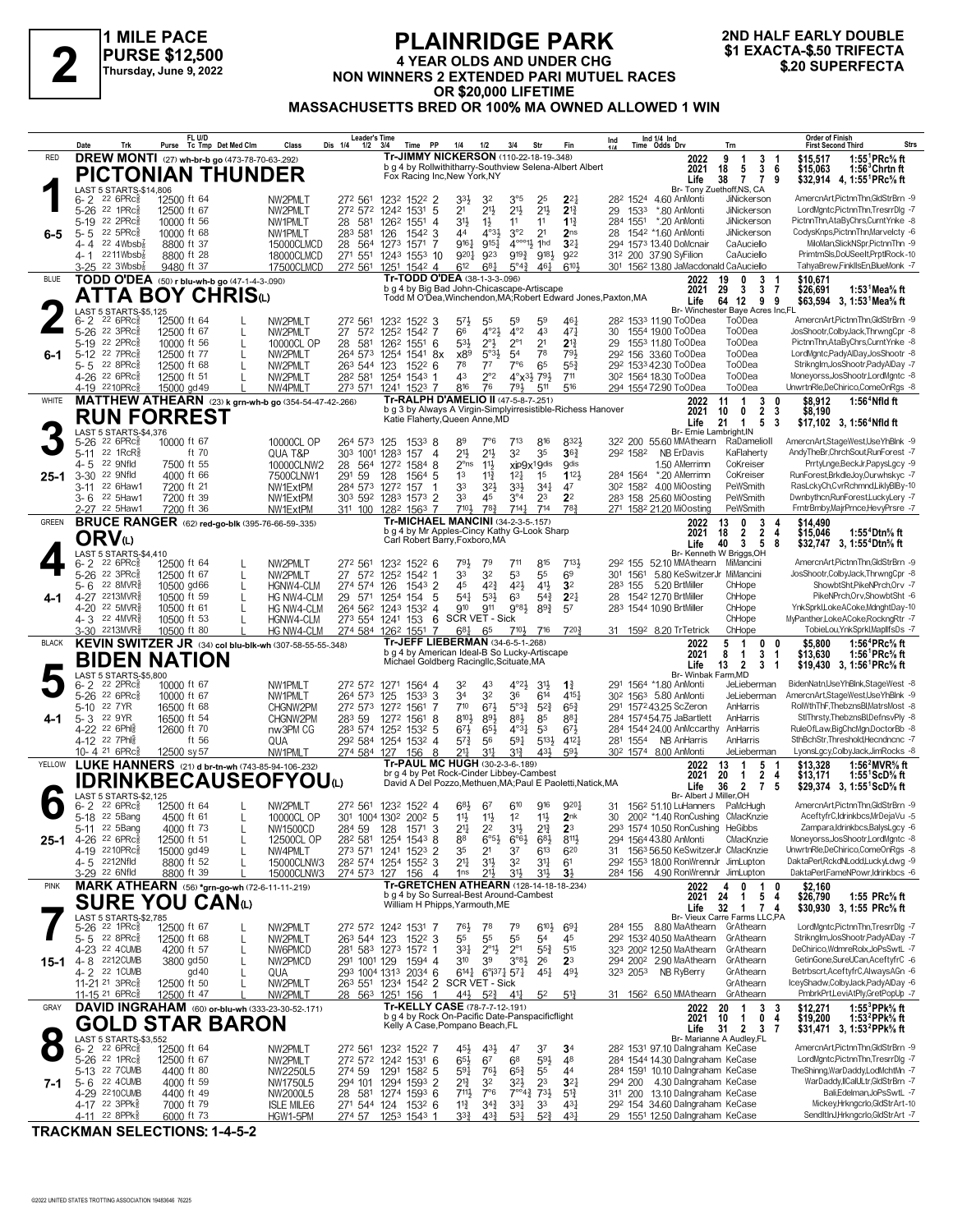# 2

**1 MILE PACE**
**PURSE $12,500**
**Thursday, June 9, 2022**

## PLAINRIDGE PARK

**4 YEAR OLDS AND UNDER CHG**
**NON WINNERS 2 EXTENDED PARI MUTUEL RACES OR $20,000 LIFETIME**
**MASSACHUSETTS BRED OR 100% MA OWNED ALLOWED 1 WIN**

**2ND HALF EARLY DOUBLE**
**$1 EXACTA-$.50 TRIFECTA**
**$.20 SUPERFECTA**

---

### 1 — RED — 6-5
**DREW MONTI** (27) wh-br-b go (473-78-70-63-.292)
**PICTONIAN THUNDER**
Tr-JIMMY NICKERSON (110-22-18-19-.348)
b g 4 by Rollwithitharry-Southview Selena-Albert Albert
Fox Racing Inc,New York,NY
Br- Tony Zuethoff,NS, CA

| Year | Starts | W | P | S | Earnings | Record |
|---|---|---|---|---|---|---|
| 2022 | 9 | 1 | 3 | 1 | $15,517 | 1:55¹PRc⅝ ft |
| 2021 | 18 | 5 | 3 | 6 | $15,063 | 1:56³Chrtn ft |
| Life | 38 | 7 | 7 | 9 | $32,914 | 4, 1:55¹PRc⅝ ft |

LAST 5 STARTS-$14,806

| Date | Trk | Purse | Cond | Class | 1/4 | 1/2 | 3/4 | Time | PP | 1/4 | 1/2 | 3/4 | Str | Fin | Ind | Odds Drv | Trn | Order of Finish |
|---|---|---|---|---|---|---|---|---|---|---|---|---|---|---|---|---|---|---|
| 6- 2 22 6PRc⅝ | | 12500 | ft 64 | NW2PMLT | 27² | 56¹ | 123² | 152² | 2 | 3³½ | 3² | 3°⁵ | 2⁵ | 2²¼ | 28² 152⁴ | 4.60 AnMonti | JiNickerson | AmercnArt,PictnnThn,GldStrBrn -9 |
| 5-26 22 1PRc⅝ | | 12500 | ft 67 | NW2PMLT | 27² | 57² | 124² | 153¹ | 5 | 2¹ | 2¹½ | 2¹½ | 2¹½ | 2¹¾ | 29 153³ | *.80 AnMonti | JiNickerson | LordMgntc,PictnnThn,TresrrDlg -7 |
| 5-19 22 2PRc⅝ | | 10000 | ft 56 | NW1PMLT | 28 | 58¹ | 126² | 155¹ | 4 | 3¹½ | 1½ | 1¹ | 1¹ | 1¹¾ | 28⁴ 155¹ | *.20 AnMonti | JiNickerson | PictnnThn,AtaByChrs,CurntYnke -8 |
| 5- 5 22 5PRc⅝ | | 10000 | ft 68 | NW1PMLT | 28³ | 58¹ | 126 | 154² | 3 | 4⁴ | 4°³½ | 3°² | 2¹ | 2ns | 28 154² | *1.60 AnMonti | JiNickerson | CodysKnps,PictnnThn,Marvelcty -6 |
| 4- 4 22 4Wbsb⅞ | | 8800 | ft 37 | 15000CLMCD | 28 | 56⁴ | 127³ | 157¹ | 7 | 9¹⁶½ | 9¹⁵½ | 4°°°¹½ | 1hd | 3²¼ | 29⁴ 157³ | 13.40 DoMcnair | CaAuciello | MiloMan,SlickNSpr,PictnnThn -9 |
| 4- 1 22 11Wbsb⅞ | | 8800 | ft 28 | 18000CLMCD | 27¹ | 55¹ | 124³ | 155³ | 10 | 9²⁰½ | 9²³ | 9¹⁹¾ | 9¹⁸½ | 9²² | 31² 200 | 37.90 SyFilion | CaAuciello | PrimtmSls,DoUSeeIt,PrptlRock -10 |
| 3-25 22 3Wbsb⅞ | | 9480 | ft 37 | 17500CLMCD | 27² | 56¹ | 125¹ | 154² | 4 | 6¹² | 6⁸½ | 5°⁴¾ | 4⁶½ | 6¹⁰½ | 30¹ 156² | 13.80 JaMacdonald | CaAuciello | TahyaBrew,FinkllsEn,BlueMonk -7 |

### 2 — BLUE — 6-1
**TODD O'DEA** (50) r blu-wh-b go (47-1-4-3-.090)
**ATTA BOY CHRIS(L)**
Tr-TODD O'DEA (38-1-3-3-.096)
b g 4 by Big Bad John-Chicascape-Artiscape
Todd M O'Dea,Winchendon,MA;Robert Edward Jones,Paxton,MA
Br- Winchester Baye Acres Inc,FL

| Year | Starts | W | P | S | Earnings | Record |
|---|---|---|---|---|---|---|
| 2022 | 19 | 0 | 3 | 1 | $10,671 | |
| 2021 | 29 | 3 | 3 | 7 | $26,691 | 1:53¹Mea⅝ ft |
| Life | 64 | 12 | 9 | 9 | $63,594 | 3, 1:53¹Mea⅝ ft |

LAST 5 STARTS-$5,125

| Date | Trk | Purse | Cond | Med | Class | 1/4 | 1/2 | 3/4 | Time | PP | 1/4 | 1/2 | 3/4 | Str | Fin | Ind | Odds Drv | Trn | Order of Finish |
|---|---|---|---|---|---|---|---|---|---|---|---|---|---|---|---|---|---|---|---|
| 6- 2 22 6PRc⅝ | | 12500 | ft 64 | L | NW2PMLT | 27² | 56¹ | 123² | 152² | 3 | 5⁷½ | 5⁵ | 5⁹ | 5⁹ | 4⁶¾ | 28² 153³ | 11.90 ToODea | ToODea | AmercnArt,PictnnThn,GldStrBrn -9 |
| 5-26 22 3PRc⅝ | | 12500 | ft 67 | L | NW2PMLT | 27 | 57² | 125² | 154² | 7 | 6⁶ | 4°²½ | 4°² | 4³ | 4⁷¼ | 30 155⁴ | 19.00 ToODea | ToODea | JosShootr,ColbyJack,ThrwngCpr -8 |
| 5-19 22 2PRc⅝ | | 10000 | ft 56 | L | 10000CL OP | 28 | 58¹ | 126² | 155¹ | 6 | 5³½ | 2°½ | 2°¹ | 2¹ | 2¹¾ | 29 155³ | 11.80 ToODea | ToODea | PictnnThn,AtaByChrs,CurntYnke -8 |
| 5-12 22 7PRc⅝ | | 12500 | ft 77 | L | NW2PMLT | 26⁴ | 57³ | 125⁴ | 154¹ | 8x | x8⁹ | 5°³½ | 5⁴ | 7⁸ | 7⁹½ | 29² 156 | 33.60 ToODea | ToODea | LordMgntc,PadyAlDay,JosShootr -8 |
| 5- 5 22 8PRc⅝ | | 12500 | ft 68 | L | NW2PMLT | 26³ | 54⁴ | 123 | 152² | 6 | 7⁸ | 7⁷ | 7°⁶ | 6⁵ | 5⁵¾ | 29² 153⁴ | 32.30 ToODea | ToODea | StrikngIm,JosShootr,PadyAlDay -7 |
| 4-26 22 6PRc⅝ | | 12500 | ft 51 | L | NW2PMLT | 28² | 58¹ | 125⁴ | 154³ | 1 | 4³ | 2°² | 4°x³½ | 7⁹½ | 7¹¹ | 30² 156⁴ | 18.30 ToODea | ToODea | Moneyorss,JosShootr,LordMgntc -8 |
| 4-19 22 10PRc⅝ | | 15000 | gd 49 | L | NW4PMLT | 27³ | 57¹ | 124¹ | 152³ | 7 | 8¹⁶ | 7⁶ | 7⁹½ | 5¹¹ | 5¹⁶ | 29⁴ 155⁴ | 72.90 ToODea | ToODea | UnwrtnRle,DeChirico,ComeOnRgs -8 |

### 3 — WHITE — 25-1
**MATTHEW ATHEARN** (23) k grn-wh-b go (354-54-47-42-.266)
**RUN FORREST**
Tr-RALPH D'AMELIO II (47-5-8-7-.251)
b g 3 by Always A Virgin-Simplyirresistible-Richess Hanover
Katie Flaherty,Queen Anne,MD
Br- Ernie Lambright,IN

| Year | Starts | W | P | S | Earnings | Record |
|---|---|---|---|---|---|---|
| 2022 | 11 | 1 | 3 | 0 | $8,912 | 1:56⁴Nfld ft |
| 2021 | 10 | 0 | 2 | 3 | $8,190 | |
| Life | 21 | 1 | 5 | 3 | $17,102 | 3, 1:56⁴Nfld ft |

LAST 5 STARTS-$4,376

| Date | Trk | Purse | Cond | Class | 1/4 | 1/2 | 3/4 | Time | PP | 1/4 | 1/2 | 3/4 | Str | Fin | Ind | Odds Drv | Trn | Order of Finish |
|---|---|---|---|---|---|---|---|---|---|---|---|---|---|---|---|---|---|---|
| 5-26 22 6PRc⅝ | | 10000 | ft 67 | 10000CL OP | 26⁴ | 57³ | 125 | 153³ | 8 | 8⁹ | 7°⁶ | 7¹³ | 8¹⁶ | 8³²½ | 32² 200 | 55.60 MMAthearn | RaDamelioII | AmercnArt,StageWest,UseYhBlnk -9 |
| 5-11 22 1RcR⅝ | | | ft 70 | QUA T&P | 30³ | 100¹ | 128³ | 157 | 4 | 2¹½ | 2¹½ | 3² | 3⁵ | 3⁶¾ | 29² 158² | NB ErDavis | KaFlaherty | AndyTheBr,ChrchSout,RunForest -7 |
| 4- 5 22 9Nfld | | 7500 | ft 55 | 10000CLNW2 | 28 | 56⁴ | 127² | 158⁴ | 8 | 2°ns | 1¹½ | xip9x¹⁹dis | | 9dis | | 1.50 AMerrimn | CoKreiser | PrrtyLnge,BeckJr,PapysLgcy -9 |
| 3-30 22 9Nfld | | 4000 | ft 66 | 7500CLNW1 | 29¹ | 59 | 128 | 156⁴ | 5 | 1³ | 1¹¾ | 1²½ | 1⁵ | 1¹²½ | 28⁴ 156⁴ | *.20 AMerrimn | CoKreiser | RunForest,BrkdleJoy,Ourwhskyc -7 |
| 3-11 22 6Haw1 | | 7200 | ft 21 | NW1ExtPM | 28⁴ | 57³ | 127² | 157 | 1 | 3³ | 3²½ | 3³½ | 3⁴½ | 4⁷ | 30² 158² | 4.00 MiOosting | PeWSmith | RasLckyCh,CvrRchmnd,LiklyBlBy -10 |
| 3- 6 22 5Haw1 | | 7200 | ft 39 | NW1ExtPM | 30³ | 59² | 128³ | 157³ | 2 | 3³ | 4⁵ | 3°⁴ | 2³ | 2² | 28³ 158 | 25.60 MiOosting | PeWSmith | Dwnbythcn,RunForest,LuckyLery -7 |
| 2-27 22 5Haw1 | | 7200 | ft 36 | NW1ExtPM | 31¹ | 100 | 128² | 156³ | 7 | 7¹⁰½ | 7⁸¾ | 7¹⁴¼ | 7¹⁴ | 7⁸¾ | 27¹ 158² | 21.20 MiOosting | PeWSmith | FrntrBmby,MajrPrnce,HevyPrsre -7 |

### 4 — GREEN — 4-1
**BRUCE RANGER** (62) red-go-blk (395-76-66-59-.335)
**ORV(L)**
Tr-MICHAEL MANCINI (34-2-3-5-.157)
b g 4 by Mr Apples-Cincy Kathy G-Look Sharp
Carl Robert Barry,Foxboro,MA
Br- Kenneth W Briggs,OH

| Year | Starts | W | P | S | Earnings | Record |
|---|---|---|---|---|---|---|
| 2022 | 13 | 0 | 3 | 4 | $14,490 | |
| 2021 | 18 | 2 | 2 | 4 | $15,046 | 1:55⁴Dtn⅝ ft |
| Life | 40 | 3 | 5 | 8 | $32,747 | 3, 1:55⁴Dtn⅝ ft |

LAST 5 STARTS-$4,410

| Date | Trk | Purse | Cond | Med | Class | 1/4 | 1/2 | 3/4 | Time | PP | 1/4 | 1/2 | 3/4 | Str | Fin | Ind | Odds Drv | Trn | Order of Finish |
|---|---|---|---|---|---|---|---|---|---|---|---|---|---|---|---|---|---|---|---|
| 6- 2 22 6PRc⅝ | | 12500 | ft 64 | L | NW2PMLT | 27² | 56¹ | 123² | 152² | 6 | 7⁹½ | 7⁹ | 7¹¹ | 8¹⁵ | 7¹³½ | 29² 155 | 52.10 MMAthearn | MiMancini | AmercnArt,PictnnThn,GldStrBrn -9 |
| 5-26 22 3PRc⅝ | | 12500 | ft 67 | L | NW2PMLT | 27 | 57² | 125² | 154² | 1 | 3³ | 3² | 5³ | 5⁵ | 6⁹ | 30¹ 156¹ | 5.80 KeSwitzerJr | MiMancini | JosShootr,ColbyJack,ThrwngCpr -8 |
| 5- 6 22 8MVR⅝ | | 10500 | gd 66 | L | HGNW4-CLM | 27⁴ | 57⁴ | 126 | 154³ | 2 | 4⁵ | 4²¾ | 4²½ | 4¹½ | 3² | 28³ 155 | 5.20 BrtMiller | ChHope | ShowbtSht,PikeNPrch,Orv -7 |
| 4-27 22 13MVR⅝ | | 10500 | ft 59 | L | HG NW4-CLM | 29 | 57¹ | 125⁴ | 154 | 5 | 5⁴½ | 5³½ | 6³ | 5⁴¾ | 2²¼ | 28 154² | 12.70 BrtMiller | ChHope | PikeNPrch,Orv,ShowbtSht -6 |
| 4-20 22 5MVR⅝ | | 10500 | ft 61 | L | HG NW4-CLM | 26⁴ | 56² | 124³ | 153² | 4 | 9¹⁰ | 9¹¹ | 9°⁸½ | 8⁹¾ | 5⁷ | 28³ 154⁴ | 10.90 BrtMiller | ChHope | YnkSprkl,LokeACoke,MdnghtDay -10 |
| 4- 3 22 4MVR⅝ | | 10500 | ft 53 | L | HGNW4-CLM | 27³ | 55⁴ | 124¹ | 153 | 6 | SCR VET - Sick | | | | | | | ChHope | MyPanther,LokeACoke,RockngRtr -7 |
| 3-30 22 13MVR⅝ | | 10500 | ft 80 | L | HG NW4-CLM | 27⁴ | 58⁴ | 126² | 155¹ | 7 | 6⁸½ | 6⁵ | 7¹⁰½ | 7¹⁶ | 7²⁰¾ | 31 159² | 8.20 TrTetrick | ChHope | TobieLou,YnkSprkl,MaplFsDs -7 |

### 5 — BLACK — 4-1
**KEVIN SWITZER JR** (34) col blu-blk-wh (307-58-55-55-.348)
**BIDEN NATION**
Tr-JEFF LIEBERMAN (34-6-5-1-.268)
b g 4 by American Ideal-B So Lucky-Artiscape
Michael Goldberg Racingllc,Scituate,MA
Br- Winbak Farm,MD

| Year | Starts | W | P | S | Earnings | Record |
|---|---|---|---|---|---|---|
| 2022 | 5 | 1 | 0 | 0 | $5,800 | 1:56⁴PRc⅝ ft |
| 2021 | 8 | 1 | 3 | 1 | $13,630 | 1:56¹PRc⅝ ft |
| Life | 13 | 2 | 3 | 1 | $19,430 | 3, 1:56¹PRc⅝ ft |

LAST 5 STARTS-$5,800

| Date | Trk | Purse | Cond | Class | 1/4 | 1/2 | 3/4 | Time | PP | 1/4 | 1/2 | 3/4 | Str | Fin | Ind | Odds Drv | Trn | Order of Finish |
|---|---|---|---|---|---|---|---|---|---|---|---|---|---|---|---|---|---|---|
| 6- 2 22 2PRc⅝ | | 10000 | ft 67 | NW1PMLT | 27² | 57² | 127¹ | 156⁴ | 4 | 3² | 4³ | 4°²½ | 3¹½ | 1¾ | 29¹ 156⁴ | *1.80 AnMonti | JeLieberman | BidenNatn,UseYhBlnk,StageWest -8 |
| 5-26 22 6PRc⅝ | | 10000 | ft 67 | NW1PMLT | 26⁴ | 57³ | 125 | 153³ | 3 | 3⁴ | 3² | 3⁶ | 6¹⁴ | 4¹⁵½ | 30² 156³ | 5.80 AnMonti | JeLieberman | AmercnArt,StageWest,UseYhBlnk -9 |
| 5-10 22 7YR | | 16500 | ft 68 | CHGNW2PM | 27² | 57³ | 127² | 156¹ | 7 | 7¹⁰ | 6⁷½ | 5°³¾ | 5²¾ | 6⁵¾ | 29¹ 157² | 43.25 ScZeron | AnHarris | RolWthThF,ThebznsBl,MatrsMost -8 |
| 5- 3 22 9YR | | 16500 | ft 54 | CHGNW2PM | 28³ | 59 | 127² | 156⁰ | 8 | 8¹⁰½ | 8⁹½ | 8⁸½ | 8⁵ | 8⁸¾ | 28⁴ 157⁴ | 54.75 JaBartlett | AnHarris | StlThrsty,ThebznsBl,DefnsvPly -8 |
| 4-22 22 6Phl⅝ | | 12600 | ft 70 | nw3PM CG | 28³ | 57⁴ | 125² | 153² | 5 | 6⁷½ | 6⁵½ | 4°³½ | 5³ | 6⁷½ | 28⁴ 154⁴ | 24.00 AnMccarthy | AnHarris | RuleOfLaw,BigChcMgn,DoctorBb -8 |
| 4-12 22 7Phl⅝ | | | ft 56 | QUA | 29² | 58⁴ | 125⁴ | 153² | 4 | 5⁷¾ | 5⁶ | 5⁹¼ | 5¹³½ | 4¹²¼ | 28¹ 155⁴ | NB AnHarris | AnHarris | SthBchStr,Threshold,Hecndncnc -7 |
| 10- 4 21 6PRc⅝ | | 12500 | sy 57 | NW1PMLT | 27⁴ | 58⁴ | 127 | 156 | 8 | 2¹½ | 3¹½ | 3¹¾ | 4³½ | 5⁹½ | 30² 157⁴ | 8.00 AnMonti | JeLieberman | LyonsLgcy,ColbyJack,JimRocks -8 |

### 6 — YELLOW — 25-1
**LUKE HANNERS** (21) d br-tn-wh (743-85-94-106-.232)
**IDRINKBECAUSEOFYOU(L)**
Tr-PAUL MC HUGH (30-2-3-6-.189)
br g 4 by Pet Rock-Cinder Libby-Cambest
David A Del Pozzo,Methuen,MA;Paul E Paoletti,Natick,MA
Br- Albert J Miller,OH

| Year | Starts | W | P | S | Earnings | Record |
|---|---|---|---|---|---|---|
| 2022 | 13 | 1 | 5 | 1 | $13,328 | 1:56²MVR⅝ ft |
| 2021 | 20 | 1 | 2 | 4 | $13,171 | 1:55¹ScD⅝ ft |
| Life | 36 | 2 | 7 | 5 | $29,374 | 3, 1:55¹ScD⅝ ft |

LAST 5 STARTS-$2,125

| Date | Trk | Purse | Cond | Med | Class | 1/4 | 1/2 | 3/4 | Time | PP | 1/4 | 1/2 | 3/4 | Str | Fin | Ind | Odds Drv | Trn | Order of Finish |
|---|---|---|---|---|---|---|---|---|---|---|---|---|---|---|---|---|---|---|---|
| 6- 2 22 6PRc⅝ | | 12500 | ft 64 | L | NW2PMLT | 27² | 56¹ | 123² | 152² | 4 | 6⁸½ | 6⁷ | 6¹⁰ | 9¹⁶ | 9²⁰¾ | 31 156² | 51.10 LuHanners | PaMcHugh | AmercnArt,PictnnThn,GldStrBrn -9 |
| 5-18 22 5Bang | | 4500 | ft 61 | L | 10000CL OP | 30¹ | 100⁴ | 130² | 200² | 5 | 1¹½ | 1¹½ | 1² | 1¹½ | 2nk | 30 200² | *1.40 RonCushing | CMacKnzie | AceftyfrC,Idrinkbcs,MrDejaVu -5 |
| 5-11 22 5Bang | | 4000 | ft 73 | L | NW1500CD | 28⁴ | 59 | 128 | 157¹ | 3 | 2¹½ | 2² | 3¹½ | 2¹¾ | 2³ | 29³ 157⁴ | 10.50 RonCushing | HeGibbs | Zampara,Idrinkbcs,BalysLgcy -6 |
| 4-26 22 6PRc⅝ | | 12500 | ft 51 | L | 12500CL OP | 28² | 58¹ | 125⁴ | 154³ | 8 | 8⁸ | 6°⁶½ | 6°⁶¼ | 6⁸¾ | 8¹¹½ | 29⁴ 156⁴ | 43.80 AnMonti | CMacKnzie | Moneyorss,JosShootr,LordMgntc -8 |
| 4-19 22 10PRc⅝ | | 15000 | gd 49 | L | NW4PMLT | 27³ | 57¹ | 124¹ | 152³ | 3 | 3⁵ | 2¹ | 3⁷ | 6¹³ | 6²⁰ | 31 156³ | 56.50 KeSwitzerJr | CMacKnzie | UnwrtnRle,DeChirico,ComeOnRgs -8 |
| 4- 5 22 12Nfld | | 8800 | ft 52 | L | 15000CLNW3 | 28² | 57⁴ | 125⁴ | 155² | 3 | 2¹½ | 3¹½ | 3² | 3¹¼ | 6¹ | 29² 155³ | 18.00 RonWrennJr | JimLupton | DaktaPerl,RckdNLodd,LuckyLdwg -9 |
| 3-29 22 6Nfld | | 8800 | ft 39 | L | 15000CLNW3 | 27⁴ | 57³ | 127 | 156 | 4 | 1ns | 2¹½ | 3¹½ | 3¹½ | 3½ | 28⁴ 156 | 4.90 RonWrennJr | JimLupton | DaktaPerl,FameNPowr,Idrinkbcs -6 |

### 7 — PINK — 15-1
**MARK ATHEARN** (56) *grn-go-wh (72-6-11-11-.219)
**SURE YOU CAN(L)**
Tr-GRETCHEN ATHEARN (128-14-18-18-.234)
b g 4 by So Surreal-Best Around-Cambest
William H Phipps,Yarmouth,ME
Br- Vieux Carre Farms LLC,PA

| Year | Starts | W | P | S | Earnings | Record |
|---|---|---|---|---|---|---|
| 2022 | 4 | 0 | 1 | 0 | $2,160 | |
| 2021 | 24 | 1 | 5 | 4 | $26,790 | 1:55 PRc⅝ ft |
| Life | 32 | 1 | 7 | 4 | $30,930 | 3, 1:55 PRc⅝ ft |

LAST 5 STARTS-$2,785

| Date | Trk | Purse | Cond | Med | Class | 1/4 | 1/2 | 3/4 | Time | PP | 1/4 | 1/2 | 3/4 | Str | Fin | Ind | Odds Drv | Trn | Order of Finish |
|---|---|---|---|---|---|---|---|---|---|---|---|---|---|---|---|---|---|---|---|
| 5-26 22 1PRc⅝ | | 12500 | ft 67 | L | NW2PMLT | 27² | 57² | 124² | 153¹ | 7 | 7⁶½ | 7⁸ | 7⁹ | 6¹⁰½ | 6⁹¼ | 28⁴ 155 | 8.80 MaAthearn | GrAthearn | LordMgntc,PictnnThn,TresrrDlg -7 |
| 5- 5 22 8PRc⅝ | | 12500 | ft 68 | L | NW2PMLT | 26³ | 54⁴ | 123 | 152² | 3 | 5⁵ | 5⁵ | 5⁵ | 5⁴ | 4⁵ | 29² 153² | 40.50 MaAthearn | GrAthearn | StrikngIm,JosShootr,PadyAlDay -7 |
| 4-23 22 4CUMB | | 4200 | ft 57 | L | NW6PMCD | 28¹ | 58³ | 127³ | 157² | 1 | 3³½ | 2°¹½ | 2°¹ | 5⁵¾ | 5¹⁵ | 32³ 200² | 12.50 MaAthearn | GrAthearn | DeChirico,WdmreRolx,JoPsSwtL -7 |
| 4- 8 22 12CUMB | | 3800 | gd 50 | L | NW2PMCD | 29¹ | 100¹ | 129 | 159⁴ | 8 | 3¹⁰ | 3⁹ | 3°⁸½ | 2⁶ | 2³ | 29⁴ 200² | 2.90 MaAthearn | GrAthearn | GetinGone,SureUCan,AceftyfrC -6 |
| 4- 2 22 1CUMB | | | gd 40 | L | QUA | 29³ | 100³ | 131³ | 203⁴ | 6 | 6¹⁴½ | 6°¹⁰³⁷ | 5⁷¼ | 4⁵½ | 4⁹½ | 32³ 205³ | NB RyBerry | GrAthearn | Betrbscrt,AceftyfrC,AlwaysAGn -6 |
| 11-21 21 3PRc⅝ | | 12500 | ft 50 | L | NW2PMLT | 26³ | 55¹ | 123⁴ | 154² | 2 | SCR VET - Sick | | | | | | | GrAthearn | IceyShadw,ColbyJack,PadyAlDay -6 |
| 11-15 21 6PRc⅝ | | 12500 | ft 47 | L | NW2PMLT | 28 | 56³ | 125¹ | 156 | 1 | 4⁴½ | 5²¾ | 4¹½ | 5² | 5¹¾ | 31 156² | 6.50 MMAthearn | GrAthearn | PmbrkPrt,LeviAtPly,GretPopUp -7 |

### 8 — GRAY — 7-1
**DAVID INGRAHAM** (60) or-blu-wh (333-23-30-52-.171)
**GOLD STAR BARON**
Tr-KELLY CASE (78-7-7-12-.191)
b g 4 by Rock On-Pacific Date-Panspacificflight
Kelly A Case,Pompano Beach,FL
Br- Marianne A Audley,FL

| Year | Starts | W | P | S | Earnings | Record |
|---|---|---|---|---|---|---|
| 2022 | 20 | 1 | 3 | 3 | $12,271 | 1:53³PPk⅝ ft |
| 2021 | 10 | 1 | 0 | 4 | $19,200 | 1:53²PPk⅝ ft |
| Life | 31 | 2 | 3 | 7 | $31,471 | 3, 1:53²PPk⅝ ft |

LAST 5 STARTS-$3,552

| Date | Trk | Purse | Cond | Class | 1/4 | 1/2 | 3/4 | Time | PP | 1/4 | 1/2 | 3/4 | Str | Fin | Ind | Odds Drv | Trn | Order of Finish |
|---|---|---|---|---|---|---|---|---|---|---|---|---|---|---|---|---|---|---|
| 6- 2 22 6PRc⅝ | | 12500 | ft 64 | NW2PMLT | 27² | 56¹ | 123² | 152² | 7 | 4⁵½ | 4³½ | 4⁷ | 3⁷ | 3⁴ | 28² 153¹ | 97.10 DaIngraham | KeCase | AmercnArt,PictnnThn,GldStrBrn -9 |
| 5-26 22 1PRc⅝ | | 12500 | ft 67 | NW2PMLT | 27² | 57² | 124² | 153¹ | 6 | 6⁵½ | 6⁷ | 6⁸ | 5⁹¾ | 4⁸ | 28⁴ 154⁴ | 19.40 DaIngraham | KeCase | LordMgntc,PictnnThn,TresrrDlg -7 |
| 5-13 22 7CUMB | | 4400 | ft 80 | NW2250L5 | 27⁴ | 59 | 129¹ | 158² | 5 | 5⁹½ | 7⁶½ | 6⁵¾ | 5⁵ | 4⁴ | 28⁴ 159¹ | 10.10 DaIngraham | KeCase | TheShining,WarDaddy,LodMchtMn -7 |
| 5- 6 22 4CUMB | | 4000 | ft 59 | NW1750L5 | 29⁴ | 101 | 129⁴ | 159³ | 2 | 2¹¾ | 3² | 3²½ | 2³ | 3²¼ | 29⁴ 200 | 4.30 DaIngraham | KeCase | WarDaddy,IllCallLtr,GldStrBrn -7 |
| 4-29 22 10CUMB | | 4400 | ft 49 | NW2000L5 | 28 | 58¹ | 127⁴ | 159³ | 6 | 7¹¹½ | 7°⁶ | 7°°⁴¾ | 7³¾ | 5¹¾ | 31¹ 200 | 13.10 DaIngraham | KeCase | Bali,EdelmanJoPsSwtL -7 |
| 4-17 22 3PPk⅝ | | 7000 | ft 79 | ISLE MILE6 | 27¹ | 54⁴ | 124 | 153² | 6 | 1¹¾ | 3⁴¼ | 3³½ | 3³ | 4³¼ | 29² 154 | 34.60 DaIngraham | KeCase | Mickey,Hrkngcrlo,GldStrArt -10 |
| 4-11 22 8PPk⅝ | | 6000 | ft 73 | HGW1-5PM | 27⁴ | 57 | 125³ | 154³ | 1 | 3³¾ | 4³¾ | 5³¼ | 5²¾ | 4³¼ | 29 155¹ | 12.50 DaIngraham | KeCase | SendItIn,Hrkngcrlo,GldStrArt -7 |

**TRACKMAN SELECTIONS: 1-4-5-2**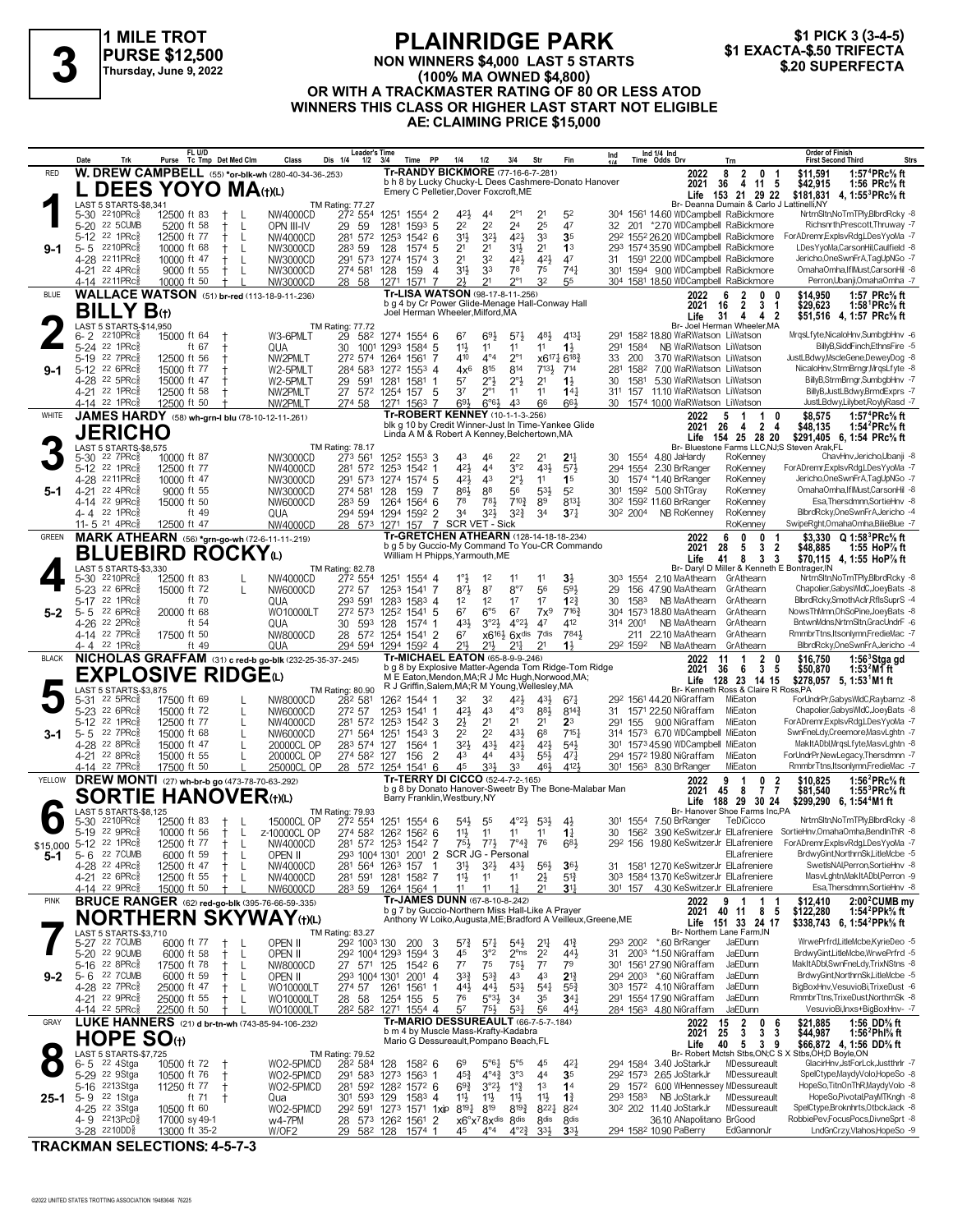# PLAINRIDGE PARK

**3**

**1 MILE TROT**
**PURSE $12,500**
**Thursday, June 9, 2022**

**NON WINNERS $4,000 LAST 5 STARTS (100% MA OWNED $4,800) OR WITH A TRACKMASTER RATING OF 80 OR LESS ATOD WINNERS THIS CLASS OR HIGHER LAST START NOT ELIGIBLE AE: CLAIMING PRICE $15,000**

**$1 PICK 3 (3-4-5)**
**$1 EXACTA-$.50 TRIFECTA**
**$.20 SUPERFECTA**

---

## 1 — RED — L DEES YOYO MA(t)(L) — 9-1

**W. DREW CAMPBELL** (55) *or-blk-wh (280-40-34-36-.253)
Tr-RANDY BICKMORE (77-16-6-7-.281)
b h 8 by Lucky Chucky-L Dees Cashmere-Donato Hanover
Emery C Pelletier,Dover Foxcroft,ME
Br- Deanna Dumain & Carlo J Lattinelli,NY

| | Year | Sts | W | P | S | Earnings | Best |
|---|---|---|---|---|---|---|---|
| | 2022 | 8 | 2 | 0 | 1 | $11,591 | 1:57⁴PRc⅝ ft |
| | 2021 | 36 | 4 | 11 | 5 | $42,915 | 1:56 PRc⅝ ft |
| | Life | 153 | 21 | 29 | 22 | $181,831 | 4, 1:55³PRc⅝ ft |

LAST 5 STARTS-$8,341 — TM Rating: 77.27

| Date | Trk | Purse | Cond | Class | 1/4 | 1/2 | 3/4 | Time | PP | 1/4 | 1/2 | 3/4 | Str | Fin | Ind Time | Odds | Drv | Trn | Order of Finish |
|---|---|---|---|---|---|---|---|---|---|---|---|---|---|---|---|---|---|---|---|
| 5-30 22 10PRc⅝ | | 12500 ft 83 | † L | NW4000CD | 27² | 55⁴ | 125¹ | 155⁴ | 2 | 4²½ | 4⁴ | 2°¹ | 2¹ | 5² | 30⁴ 156¹ | 14.60 | WDCampbell | RaBickmore | NrtrnSltn,NoTmTPly,BlbrdRcky -8 |
| 5-20 22 5CUMB | | 5200 ft 58 | † L | OPN III-IV | 29 | 59 | 128¹ | 159³ | 5 | 2² | 2² | 2⁴ | 2⁵ | 4⁷ | 32 201 | *2.70 | WDCampbell | RaBickmore | Richsnrth,Prescott,Thruway -7 |
| 5-12 22 1PRc⅝ | | 12500 ft 77 | † L | NW4000CD | 28¹ | 57² | 125³ | 154² | 6 | 3¹½ | 3²½ | 4²½ | 3³ | 3⁵ | 29² 155² | 26.20 | WDCampbell | RaBickmore | ForADremr,ExplsvRdg,LDesYyoMa -7 |
| 5-5 22 10PRc⅝ | | 10000 ft 68 | † L | NW3000CD | 28³ | 59 | 128 | 157⁴ | 5 | 2¹ | 2¹ | 3¹½ | 2¹ | 1³ | 29³ 157⁴ | 35.90 | WDCampbell | RaBickmore | LDesYyoMa,CarsonHil,Caulfield -8 |
| 4-28 22 11PRc⅝ | | 10000 ft 47 | † L | NW3000CD | 29¹ | 57³ | 127⁴ | 157⁴ | 3 | 2¹ | 3² | 4²½ | 4²½ | 4⁷ | 31 159¹ | 22.00 | WDCampbell | RaBickmore | Jericho,OneSwnFrA,TagUpNGo -7 |
| 4-21 22 4PRc⅝ | | 9000 ft 55 | † L | NW3000CD | 27⁴ | 58¹ | 128 | 159 | 4 | 3¹½ | 3³ | 7⁸ | 7⁵ | 7⁴½ | 30¹ 159⁴ | 9.00 | WDCampbell | RaBickmore | OmahaOmha,IflMust,CarsonHil -8 |
| 4-14 22 11PRc⅝ | | 10000 ft 50 | † L | NW3000CD | 28 | 58 | 127¹ | 157¹ | 7 | 2½ | 2¹ | 2°¹ | 3² | 5⁵ | 30⁴ 158¹ | 18.50 | WDCampbell | RaBickmore | Perron,Ubanji,OmahaOmha -7 |

## 2 — BLUE — BILLY B(t) — 9-1

**WALLACE WATSON** (51) br-red (113-18-9-11-.236)
Tr-LISA WATSON (98-17-8-11-.256)
b g 4 by Cr Power Glide-Menage Hall-Conway Hall
Joel Herman Wheeler,Milford,MA
Br- Joel Herman Wheeler,MA

| | Year | Sts | W | P | S | Earnings | Best |
|---|---|---|---|---|---|---|---|
| | 2022 | 6 | 2 | 0 | 0 | $14,950 | 1:57 PRc⅝ ft |
| | 2021 | 16 | 2 | 3 | 1 | $29,623 | 1:58¹PRc⅝ ft |
| | Life | 31 | 4 | 4 | 2 | $51,516 | 4, 1:57 PRc⅝ ft |

LAST 5 STARTS-$14,950 — TM Rating: 77.72

| Date | Trk | Purse | Cond | Class | 1/4 | 1/2 | 3/4 | Time | PP | 1/4 | 1/2 | 3/4 | Str | Fin | Ind Time | Odds | Drv | Trn | Order of Finish |
|---|---|---|---|---|---|---|---|---|---|---|---|---|---|---|---|---|---|---|---|
| 6-2 22 10PRc⅝ | | 15000 ft 64 | † | W3-6PMLT | 29 | 58² | 127⁴ | 155⁴ | 6 | 6⁷ | 6⁹½ | 5⁷½ | 4⁸½ | 4¹³½ | 29¹ 158² | 18.80 | WaRWatson | LiWatson | MrqsLfyte,NicaloHnv,SumbgbHnv -6 |
| 5-24 22 1PRc⅝ | | ft 67 | † | QUA | 30 | 100¹ | 129³ | 158⁴ | 5 | 1½ | 1¹ | 1¹ | 1¹ | 1½ | 29¹ 158⁴ | NB | WaRWatson | LiWatson | BillyB,SiddFinch,EthnsFire -5 |
| 5-19 22 7PRc⅝ | | 12500 ft 56 | † | NW2PMLT | 27² | 57⁴ | 126⁴ | 156¹ | 7 | 4¹⁰ | 4°⁴ | 2°¹ | x6¹⁷½ | 6¹⁸³ | 33 200 | 3.70 | WaRWatson | LiWatson | JustLBdwy,MscleGene,DeweyDog -8 |
| 5-12 22 6PRc⅝ | | 15000 ft 77 | † | W2-5PMLT | 28⁴ | 58³ | 127² | 155³ | 6 | 4x⁶ | 8¹⁵ | 8¹⁴ | 7¹³½ | 7¹⁴ | 28¹ 158² | 7.00 | WaRWatson | LiWatson | NicaloHnv,StrmBrngr,MrqsLfyte -8 |
| 4-28 22 5PRc⅝ | | 15000 ft 47 | † | W2-5PMLT | 29 | 59¹ | 128¹ | 158¹ | 1 | 5⁷ | 2°½ | 2°½ | 2¹ | 1½ | 30 158¹ | 5.30 | WaRWatson | LiWatson | BillyB,StrmBrngr,SumbgbHnv -7 |
| 4-21 22 1PRc⅝ | | 12500 ft 58 | † | NW2PMLT | 27 | 57² | 125⁴ | 157 | 5 | 3⁷ | 2°¹ | 1¹ | 1¹ | 1⁴½ | 31¹ 157 | 11.10 | WaRWatson | LiWatson | BillyB,JustLBdwy,BrmdExprs -7 |
| 4-14 22 1PRc⅝ | | 12500 ft 50 | | NW2PMLT | 27⁴ | 58 | 127¹ | 156³ | 7 | 6⁹½ | 6°⁶½ | 4³ | 6⁶ | 6⁶½ | 30 157⁴ | 10.00 | WaRWatson | LiWatson | JustLBdwy,Lilybet,RoylyRasd -7 |

## 3 — WHITE — JERICHO — 5-1

**JAMES HARDY** (58) wh-grn-l blu (78-10-12-11-.261)
Tr-ROBERT KENNEY (10-1-1-3-.256)
blk g 10 by Credit Winner-Just In Time-Yankee Glide
Linda A M & Robert A Kenney,Belchertown,MA
Br- Bluestone Farms LLC,NJ;S Steven Arak,FL

| | Year | Sts | W | P | S | Earnings | Best |
|---|---|---|---|---|---|---|---|
| | 2022 | 5 | 1 | 1 | 0 | $8,575 | 1:57⁴PRc⅝ ft |
| | 2021 | 26 | 4 | 2 | 4 | $48,135 | 1:54²PRc⅝ ft |
| | Life | 154 | 25 | 28 | 20 | $291,405 | 6, 1:54 PRc⅝ ft |

LAST 5 STARTS-$8,575 — TM Rating: 78.17

| Date | Trk | Purse | Cond | Class | 1/4 | 1/2 | 3/4 | Time | PP | 1/4 | 1/2 | 3/4 | Str | Fin | Ind Time | Odds | Drv | Trn | Order of Finish |
|---|---|---|---|---|---|---|---|---|---|---|---|---|---|---|---|---|---|---|---|
| 5-30 22 7PRc⅝ | | 10000 ft 87 | | NW3000CD | 27³ | 56¹ | 125² | 155³ | 3 | 4³ | 4⁶ | 2² | 2¹ | 2¹½ | 30 155⁴ | 4.80 | JaHardy | RoKenney | ChavHnv,Jericho,Ubanji -8 |
| 5-12 22 1PRc⅝ | | 12500 ft 77 | | NW4000CD | 28¹ | 57² | 125³ | 154² | 1 | 4²½ | 4⁴ | 3°² | 4³½ | 5⁷½ | 29⁴ 155⁴ | 2.30 | BrRanger | RoKenney | ForADremr,ExplsvRdg,LDesYyoMa -7 |
| 4-28 22 11PRc⅝ | | 10000 ft 47 | | NW3000CD | 29¹ | 57³ | 127⁴ | 157⁴ | 5 | 4²½ | 4³ | 2°½ | 1¹ | 1⁵ | 30 157⁴ | *1.40 | BrRanger | RoKenney | Jericho,OneSwnFrA,TagUpNGo -7 |
| 4-21 22 4PRc⅝ | | 9000 ft 55 | | NW3000CD | 27⁴ | 58¹ | 128 | 159 | 7 | 8⁶½ | 8⁸ | 5⁶ | 5³½ | 5² | 30¹ 159² | 5.00 | ShTGray | RoKenney | OmahaOmha,IflMust,CarsonHil -8 |
| 4-14 22 9PRc⅝ | | 15000 ft 50 | | NW6000CD | 28³ | 59 | 126⁴ | 156⁴ | 6 | 7⁸ | 7⁸½ | 7¹⁰³ | 8⁹ | 8¹³½ | 30² 159² | 11.60 | BrRanger | RoKenney | Esa,Thersdmnn,SortieHnv -8 |
| 4-4 22 1PRc⅝ | | ft 49 | | QUA | 29⁴ | 59⁴ | 129⁴ | 159² | 2 | 3⁴ | 3²½ | 3²⁴ | 3⁴ | 3⁷½ | 30² 200⁴ | NB | RoKenney | RoKenney | BlbrdRcky,OneSwnFrA,Jericho -4 |
| 11-5 21 4PRc⅝ | | 12500 ft 47 | | NW4000CD | 28 | 57³ | 127¹ | 157 | 7 | SCR VET - Sick | | | | | | | | RoKenney | SwipeRght,OmahaOmha,BilieBlue -7 |

## 4 — GREEN — BLUEBIRD ROCKY(L) — 5-2

**MARK ATHEARN** (56) *grn-go-wh (72-6-11-11-.219)
Tr-GRETCHEN ATHEARN (128-14-18-18-.234)
b g 5 by Guccio-My Command To You-CR Commando
William H Phipps,Yarmouth,ME
Br- Daryl D Miller & Kenneth E Bontrager,IN

| | Year | Sts | W | P | S | Earnings | Best |
|---|---|---|---|---|---|---|---|
| | 2022 | 6 | 0 | 0 | 1 | $3,330 | Q 1:58³PRc⅝ ft |
| | 2021 | 28 | 5 | 3 | 2 | $48,885 | 1:55 HoP⅞ ft |
| | Life | 41 | 8 | 3 | 3 | $70,115 | 4, 1:55 HoP⅞ ft |

LAST 5 STARTS-$3,330 — TM Rating: 82.78

| Date | Trk | Purse | Cond | Class | 1/4 | 1/2 | 3/4 | Time | PP | 1/4 | 1/2 | 3/4 | Str | Fin | Ind Time | Odds | Drv | Trn | Order of Finish |
|---|---|---|---|---|---|---|---|---|---|---|---|---|---|---|---|---|---|---|---|
| 5-30 22 10PRc⅝ | | 12500 ft 83 | L | NW4000CD | 27² | 55⁴ | 125¹ | 155⁴ | 4 | 1°½ | 1² | 1¹ | 1¹ | 3½ | 30³ 155⁴ | 2.10 | MaAthearn | GrAthearn | NrtrnSltn,NoTmTPly,BlbrdRcky -8 |
| 5-23 22 6PRc⅝ | | 15000 ft 72 | L | NW6000CD | 27² | 57 | 125³ | 154¹ | 7 | 8⁷½ | 8⁷ | 8°⁷ | 5⁶ | 5⁹½ | 29 156 | 47.90 | MaAthearn | GrAthearn | Chapolier,GabysWldC,JoeyBats -8 |
| 5-17 22 1PRc⅝ | | ft 70 | | QUA | 29³ | 59¹ | 128³ | 158³ | 4 | 1² | 1² | 1⁷ | 1⁷ | 1²¾ | 30 158³ | NB | MaAthearn | GrAthearn | BlbrdRcky,SmothAclr,RflsSuprS -4 |
| 5-5 22 6PRc⅝ | | 20000 ft 68 | | WO10000LT | 27² | 57³ | 125² | 154¹ | 5 | 6⁷ | 6°⁶ | 6⁷ | 7x⁹ | 7¹⁶¾ | 30⁴ 157³ | 18.80 | MaAthearn | GrAthearn | NowsThMmn,OhSoPine,JoeyBats -8 |
| 4-26 22 2PRc⅝ | | ft 54 | | QUA | 30 | 59³ | 128 | 157⁴ | 1 | 4³½ | 3°²½ | 4°²½ | 4⁷ | 4¹² | 31⁴ 200¹ | NB | MaAthearn | GrAthearn | BntwnMdns,NrtrnSltn,GracUndrF -6 |
| 4-14 22 7PRc⅝ | | 17500 ft 50 | | NW8000CD | 28 | 57² | 125⁴ | 154¹ | 2 | 6⁷ | x6¹⁶½ | 6x^dis | 7^dis | 7⁸⁴½ | 211 | 22.10 | MaAthearn | GrAthearn | RmmbrTtns,Itsonlymn,FredieMac -7 |
| 4-4 22 1PRc⅝ | | ft 49 | | QUA | 29⁴ | 59⁴ | 129⁴ | 159² | 4 | 2¹½ | 2¹½ | 2¹½ | 2¹ | 1½ | 29² 159² | NB | MaAthearn | GrAthearn | BlbrdRcky,OneSwnFrA,Jericho -4 |

## 5 — BLACK — EXPLOSIVE RIDGE(L) — 3-1

**NICHOLAS GRAFFAM** (31) c red-b go-blk (232-25-35-37-.245)
Tr-MICHAEL EATON (65-8-9-9-.246)
b g 8 by Explosive Matter-Agenda Tom Ridge-Tom Ridge
M E Eaton,Mendon,MA;R J Mc Hugh,Norwood,MA;
R J Griffin,Salem,MA;R M Young,Wellesley,MA
Br- Kenneth Ross & Claire R Ross,PA

| | Year | Sts | W | P | S | Earnings | Best |
|---|---|---|---|---|---|---|---|
| | 2022 | 11 | 1 | 2 | 0 | $16,750 | 1:56³Stga gd |
| | 2021 | 36 | 6 | 3 | 5 | $50,870 | 1:53²M1 ft |
| | Life | 128 | 23 | 14 | 15 | $278,057 | 5, 1:53¹M1 ft |

LAST 5 STARTS-$3,875 — TM Rating: 80.90

| Date | Trk | Purse | Cond | Class | 1/4 | 1/2 | 3/4 | Time | PP | 1/4 | 1/2 | 3/4 | Str | Fin | Ind Time | Odds | Drv | Trn | Order of Finish |
|---|---|---|---|---|---|---|---|---|---|---|---|---|---|---|---|---|---|---|---|
| 5-31 22 5PRc⅝ | | 17500 ft 69 | L | NW8000CD | 28² | 58¹ | 126² | 154⁴ | 1 | 3² | 3² | 4²½ | 4³½ | 6⁷½ | 29² 156¹ | 44.20 | NiGraffam | MiEaton | ForUndrPr,GabysWldC,Raybarnz -8 |
| 5-23 22 6PRc⅝ | | 15000 ft 72 | L | NW6000CD | 27² | 57 | 125³ | 154¹ | 1 | 4²½ | 4³ | 4°³ | 8⁸½ | 8¹⁴³ | 31 157¹ | 22.50 | NiGraffam | MiEaton | Chapolier,GabysWldC,JoeyBats -8 |
| 5-12 22 1PRc⅝ | | 12500 ft 77 | L | NW4000CD | 28¹ | 57² | 125³ | 154² | 3 | 2½ | 2¹ | 2¹ | 2¹ | 2³ | 29¹ 155 | 9.00 | NiGraffam | MiEaton | ForADremr,ExplsvRdg,LDesYyoMa -7 |
| 5-5 22 7PRc⅝ | | 15000 ft 68 | L | NW6000CD | 27¹ | 56⁴ | 125¹ | 154³ | 3 | 2² | 2² | 4³½ | 6⁸ | 7¹⁵¼ | 31⁴ 157³ | 6.70 | WDCampbell | MiEaton | SwnFneLdy,Creemore,MasvLghtn -7 |
| 4-28 22 8PRc⅝ | | 15000 ft 47 | L | 20000CL OP | 28³ | 57⁴ | 127 | 156⁴ | 1 | 3²½ | 4³½ | 4²½ | 4²½ | 5⁴½ | 30¹ 157³ | 45.90 | NiGraffam | MiEaton | MakItADbl,MrqsLfyte,MasvLghtn -8 |
| 4-21 22 8PRc⅝ | | 15000 ft 55 | L | 20000CL OP | 27⁴ | 58² | 127 | 156 | 2 | 4³ | 4⁴ | 4³½ | 5⁵½ | 4⁷½ | 29⁴ 157² | 19.00 | NiGraffam | MiEaton | ForUndrPr,NewLegacy,Thersdmnn -7 |
| 4-14 22 7PRc⅝ | | 17500 ft 50 | L | 25000CL OP | 28 | 57² | 125⁴ | 154¹ | 4 | 4⁵ | 3³ | 3³ | 4⁶½ | 4¹²½ | 30¹ 156³ | 8.30 | BrRanger | MiEaton | RmmbrTtns,Itsonlymn,FredieMac -7 |

## 6 — YELLOW — SORTIE HANOVER(t)(L) — 5-1 — $15,000

**DREW MONTI** (27) wh-br-b go (473-78-70-63-.292)
Tr-TERRY DI CICCO (52-4-7-2-.165)
b g 8 by Donato Hanover-Sweetr By The Bone-Malabar Man
Barry Franklin,Westbury,NY
Br- Hanover Shoe Farms Inc,PA

| | Year | Sts | W | P | S | Earnings | Best |
|---|---|---|---|---|---|---|---|
| | 2022 | 9 | 1 | 0 | 2 | $10,825 | 1:56²PRc⅝ ft |
| | 2021 | 45 | 8 | 7 | 7 | $81,540 | 1:55³PRc⅝ ft |
| | Life | 188 | 29 | 30 | 24 | $299,290 | 6, 1:54⁴M1 ft |

LAST 5 STARTS-$8,125 — TM Rating: 79.93

| Date | Trk | Purse | Cond | Class | 1/4 | 1/2 | 3/4 | Time | PP | 1/4 | 1/2 | 3/4 | Str | Fin | Ind Time | Odds | Drv | Trn | Order of Finish |
|---|---|---|---|---|---|---|---|---|---|---|---|---|---|---|---|---|---|---|---|
| 5-30 22 10PRc⅝ | | 12500 ft 83 | † L | 15000CL OP | 27² | 55⁴ | 125¹ | 155⁴ | 6 | 5⁴½ | 5⁵ | 4°²½ | 5³½ | 4½ | 30¹ 155⁴ | 7.50 | BrRanger | TeDiCicco | NrtrnSltn,NoTmTPly,BlbrdRcky -8 |
| 5-19 22 9PRc⅝ | | 10000 ft 56 | † L | z-10000CL OP | 27⁴ | 58² | 126² | 156² | 6 | 1½ | 1¹ | 1¹ | 1¹ | 1¾ | 30 156² | 3.90 | KeSwitzerJr | ElLafreniere | SortieHnv,OmahaOmha,BendInThR -8 |
| 5-12 22 1PRc⅝ | | 12500 ft 77 | † L | NW4000CD | 28¹ | 57² | 125³ | 154² | 7 | 7⁵½ | 7⁷½ | 7°⁴¾ | 7⁶ | 6⁸½ | 29² 156 | 19.80 | KeSwitzerJr | ElLafreniere | ForADremr,ExplsvRdg,LDesYyoMa -7 |
| 5-6 22 7CUMB | | 6000 ft 59 | † L | OPEN II | 29³ | 100⁴ | 130¹ | 200¹ | 2 | SCR JG - Personal | | | | | | | | ElLafreniere | BrdwyGint,NorthrnSk,LitleMcbe -5 |
| 4-28 22 4PRc⅝ | | 12500 ft 47 | † L | NW4000CD | 28¹ | 56⁴ | 126³ | 157 | 1 | 3¹½ | 3²½ | 4³½ | 5⁶½ | 3⁶½ | 31 158¹ | 12.70 | KeSwitzerJr | ElLafreniere | SwetlsNA,Perron,SortieHnv -8 |
| 4-21 22 6PRc⅝ | | 12500 ft 55 | † L | NW4000CD | 28¹ | 59¹ | 128¹ | 158² | 7 | 1½ | 1¹ | 1¹ | 2½ | 5¹¾ | 30³ 158⁴ | 13.70 | KeSwitzerJr | ElLafreniere | MasvLghtn,MakItADbl,Perron -9 |
| 4-14 22 9PRc⅝ | | 15000 ft 50 | † L | NW6000CD | 28³ | 59 | 126⁴ | 156⁴ | 1 | 1¹ | 1¹ | 1½ | 2¹ | 3¹½ | 30¹ 157 | 4.30 | KeSwitzerJr | ElLafreniere | Esa,Thersdmnn,SortieHnv -8 |

## 7 — PINK — NORTHERN SKYWAY(t)(L) — 9-2

**BRUCE RANGER** (62) red-go-blk (395-76-66-59-.335)
Tr-JAMES DUNN (67-8-10-8-.242)
b g 7 by Guccio-Northern Miss Hall-Like A Prayer
Anthony W Loiko,Augusta,ME;Bradford A Veilleux,Greene,ME
Br- Northern Lane Farm,IN

| | Year | Sts | W | P | S | Earnings | Best |
|---|---|---|---|---|---|---|---|
| | 2022 | 9 | 1 | 1 | 1 | $12,410 | 2:00²CUMB my |
| | 2021 | 40 | 11 | 8 | 5 | $122,280 | 1:54²PPk⅝ ft |
| | Life | 151 | 33 | 24 | 17 | $338,743 | 6, 1:54²PPk⅝ ft |

LAST 5 STARTS-$3,710 — TM Rating: 83.27

| Date | Trk | Purse | Cond | Class | 1/4 | 1/2 | 3/4 | Time | PP | 1/4 | 1/2 | 3/4 | Str | Fin | Ind Time | Odds | Drv | Trn | Order of Finish |
|---|---|---|---|---|---|---|---|---|---|---|---|---|---|---|---|---|---|---|---|
| 5-27 22 7CUMB | | 6000 ft 80 | † L | OPEN II | 29² | 100³ | 130 | 200 | 3 | 5⁷½ | 5⁷½ | 5⁴½ | 2¹½ | 4¹½ | 29³ 200² | *.60 | BrRanger | JaEDunn | WrwePrfrd,LitleMcbe,KyrieDeo -5 |
| 5-20 22 9CUMB | | 6000 ft 58 | † L | OPEN II | 29² | 100⁴ | 129³ | 159³ | 3 | 4⁵ | 3°² | 2°ns | 2² | 4⁴½ | 31 200³ | *1.50 | NiGraffam | JaEDunn | BrdwyGint,LitleMcbe,WrwePrfrd -5 |
| 5-16 22 8PRc⅝ | | 17500 ft 78 | † L | NW8000CD | 27 | 57¹ | 125 | 154² | 6 | 7⁷ | 7⁵ | 7⁵½ | 7⁷ | 7⁹ | 30 156¹ | 27.90 | NiGraffam | JaEDunn | MakItADbl,SwnFneLdy,TrixNStns -8 |
| 5-6 22 7CUMB | | 6000 ft 59 | † L | OPEN II | 29³ | 100⁴ | 130¹ | 200¹ | 4 | 3³½ | 5³½ | 4³ | 4³ | 2¹½ | 29⁴ 200³ | *.60 | NiGraffam | JaEDunn | BrdwyGint,NorthrnSk,LitleMcbe -5 |
| 4-28 22 7PRc⅝ | | 25000 ft 47 | † L | WO10000LT | 27⁴ | 57 | 126¹ | 156¹ | 1 | 4⁴½ | 4⁴½ | 5³½ | 5⁴½ | 5⁵½ | 30³ 157² | 4.10 | NiGraffam | JaEDunn | BigBoxHnv,VesuvioBi,TrixeDust -6 |
| 4-21 22 9PRc⅝ | | 25000 ft 55 | † L | WO10000LT | 28 | 58 | 125⁴ | 155 | 5 | 7⁶ | 5°³½ | 3⁴ | 3⁵ | 3⁴½ | 29¹ 155⁴ | 17.90 | NiGraffam | JaEDunn | RmmbrTtns,TrixeDust,NorthrnSk -8 |
| 4-14 22 5PRc⅝ | | 22500 ft 50 | † L | WO10000LT | 28² | 58² | 127¹ | 155⁴ | 4 | 5⁷ | 7⁵½ | 5³½ | 5⁶ | 4⁴½ | 28⁴ 156³ | 4.80 | NiGraffam | JaEDunn | VesuvioBi,Inxs+BigBoxHnv- -7 |

## 8 — GRAY — HOPE SO(t) — 25-1

**LUKE HANNERS** (21) d br-tn-wh (743-85-94-106-.232)
Tr-MARIO DESSUREAULT (66-7-5-7-.184)
b m 4 by Muscle Mass-Krafty-Kadabra
Mario G Dessureault,Pompano Beach,FL
Br- Robert Mctsh Stbs,ON;C S X Stbs,OH;D Boyle,ON

| | Year | Sts | W | P | S | Earnings | Best |
|---|---|---|---|---|---|---|---|
| | 2022 | 15 | 2 | 0 | 6 | $21,885 | 1:56 DD⅝ ft |
| | 2021 | 25 | 3 | 3 | 3 | $44,987 | 1:56²Phl⅝ ft |
| | Life | 40 | 5 | 3 | 9 | $66,872 | 4, 1:56 DD⅝ ft |

LAST 5 STARTS-$7,725 — TM Rating: 79.52

| Date | Trk | Purse | Cond | Class | 1/4 | 1/2 | 3/4 | Time | PP | 1/4 | 1/2 | 3/4 | Str | Fin | Ind Time | Odds | Drv | Trn | Order of Finish |
|---|---|---|---|---|---|---|---|---|---|---|---|---|---|---|---|---|---|---|---|
| 6-5 22 4Stga | | 10500 ft 82 | † | WO2-5PMCD | 28² | 58⁴ | 128 | 158² | 6 | 6⁹ | 5°⁶¼ | 5°⁵ | 4⁵ | 4²¼ | 29⁴ 158⁴ | 3.40 | JoStarkJr | MDessureault | GlacirHnv,JstForLck,Justthrlr -7 |
| 5-29 22 9Stga | | 10500 ft 76 | † | WO2-5PMCD | 29¹ | 58³ | 127³ | 156³ | 1 | 4⁵¾ | 4°⁴¾ | 3°³ | 4⁴ | 3⁵ | 29² 157³ | 2.65 | JoStarkJr | MDessureault | SpelCtype,MaydyVolo,HopeSo -8 |
| 5-16 22 13Stga | | 11250 ft 77 | † | WO2-5PMCD | 28¹ | 59² | 128² | 157² | 5 | 6⁹¾ | 3°²½ | 1°¾ | 1³ | 1⁴ | 29 157² | 6.00 | WHennessey | MDessureault | HopeSo,TitnOnThR,MaydyVolo -8 |
| 5-9 22 1Stga | | ft 71 | † | Qua | 30¹ | 59³ | 129 | 158³ | 4 | 1½ | 1½ | 1½ | 1½ | 1¾ | 29³ 158³ | NB | JoStarkJr | MDessureault | HopeSo,Pivotal,PayMTKngh -8 |
| 4-25 22 3Stga | | 10500 ft 60 | | WO2-5PMCD | 29² | 59¹ | 127³ | 157¹ | 1xip | 8¹⁹½ | 8¹⁹ | 8¹⁹¾ | 8²²½ | 8²⁴ | 30² 202 | 11.40 | JoStarkJr | MDessureault | SpelCtype,Broknhrts,OtbckJack -8 |
| 4-9 22 13PcD⅝ | | 17000 sy 49-1 | | w4-7PM | 28 | 57³ | 126² | 156¹ | 2 | x6°x⁷ | 8x^dis | 8^dis | 8^dis | 8^dis | | 36.10 | ANapolitano | BrGood | RobbiePev,FocusPocs,DivneSprt -8 |
| 3-28 22 10DD⅝ | | 13000 ft 35-2 | | W/OF2 | 29 | 58² | 128 | 157⁴ | 1 | 4⁵ | 4°⁴ | 4°²¾ | 3³½ | 3³½ | 29⁴ 158² | 10.90 | PaBerry | EdGannonJr | LndGnCrzy,Vlahos,HopeSo -9 |

**TRACKMAN SELECTIONS: 4-5-7-3**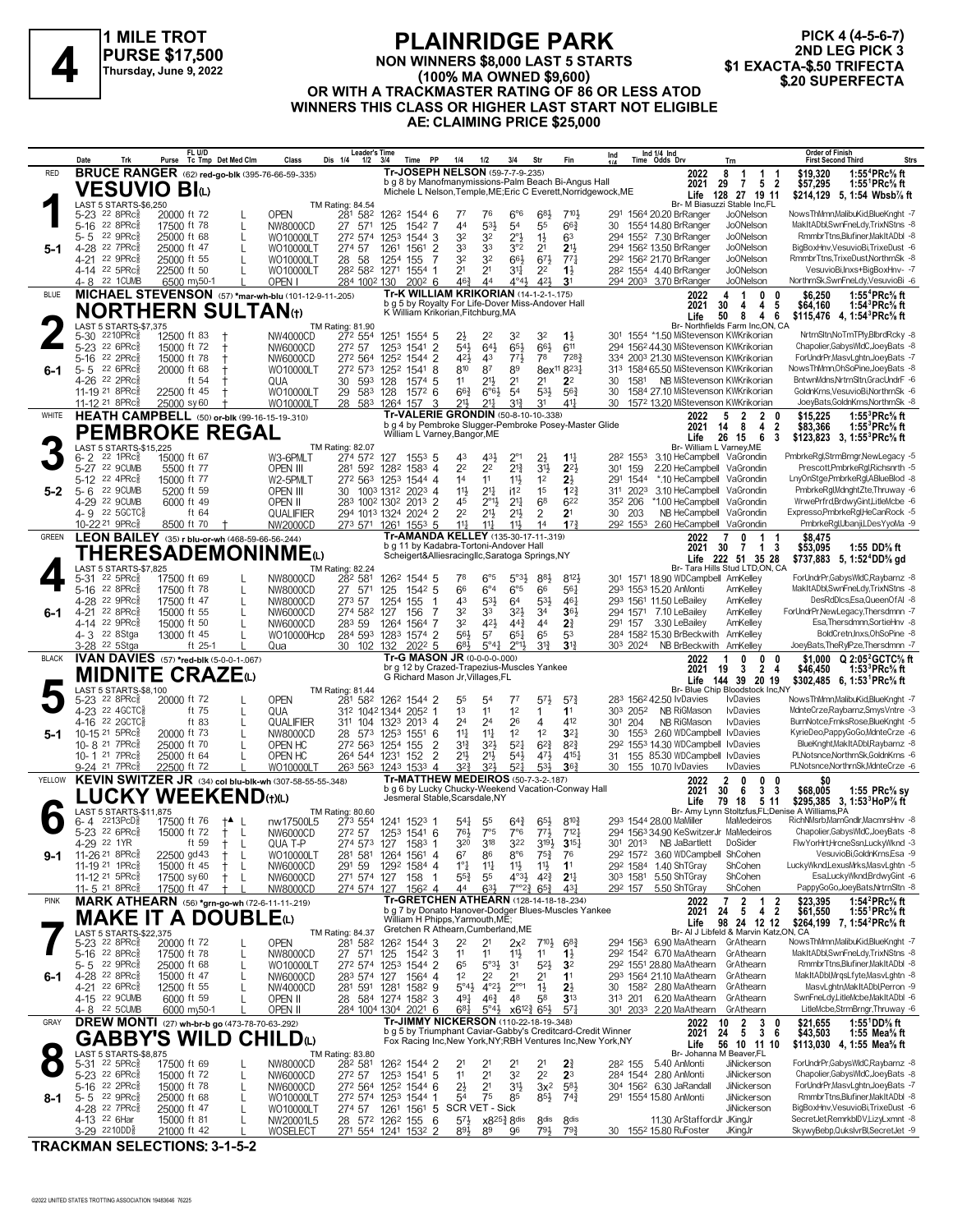# 4

**1 MILE TROT**
**PURSE $17,500**
**Thursday, June 9, 2022**

## PLAINRIDGE PARK

**NON WINNERS $8,000 LAST 5 STARTS (100% MA OWNED $9,600) OR WITH A TRACKMASTER RATING OF 86 OR LESS ATOD WINNERS THIS CLASS OR HIGHER LAST START NOT ELIGIBLE AE: CLAIMING PRICE $25,000**

**PICK 4 (4-5-6-7)**
**2ND LEG PICK 3**
**$1 EXACTA-$.50 TRIFECTA**
**$.20 SUPERFECTA**

---

### 1 — RED — VESUVIO BI(L)

**BRUCE RANGER** (62) red-go-blk (395-76-66-59-.335)
Tr-JOSEPH NELSON (59-7-7-9-.235)
b g 8 by Manofmanymissions-Palm Beach Bi-Angus Hall
Michele L Nelson,Temple,ME;Eric C Everett,Norridgewock,ME
Br- M Biasuzzi Stable Inc,FL

LAST 5 STARTS-$6,250 — TM Rating: 84.54 — Morning line: 5-1

| | Starts | 1st | 2nd | 3rd | Earnings | Record |
|---|---|---|---|---|---|---|
| 2022 | 8 | 1 | 1 | 1 | $19,320 | 1:55⁴PRc⅝ ft |
| 2021 | 29 | 7 | 5 | 2 | $57,295 | 1:55¹PRc⅝ ft |
| Life | 128 | 27 | 19 | 11 | $214,129 | 5, 1:54 Wbsb⅞ ft |

| Date | Trk | Purse | Cond | Class | 1/4 | 1/2 | 3/4 | Time | PP | 1/4 | 1/2 | 3/4 | Str | Fin | Ind | Odds/Drv | Trn | Order of Finish |
|---|---|---|---|---|---|---|---|---|---|---|---|---|---|---|---|---|---|---|
| 5-23 22 8PRc⅝ | | 20000 ft 72 | L | OPEN | 28¹ | 58² | 126² | 1544 | 6 | 7⁷ | 7⁶ | 6°⁶ | 6⁸½ | 7¹⁰½ | 29¹ 156⁴ | 20.20 BrRanger | JoONelson | NowsThMmn,MalibuKid,BlueKnght -7 |
| 5-16 22 8PRc⅝ | | 17500 ft 78 | L | NW8000CD | 27 | 57¹ | 125 | 1542 | 7 | 4⁴ | 5³½ | 5⁴ | 5⁵ | 6⁶¾ | 30 155⁴ | 14.80 BrRanger | JoONelson | MakItADbl,SwnFneLdy,TrixNStns -8 |
| 5-5 22 9PRc⅝ | | 25000 ft 68 | L | WO10000LT | 27² | 57⁴ | 125³ | 1544 | 3 | 3² | 3² | 2°½ | 1½ | 6³ | 29⁴ 155² | 7.30 BrRanger | JoONelson | RmmbrTtns,Blufiner,MakItADbl -8 |
| 4-28 22 7PRc⅝ | | 25000 ft 47 | L | WO10000LT | 27⁴ | 57 | 126¹ | 1561 | 2 | 3³ | 3³ | 3°² | 2¹ | 2¹½ | 29⁴ 156² | 13.50 BrRanger | JoONelson | BigBoxHnv,VesuvioBi,TrixeDust -6 |
| 4-21 22 9PRc⅝ | | 25000 ft 55 | L | WO10000LT | 28 | 58 | 125⁴ | 155 | 7 | 3² | 3² | 6⁶½ | 6⁷½ | 7⁷¼ | 29² 156² | 21.70 BrRanger | JoONelson | RmmbrTtns,TrixeDust,NorthrnSk -8 |
| 4-14 22 5PRc⅝ | | 22500 ft 50 | L | WO10000LT | 28² | 58² | 127¹ | 1554 | 1 | 2¹ | 2¹ | 3¹¾ | 2² | 1½ | 28² 155⁴ | 4.40 BrRanger | JoONelson | VesuvioBi,Inxs+BigBoxHnv- -7 |
| 4-8 22 1CUMB | | 6500 m) 50-1 | | OPEN I | 28⁴ | 100² | 130 | 2002 | 6 | 4⁶¾ | 4⁴ | 4°⁴½ | 4²½ | 3¹ | 29⁴ 200³ | 3.70 BrRanger | JoONelson | NorthrnSk,SwnFneLdy,VesuvioBi -6 |

---

### 2 — BLUE — NORTHERN SULTAN(t)

**MICHAEL STEVENSON** (57) *mar-wh-blu (101-12-9-11-.205)
Tr-K WILLIAM KRIKORIAN (14-1-2-1-.175)
b g 5 by Royalty For Life-Over Miss-Andover Hall
K William Krikorian,Fitchburg,MA
Br- Northfields Farm Inc,ON, CA

LAST 5 STARTS-$7,375 — TM Rating: 81.90 — Morning line: 6-1

| | Starts | 1st | 2nd | 3rd | Earnings | Record |
|---|---|---|---|---|---|---|
| 2022 | 4 | 1 | 0 | 0 | $6,250 | 1:55⁴PRc⅝ ft |
| 2021 | 30 | 4 | 4 | 5 | $64,160 | 1:54³PRc⅝ ft |
| Life | 50 | 8 | 4 | 6 | $115,476 | 4, 1:54³PRc⅝ ft |

| Date | Trk | Purse | Cond | Class | 1/4 | 1/2 | 3/4 | Time | PP | 1/4 | 1/2 | 3/4 | Str | Fin | Ind | Odds/Drv | Trn | Order of Finish |
|---|---|---|---|---|---|---|---|---|---|---|---|---|---|---|---|---|---|---|
| 5-30 22 10PRc⅝ | | 12500 ft 83 | † | NW4000CD | 27² | 55⁴ | 125¹ | 1554 | 5 | 2½ | 2² | 3² | 3² | 1½ | 30¹ 155⁴ | *1.50 MiStevenson | KWKrikorian | NrtrnSltn,NoTmTPly,BlbrdRcky -8 |
| 5-23 22 6PRc⅝ | | 15000 ft 72 | † | NW6000CD | 27² | 57 | 125³ | 1541 | 2 | 5⁴¾ | 6⁵½ | 6⁵½ | 6⁶¾ | 6¹¹ | 29⁴ 156² | 44.30 MiStevenson | KWKrikorian | Chapolier,GabysWldC,JoeyBats -8 |
| 5-16 22 2PRc⅝ | | 15000 ft 78 | † | NW6000CD | 27² | 56⁴ | 125² | 1544 | 2 | 4²½ | 4³ | 7⁷½ | 7⁸ | 7²⁸¾ | 33⁴ 200³ | 21.30 MiStevenson | KWKrikorian | ForUndrPr,MasvLghtn,JoeyBats -7 |
| 5-5 22 9PRc⅝ | | 20000 ft 68 | † | WO10000LT | 27² | 57³ | 125² | 1541 | 8 | 8¹⁰ | 8⁷ | 8⁹ | 8ex¹¹ | 8²³¼ | 31³ 158⁴ | 65.50 MiStevenson | KWKrikorian | NowsThMmn,OhSoPine,JoeyBats -8 |
| 4-26 22 2PRc⅝ | | ft 54 | † | QUA | 30 | 59³ | 128 | 1574 | 5 | 1¹ | 2¹½ | 2¹ | 2¹ | 2² | 30 158¹ | NB MiStevenson | KWKrikorian | BntwnMdns,NrtrnSltn,GracUndrF -6 |
| 11-19 21 8PRc⅝ | | 22500 ft 45 | † | WO10000LT | 29 | 58³ | 128 | 1572 | 6 | 6⁶¾ | 6°⁶½ | 5⁴ | 5³½ | 5⁶¾ | 30 158⁴ | 27.10 MiStevenson | KWKrikorian | GoldnKrns,VesuvioBi,NorthrnSk -6 |
| 11-12 21 8PRc⅝ | | 25000 sy 60 | † | WO10000LT | 28 | 58³ | 126⁴ | 157 | 3 | 2¹½ | 2¹½ | 3¹¾ | 3¹ | 4¹½ | 30 157² | 13.20 MiStevenson | KWKrikorian | JoeyBats,GoldnKrns,NorthrnSk -8 |

---

### 3 — WHITE — PEMBROKE REGAL

**HEATH CAMPBELL** (50) or-blk (99-16-15-19-.310)
Tr-VALERIE GRONDIN (50-8-10-10-.338)
b g 4 by Pembroke Slugger-Pembroke Posey-Master Glide
William L Varney,Bangor,ME
Br- William L Varney,ME

LAST 5 STARTS-$15,225 — TM Rating: 82.07 — Morning line: 5-2

| | Starts | 1st | 2nd | 3rd | Earnings | Record |
|---|---|---|---|---|---|---|
| 2022 | 5 | 2 | 2 | 0 | $15,225 | 1:55³PRc⅝ ft |
| 2021 | 14 | 8 | 4 | 2 | $83,366 | 1:55³PRc⅝ ft |
| Life | 26 | 15 | 6 | 3 | $123,823 | 3, 1:55³PRc⅝ ft |

| Date | Trk | Purse | Cond | Class | 1/4 | 1/2 | 3/4 | Time | PP | 1/4 | 1/2 | 3/4 | Str | Fin | Ind | Odds/Drv | Trn | Order of Finish |
|---|---|---|---|---|---|---|---|---|---|---|---|---|---|---|---|---|---|---|
| 6-2 22 1PRc⅝ | | 15000 ft 67 | | W3-6PMLT | 27⁴ | 57² | 127 | 1553 | 5 | 4³ | 4³½ | 2°¹ | 2½ | 1¹¾ | 28² 155³ | 3.10 HeCampbell | VaGrondin | PmbrkeRgl,StrmBrngr,NewLegacy -5 |
| 5-27 22 9CUMB | | 5500 ft 77 | | OPEN III | 28¹ | 59² | 128² | 1583 | 4 | 2² | 2² | 2¹¾ | 3¹½ | 2²½ | 30¹ 159 | 2.20 HeCampbell | VaGrondin | Prescott,PmbrkeRgl,Richsnrth -5 |
| 5-12 22 4PRc⅝ | | 15000 ft 77 | | W2-5PMLT | 27² | 56³ | 125³ | 1544 | 4 | 1⁴ | 1¹ | 1¹½ | 1² | 2½ | 29¹ 154⁴ | *.10 HeCampbell | VaGrondin | LnyOnStge,PmbrkeRgl,ABlueBlod -8 |
| 5-6 22 9CUMB | | 5200 ft 59 | | OPEN III | 30 | 100³ | 131² | 2023 | 4 | 1¹½ | 2¹½ | i1² | 1⁵ | 1²¾ | 31¹ 202³ | 3.10 HeCampbell | VaGrondin | PmbrkeRgl,MdnghtZte,Thruway -6 |
| 4-29 22 9CUMB | | 6000 ft 49 | | OPEN II | 28³ | 100² | 130² | 2013 | 2 | 4⁵ | 2°¹½ | 2¹¾ | 6⁸ | 6²² | 35² 206 | *1.00 HeCampbell | VaGrondin | WrwePrfrd,BrdwyGint,LitleMcbe -6 |
| 4-9 22 5GCTC⅝ | | ft 64 | | QUALIFIER | 29⁴ | 101³ | 132⁴ | 2024 | 2 | 2² | 2¹½ | 2¹½ | 2 | 2¹ | 30 203 | NB HeCampbell | VaGrondin | Expresso,PmbrkeRgl,HeCanRock -5 |
| 10-22 21 9PRc⅝ | | 8500 ft 70 | † | NW2000CD | 27³ | 57¹ | 126¹ | 1553 | 5 | 1¹½ | 1¹½ | 1¹½ | 1⁴ | 1⁷¾ | 29² 155³ | 2.60 HeCampbell | VaGrondin | PmbrkeRgl,UbanjiL,DesYyoMa -9 |

---

### 4 — GREEN — THERESADEMONINME(L)

**LEON BAILEY** (35) r blu-or-wh (468-59-66-56-.244)
Tr-AMANDA KELLEY (135-30-17-11-.319)
b g 11 by Kadabra-Tortoni-Andover Hall
Scheigert&Alliesracingllc,Saratoga Springs,NY
Br- Tara Hills Stud LTD,ON, CA

LAST 5 STARTS-$7,825 — TM Rating: 82.24 — Morning line: 6-1

| | Starts | 1st | 2nd | 3rd | Earnings | Record |
|---|---|---|---|---|---|---|
| 2022 | 7 | 0 | 1 | 1 | $8,475 | |
| 2021 | 30 | 7 | 1 | 3 | $53,095 | 1:55 DD⅝ ft |
| Life | 222 | 51 | 35 | 28 | $737,883 | 5, 1:52⁴DD⅝ gd |

| Date | Trk | Purse | Cond | Class | 1/4 | 1/2 | 3/4 | Time | PP | 1/4 | 1/2 | 3/4 | Str | Fin | Ind | Odds/Drv | Trn | Order of Finish |
|---|---|---|---|---|---|---|---|---|---|---|---|---|---|---|---|---|---|---|
| 5-31 22 5PRc⅝ | | 17500 ft 69 | L | NW8000CD | 28² | 58¹ | 126² | 1544 | 5 | 7⁸ | 6°⁵ | 5°³½ | 8⁸½ | 8¹²½ | 30¹ 157¹ | 18.90 WDCampbell | AmKelley | ForUndrPr,GabysWldC,Raybarnz -8 |
| 5-16 22 8PRc⅝ | | 17500 ft 78 | L | NW8000CD | 27 | 57¹ | 125 | 1542 | 5 | 6⁶ | 6°⁴ | 6°⁵ | 6⁶ | 5⁶¼ | 29³ 155³ | 15.20 AnMonti | AmKelley | MakItADbl,SwnFneLdy,TrixNStns -8 |
| 4-28 22 9PRc⅝ | | 17500 ft 47 | L | NW8000CD | 27³ | 57 | 125⁴ | 155 | 1 | 4³ | 5³½ | 6⁴ | 5³½ | 4⁶¼ | 29³ 156¹ | 11.50 LeBailey | AmKelley | DesRdDlcs,Esa,QueenOfAl -8 |
| 4-21 22 8PRc⅝ | | 15000 ft 55 | L | NW6000CD | 27⁴ | 58² | 127 | 156 | 7 | 3² | 3³ | 3²½ | 3⁴ | 3⁶½ | 29⁴ 157¹ | 7.10 LeBailey | AmKelley | ForUndrPr,NewLegacy,Thersdmnn -7 |
| 4-14 22 9PRc⅝ | | 15000 ft 50 | L | NW6000CD | 28³ | 59 | 126⁴ | 1564 | 7 | 3² | 4²½ | 4⁴¾ | 4⁴ | 2¾ | 29¹ 157 | 3.30 LeBailey | AmKelley | Esa,Thersdmnn,SortieHnv -8 |
| 4-3 22 8Stga | | 13000 ft 45 | L | WO10000Hcp | 28⁴ | 59³ | 128³ | 1574 | 2 | 5⁶½ | 5⁷ | 6⁵¼ | 6⁵ | 5³ | 28⁴ 158² | 15.30 BrBeckwith | AmKelley | BoldCretn,Inxs,OhSoPine -8 |
| 3-28 22 5Stga | | ft 25-1 | L | Qua | 30 | 102 | 132 | 2022 | 5 | 6⁸½ | 5°⁴¼ | 2°¹½ | 3¹¾ | 3¹¾ | 30³ 202⁴ | NB BrBeckwith | AmKelley | JoeyBats,TheRylPze,Thersdmnn -7 |

---

### 5 — BLACK — MIDNITE CRAZE(L)

**IVAN DAVIES** (57) *red-blk (5-0-0-1-.067)
Tr-G MASON JR (0-0-0-0-.000)
br g 12 by Crazed-Trapezius-Muscles Yankee
G Richard Mason Jr,Villages,FL
Br- Blue Chip Bloodstock Inc,NY

LAST 5 STARTS-$8,100 — TM Rating: 81.44 — Morning line: 5-1

| | Starts | 1st | 2nd | 3rd | Earnings | Record |
|---|---|---|---|---|---|---|
| 2022 | 1 | 0 | 0 | 0 | $1,000 | Q 2:05²GCTC⅝ ft |
| 2021 | 19 | 3 | 2 | 4 | $46,450 | 1:53³PRc⅝ ft |
| Life | 144 | 39 | 20 | 19 | $302,485 | 6, 1:53¹PRc⅝ ft |

| Date | Trk | Purse | Cond | Class | 1/4 | 1/2 | 3/4 | Time | PP | 1/4 | 1/2 | 3/4 | Str | Fin | Ind | Odds/Drv | Trn | Order of Finish |
|---|---|---|---|---|---|---|---|---|---|---|---|---|---|---|---|---|---|---|
| 5-23 22 8PRc⅝ | | 20000 ft 72 | L | OPEN | 28¹ | 58² | 126² | 1544 | 5 | 5⁵ | 5⁴ | 7⁷ | 5⁷½ | 5⁷¾ | 28³ 156² | 42.50 IvDavies | IvDavies | NowsThMmn,MalibuKid,BlueKnght -7 |
| 4-23 22 4GCTC⅝ | | ft 75 | L | QUA | 31² | 104² | 134⁴ | 2052 | 1 | 1³ | 1¹ | 1² | 1 | 1¹ | 30³ 205² | NB RiGMason | IvDavies | MdnteCrze,Raybarnz,SmysVntre -3 |
| 4-16 22 2GCTC⅝ | | ft 83 | L | QUALIFIER | 31¹ | 104 | 132³ | 2013 | 4 | 2⁴ | 2⁴ | 2⁶ | 4 | 4¹² | 30¹ 204 | NB RiGMason | IvDavies | BurnNotce,FrnksRose,BlueKnght -5 |
| 10-15 21 5PRc⅝ | | 20000 ft 73 | L | NW8000CD | 28 | 57³ | 125³ | 1551 | 6 | 1¹½ | 1¹½ | 1² | 1² | 3²½ | 30 155³ | 2.60 WDCampbell | IvDavies | KyrieDeo,PappyGoGo,MdnteCrze -6 |
| 10-8 21 7PRc⅝ | | 25000 ft 70 | L | OPEN HC | 27² | 56³ | 125⁴ | 155 | 2 | 3¹¾ | 3²½ | 5²¼ | 6²¾ | 8²¾ | 29² 155³ | 14.30 WDCampbell | IvDavies | BlueKnght,MakItADbl,Raybarnz -8 |
| 10-1 21 7PRc⅝ | | 25000 ft 64 | L | OPEN HC | 26⁴ | 54⁴ | 123¹ | 152 | 2 | 2¹½ | 2¹½ | 5⁴½ | 4⁷¼ | 4¹⁵¼ | 31 155 | 85.30 WDCampbell | IvDavies | PLNotsnce,NorthrnSk,GoldnKrns -6 |
| 9-24 21 7PRc⅝ | | 22500 ft 72 | L | WO10000LT | 26³ | 56³ | 124³ | 1533 | 4 | 3²¾ | 3²½ | 5²¼ | 5³½ | 3⁶¾ | 30 155 | 10.70 IvDavies | IvDavies | PLNotsnce,NorthrnSk,MdnteCrze -6 |

---

### 6 — YELLOW — LUCKY WEEKEND(t)(L)

**KEVIN SWITZER JR** (34) col blu-blk-wh (307-58-55-55-.348)
Tr-MATTHEW MEDEIROS (50-7-3-2-.187)
b g 6 by Lucky Chucky-Weekend Vacation-Conway Hall
Jesmeral Stable,Scarsdale,NY
Br- Amy Lynn Stoltzfus,FL;Denise A Williams,PA

LAST 5 STARTS-$11,875 — TM Rating: 80.60 — Morning line: 9-1

| | Starts | 1st | 2nd | 3rd | Earnings | Record |
|---|---|---|---|---|---|---|
| 2022 | 2 | 0 | 0 | 0 | $0 | |
| 2021 | 30 | 6 | 3 | 3 | $68,005 | 1:55 PRc⅝ sy |
| Life | 79 | 18 | 5 | 11 | $295,385 | 3, 1:53³HoP⅞ ft |

| Date | Trk | Purse | Cond | Class | 1/4 | 1/2 | 3/4 | Time | PP | 1/4 | 1/2 | 3/4 | Str | Fin | Ind | Odds/Drv | Trn | Order of Finish |
|---|---|---|---|---|---|---|---|---|---|---|---|---|---|---|---|---|---|---|
| 6-4 22 13PcD⅝ | | 17500 ft 76 | †▲ L | nw17500L5 | 27³ | 55⁴ | 124¹ | 1523 | 1 | 5⁴¾ | 5⁵ | 6⁴¾ | 6⁵½ | 8¹⁰¾ | 29³ 154⁴ | 28.00 MaMiller | MaMedeiros | RichNMsrb,MarnGndlr,MacmrsHnv -8 |
| 5-23 22 6PRc⅝ | | 15000 ft 72 | † L | NW6000CD | 27² | 57 | 125³ | 1541 | 6 | 7⁶½ | 7°⁵ | 7°⁶ | 7⁷½ | 7¹²¼ | 29⁴ 156³ | 34.90 KeSwitzerJr | MaMedeiros | Chapolier,GabysWldC,JoeyBats -8 |
| 4-29 22 1YR | | ft 59 | † L | QUA T-P | 27⁴ | 57³ | 127 | 1583 | 1 | 3²⁰ | 3¹⁸ | 3²² | 3¹⁹½ | 3¹⁵¼ | 30¹ 201³ | NB JaBartlett | DoSider | FlwYorHrt,HrcneSsn,LuckyWknd -3 |
| 11-26 21 8PRc⅝ | | 22500 gd 43 | † L | WO10000LT | 28¹ | 58¹ | 126⁴ | 1561 | 7 | 6⁷ | 8⁶ | 8°⁶ | 7⁵¾ | 7⁶ | 29² 157² | 3.60 WDCampbell | ShCohen | VesuvioBi,GoldnKrns,Esa -9 |
| 11-19 21 1PRc⅝ | | 15000 ft 45 | † L | NW6000CD | 29¹ | 59 | 129² | 1584 | 4 | 1°¾ | 1¹½ | 1¹½ | 1¹½ | 1¹ | 29² 158⁴ | 1.40 ShTGray | ShCohen | LuckyWknd,LexusMrks,MasvLghtn -5 |
| 11-12 21 5PRc⅝ | | 17500 sy 60 | † L | NW8000CD | 27¹ | 57⁴ | 127 | 158 | 1 | 5⁵¾ | 5⁵ | 4°³½ | 4²¾ | 2¹½ | 30³ 158¹ | 5.50 ShTGray | ShCohen | Esa,LuckyWknd,BrdwyGint -6 |
| 11-5 21 8PRc⅝ | | 17500 ft 47 | † L | NW8000CD | 27⁴ | 57⁴ | 127 | 1562 | 4 | 4⁴ | 6³½ | 7°°²¾ | 6⁵¾ | 4³¼ | 29² 157 | 5.50 ShTGray | ShCohen | PappyGoGo,JoeyBats,NrtrnSltn -8 |

---

### 7 — PINK — MAKE IT A DOUBLE(L)

**MARK ATHEARN** (56) *grn-go-wh (72-6-11-11-.219)
Tr-GRETCHEN ATHEARN (128-14-18-18-.234)
b g 7 by Donato Hanover-Dodger Blues-Muscles Yankee
William H Phipps,Yarmouth,ME;
Gretchen R Athearn,Cumberland,ME
Br- Al J Libfeld & Marvin Katz,ON, CA

LAST 5 STARTS-$22,375 — TM Rating: 84.37 — Morning line: 6-1

| | Starts | 1st | 2nd | 3rd | Earnings | Record |
|---|---|---|---|---|---|---|
| 2022 | 7 | 2 | 1 | 2 | $23,395 | 1:54²PRc⅝ ft |
| 2021 | 24 | 5 | 4 | 2 | $61,550 | 1:55¹PRc⅝ ft |
| Life | 98 | 24 | 12 | 12 | $264,199 | 7, 1:54²PRc⅝ ft |

| Date | Trk | Purse | Cond | Class | 1/4 | 1/2 | 3/4 | Time | PP | 1/4 | 1/2 | 3/4 | Str | Fin | Ind | Odds/Drv | Trn | Order of Finish |
|---|---|---|---|---|---|---|---|---|---|---|---|---|---|---|---|---|---|---|
| 5-23 22 8PRc⅝ | | 20000 ft 72 | L | OPEN | 28¹ | 58² | 126² | 1544 | 3 | 2² | 2¹ | 2x² | 7¹⁰½ | 6⁸¾ | 29⁴ 156³ | 6.90 MaAthearn | GrAthearn | NowsThMmn,MalibuKid,BlueKnght -7 |
| 5-16 22 8PRc⅝ | | 17500 ft 78 | L | NW8000CD | 27 | 57¹ | 125 | 1542 | 3 | 1¹ | 1¹ | 1¹½ | 1¹ | 1½ | 29² 154² | 6.70 MaAthearn | GrAthearn | MakItADbl,SwnFneLdy,TrixNStns -8 |
| 5-5 22 9PRc⅝ | | 25000 ft 68 | L | WO10000LT | 27² | 57⁴ | 125³ | 1544 | 2 | 6⁵ | 5°³½ | 3¹ | 5²½ | 3² | 29² 155¹ | 28.80 MaAthearn | GrAthearn | RmmbrTtns,Blufiner,MakItADbl -8 |
| 4-28 22 8PRc⅝ | | 15000 ft 47 | L | NW6000CD | 28³ | 57⁴ | 127 | 1564 | 4 | 1² | 2² | 2¹ | 2¹ | 1¹ | 29³ 156⁴ | 21.10 MaAthearn | GrAthearn | MakItADbl,MrqsLfyte,MasvLghtn -8 |
| 4-21 22 6PRc⅝ | | 12500 ft 55 | L | NW4000CD | 28¹ | 59¹ | 128¹ | 1582 | 9 | 5°⁴½ | 4°²½ | 2°°¹ | 1½ | 2½ | 30 158² | 2.80 MaAthearn | GrAthearn | MasvLghtn,MakItADbl,Perron -9 |
| 4-15 22 9CUMB | | 6000 ft 59 | L | OPEN II | 28 | 58⁴ | 127⁴ | 1582 | 3 | 4⁹½ | 4⁶¾ | 4⁸ | 5⁸ | 3¹³ | 31³ 201 | 6.20 MaAthearn | GrAthearn | SwnFneLdy,LitleMcbe,MakItADbl -6 |
| 4-8 22 5CUMB | | 6000 m) 50-1 | L | OPEN II | 28⁴ | 100⁴ | 130⁴ | 2021 | 6 | 6⁸½ | 5°⁴½ | x6¹²¾ | 6⁵½ | 5⁷¼ | 30¹ 203³ | 2.20 MaAthearn | GrAthearn | LitleMcbe,StrmBrngr,Thruway -6 |

---

### 8 — GRAY — GABBY'S WILD CHILD(L)

**DREW MONTI** (27) wh-br-b go (473-78-70-63-.292)
Tr-JIMMY NICKERSON (110-22-18-19-.348)
b g 5 by Triumphant Caviar-Gabby's Creditcard-Credit Winner
Fox Racing Inc,New York,NY;RBH Ventures Inc,New York,NY
Br- Johanna M Beaver,FL

LAST 5 STARTS-$8,875 — TM Rating: 83.80 — Morning line: 8-1

| | Starts | 1st | 2nd | 3rd | Earnings | Record |
|---|---|---|---|---|---|---|
| 2022 | 10 | 2 | 3 | 0 | $21,655 | 1:55¹DD⅝ ft |
| 2021 | 24 | 5 | 3 | 6 | $43,503 | 1:55 Mea⅝ ft |
| Life | 56 | 10 | 11 | 10 | $113,030 | 4, 1:55 Mea⅝ ft |

| Date | Trk | Purse | Cond | Class | 1/4 | 1/2 | 3/4 | Time | PP | 1/4 | 1/2 | 3/4 | Str | Fin | Ind | Odds/Drv | Trn | Order of Finish |
|---|---|---|---|---|---|---|---|---|---|---|---|---|---|---|---|---|---|---|
| 5-31 22 5PRc⅝ | | 17500 ft 69 | L | NW8000CD | 28² | 58¹ | 126² | 1544 | 2 | 2¹ | 2¹ | 2¹ | 2¹ | 2¾ | 28² 155 | 5.40 AnMonti | JiNickerson | ForUndrPr,GabysWldC,Raybarnz -8 |
| 5-23 22 6PRc⅝ | | 15000 ft 72 | L | NW6000CD | 27² | 57 | 125³ | 1541 | 5 | 1¹ | 2¹ | 3² | 2² | 2³ | 28⁴ 154⁴ | 2.80 AnMonti | JiNickerson | Chapolier,GabysWldC,JoeyBats -8 |
| 5-16 22 2PRc⅝ | | 15000 ft 78 | L | NW6000CD | 27² | 56⁴ | 125² | 1544 | 6 | 2½ | 2¹ | 3¹½ | 3x² | 5⁸½ | 30⁴ 156² | 6.30 JaRandall | JiNickerson | ForUndrPr,MasvLghtn,JoeyBats -7 |
| 5-5 22 9PRc⅝ | | 25000 ft 68 | L | WO10000LT | 27² | 57⁴ | 125³ | 1544 | 1 | 5⁴ | 7⁵ | 8⁵ | 8⁵½ | 7⁴¾ | 29¹ 155⁴ | 15.80 AnMonti | JiNickerson | RmmbrTtns,Blufiner,MakItADbl -8 |
| 4-28 22 7PRc⅝ | | 25000 ft 47 | L | WO10000LT | 27⁴ | 57 | 126¹ | 1561 | 5 | SCR VET - Sick | | | | | | | JiNickerson | BigBoxHnv,VesuvioBi,TrixeDust -6 |
| 4-13 22 6Har | | 15000 ft 81 | L | NW20001L5 | 28 | 57² | 126² | 155 | 6 | 5⁷½ | x8²⁵¾ | 8dis | 8dis | 8dis | | 11.30 ArStaffordJr | JKingJr | SecretJet,RemrkblDV,LizyLxmnt -8 |
| 3-29 22 10DD⅝ | | 21000 ft 42 | L | WOSELECT | 27¹ | 55⁴ | 124¹ | 1532 | 2 | 8⁹½ | 8⁹ | 9⁶ | 7⁹½ | 7⁹¾ | 30 155² | 15.80 RuFoster | JKingJr | SkywyBebp,QukslvrBl,SecretJet -9 |

---

**TRACKMAN SELECTIONS: 3-1-5-2**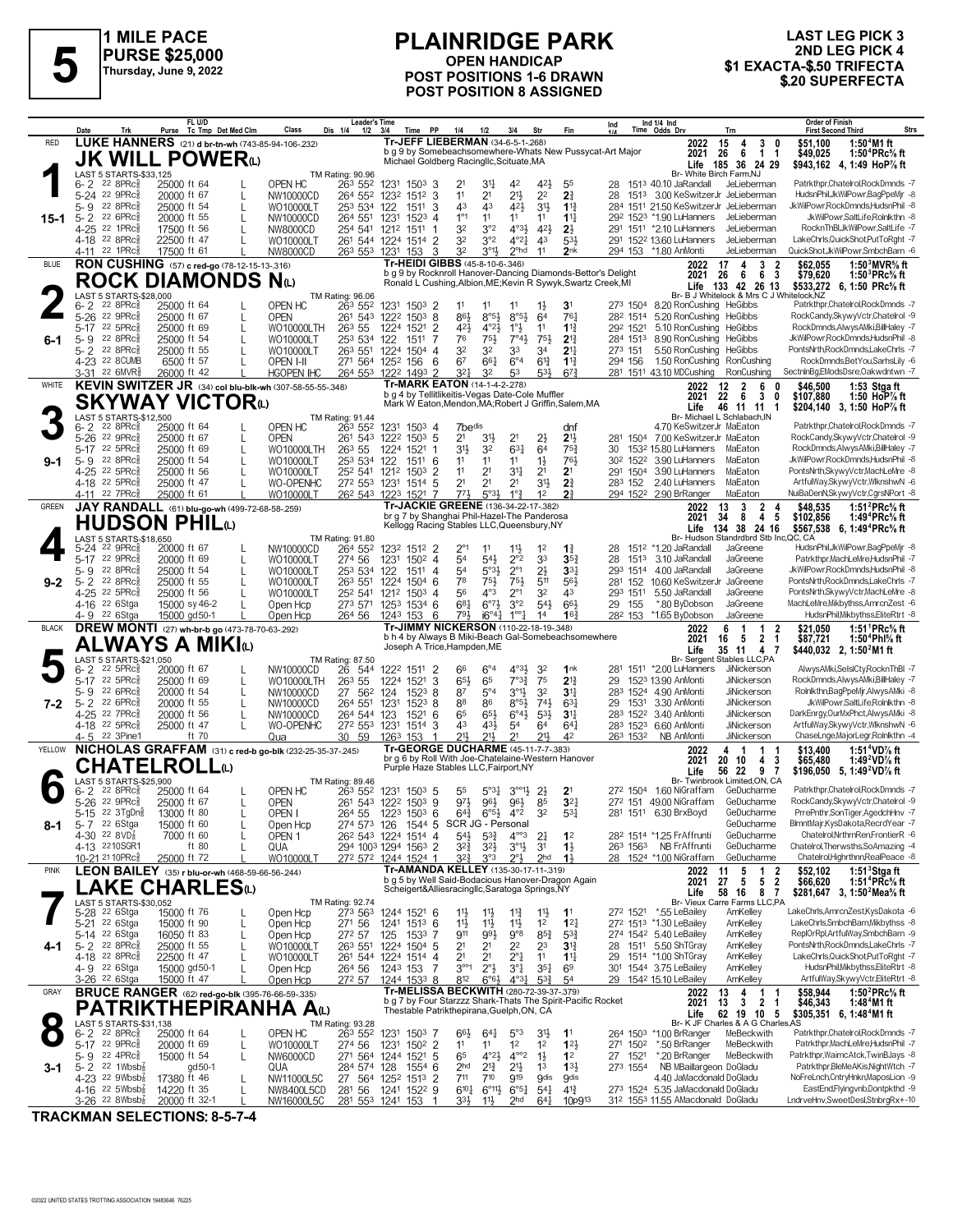# 5

**1 MILE PACE**
**PURSE $25,000**
**Thursday, June 9, 2022**

## PLAINRIDGE PARK
**OPEN HANDICAP**
**POST POSITIONS 1-6 DRAWN**
**POST POSITION 8 ASSIGNED**

**LAST LEG PICK 3**
**2ND LEG PICK 4**
**$1 EXACTA-$.50 TRIFECTA**
**$.20 SUPERFECTA**

---

### 1 — RED — 15-1
**LUKE HANNERS** (21) d br-tn-wh (743-85-94-106-.232)
**JK WILL POWER(L)**
Tr-JEFF LIEBERMAN (34-6-5-1-.268)
b g 9 by Somebeachsomewhere-Whats New Pussycat-Art Major
Michael Goldberg Racingllc,Scituate,MA
Br- White Birch Farm,NJ
2022: 15 4 3 0 $51,100 1:50⁴M1 ft
2021: 26 6 1 1 $49,025 1:50⁴PRc⅝ ft
Life: 185 36 24 29 $943,162 4, 1:49 HoP⅞ ft
LAST 5 STARTS-$33,125 — TM Rating: 90.96

| Date | Trk | Purse | Cond | Class | 1/4 | 1/2 | 3/4 | Time | PP | 1/4 | 1/2 | 3/4 | Str | Fin | Ind | Odds Drv | Trn | Order of Finish | Strs |
|---|---|---|---|---|---|---|---|---|---|---|---|---|---|---|---|---|---|---|---|
| 6-2 22 8PRc⅝ | | 25000 | ft 64 L | OPEN HC | 26³ | 55² | 123¹ | 150³ | 3 | 2¹ | 3¹½ | 4² | 4²½ | 5⁵ | 28 151³ | 40.10 JaRandall | JeLieberman | Patrkthpr,Chatelrol,RockDmnds | -7 |
| 5-24 22 9PRc⅝ | | 20000 | ft 67 L | NW10000CD | 26⁴ | 55² | 123² | 151² | 3 | 1¹ | 2¹ | 2¹½ | 2² | 2¾ | 28 151³ | 3.00 KeSwitzerJr | JeLieberman | HudsnPhil,JkWilPowr,BagPpeMjr | -8 |
| 5-9 22 8PRc⅝ | | 25000 | ft 54 L | WO10000LT | 25³ | 53⁴ | 122 | 151¹ | 3 | 4³ | 4³ | 4²½ | 3¹½ | 1¹¾ | 28⁴ 151¹ | 21.50 KeSwitzerJr | JeLieberman | JkWilPowr,RockDmnds,HudsnPhil | -8 |
| 5-2 22 6PRc⅝ | | 20000 | ft 55 L | NW10000CD | 26⁴ | 55¹ | 123¹ | 152³ | 4 | 1°¹ | 1¹ | 1¹ | 1¹ | 1¹½ | 29² 152³ | *1.90 LuHanners | JeLieberman | JkWilPowr,SaltLife,Rolnlkthn | -8 |
| 4-25 22 1PRc⅝ | | 17500 | ft 56 L | NW8000CD | 25⁴ | 54¹ | 121² | 151¹ | 1 | 3² | 3°² | 4°³½ | 4²½ | 2½ | 29¹ 151¹ | *2.10 LuHanners | JeLieberman | RocknThBl,JkWilPowr,SaltLife | -7 |
| 4-18 22 8PRc⅝ | | 22500 | ft 47 L | WO10000LT | 26¹ | 54⁴ | 122⁴ | 151⁴ | 2 | 3² | 3°² | 4°²½ | 4³ | 5³½ | 29¹ 152² | 13.60 LuHanners | JeLieberman | LakeChrls,QuickShot,PutToRght | -7 |
| 4-11 22 1PRc⅝ | | 17500 | ft 61 | NW8000CD | 26³ | 55³ | 123¹ | 153 | 3 | 3² | 3°¹½ | 2°hd | 1¹ | 2nk | 29⁴ 153 | *1.80 AnMonti | JeLieberman | QuickShot,JkWilPowr,SmbchBarn | -6 |

### 2 — BLUE — 6-1
**RON CUSHING** (57) c red-go (78-12-15-13-.316)
**ROCK DIAMONDS N(L)**
Tr-HEIDI GIBBS (45-8-10-6-.346)
b g 9 by Rocknroll Hanover-Dancing Diamonds-Bettor's Delight
Ronald L Cushing,Albion,ME;Kevin R Sywyk,Swartz Creek,MI
Br- B J Whitelock & Mrs C J Whitelock,NZ
2022: 17 4 3 2 $62,055 1:50³MVR⅝ ft
2021: 26 6 6 3 $79,620 1:50³PRc⅝ ft
Life: 133 42 26 13 $533,272 6, 1:50 PRc⅝ ft
LAST 5 STARTS-$28,000 — TM Rating: 96.06

| Date | Purse | Cond | Class | 1/4 | 1/2 | 3/4 | Time | PP | 1/4 | 1/2 | 3/4 | Str | Fin | Ind | Odds Drv | Trn | Order of Finish | Strs |
|---|---|---|---|---|---|---|---|---|---|---|---|---|---|---|---|---|---|---|
| 6-2 22 8PRc⅝ | 25000 | ft 64 L | OPEN HC | 26³ | 55² | 123¹ | 150³ | 2 | 1¹ | 1¹ | 1¹ | 1½ | 3¹ | 27³ 150⁴ | 8.20 RonCushing | HeGibbs | Patrkthpr,Chatelrol,RockDmnds | -7 |
| 5-26 22 9PRc⅝ | 25000 | ft 67 L | OPEN | 26¹ | 54³ | 122² | 150³ | 8 | 8⁶½ | 8°⁵½ | 8°⁵½ | 6⁴ | 7⁶¼ | 28² 151⁴ | 5.20 RonCushing | HeGibbs | RockCandy,SkywyVctr,Chatelrol | -9 |
| 5-17 22 5PRc⅝ | 25000 | ft 69 L | WO10000LTH | 26³ | 55 | 122⁴ | 152¹ | 2 | 4²½ | 4°²½ | 1°½ | 1¹ | 1¹¾ | 29² 152¹ | 5.10 RonCushing | HeGibbs | RockDmnds,AlwysAMki,BillHaley | -7 |
| 5-9 22 8PRc⅝ | 25000 | ft 54 L | WO10000LT | 25³ | 53⁴ | 122 | 151¹ | 7 | 7⁶ | 7⁵½ | 7°⁴¼ | 7⁵½ | 2¹¾ | 28⁴ 151³ | 8.90 RonCushing | HeGibbs | JkWilPowr,RockDmnds,HudsnPhil | -8 |
| 5-2 22 8PRc⅝ | 25000 | ft 55 L | WO10000LT | 26³ | 55¹ | 122⁴ | 150⁴ | 4 | 3² | 3² | 3³ | 3⁴ | 2¹½ | 27³ 151 | 5.50 RonCushing | HeGibbs | PontsNrth,RockDmnds,LakeChrls | -7 |
| 4-23 22 8CUMB | 6500 | ft 57 | OPEN I-II | 27¹ | 56⁴ | 125² | 156 | 6 | 6⁷ | 6⁶½ | 6°⁴ | 6¹¾ | 1¹¾ | 29⁴ 156 | 1.50 RonCushing | RonCushing | RockDmnds,BetYou,SarhsLily | -6 |
| 3-31 22 6MVR⅝ | 26000 | ft 42 | HGOPEN IHC | 26⁴ | 55³ | 122² | 149³ | 2 | 3²½ | 3² | 5³ | 5³½ | 6⁷¾ | 28¹ 151¹ | 43.10 MDCushing | RonCushing | SectnlnBg,EModsDsre,Oakwdntwn | -7 |

### 3 — WHITE — 9-1
**KEVIN SWITZER JR** (34) col blu-blk-wh (307-58-55-55-.348)
**SKYWAY VICTOR(L)**
Tr-MARK EATON (14-1-4-2-.278)
b g 4 by Tellitlikeitis-Vegas Date-Cole Muffler
Mark W Eaton,Mendon,MA;Robert J Griffin,Salem,MA
Br- Michael L Schlabach,IN
2022: 12 2 6 0 $46,500 1:53 Stga ft
2021: 22 6 3 0 $107,880 1:50 HoP⅞ ft
Life: 46 11 11 1 $204,140 3, 1:50 HoP⅞ ft
LAST 5 STARTS-$12,500 — TM Rating: 91.44

| Date | Purse | Cond | Class | 1/4 | 1/2 | 3/4 | Time | PP | 1/4 | 1/2 | 3/4 | Str | Fin | Ind | Odds Drv | Trn | Order of Finish | Strs |
|---|---|---|---|---|---|---|---|---|---|---|---|---|---|---|---|---|---|---|
| 6-2 22 8PRc⅝ | 25000 | ft 64 L | OPEN HC | 26³ | 55² | 123¹ | 150³ | 4 | 7be dis | | | | dnf | | 4.70 KeSwitzerJr | MaEaton | Patrkthpr,Chatelrol,RockDmnds | -7 |
| 5-26 22 9PRc⅝ | 25000 | ft 67 L | OPEN | 26¹ | 54³ | 122² | 150³ | 5 | 2¹ | 3¹½ | 2¹ | 2½ | 2¹½ | 28¹ 150⁴ | 7.00 KeSwitzerJr | MaEaton | RockCandy,SkywyVctr,Chatelrol | -9 |
| 5-17 22 5PRc⅝ | 25000 | ft 69 L | WO10000LTH | 26³ | 55 | 122⁴ | 152¹ | 1 | 3¹½ | 3² | 6³¾ | 6⁴ | 7⁵¾ | 30 153² | 15.80 LuHanners | MaEaton | RockDmnds,AlwysAMki,BillHaley | -7 |
| 5-9 22 8PRc⅝ | 25000 | ft 54 L | WO10000LT | 25³ | 53⁴ | 122 | 151¹ | 6 | 1¹ | 1¹ | 1¹ | 1½ | 7⁶½ | 30² 152² | 3.90 LuHanners | MaEaton | JkWilPowr,RockDmnds,HudsnPhil | -8 |
| 4-25 22 5PRc⅝ | 25000 | ft 56 L | WO10000LT | 25² | 54¹ | 121² | 150³ | 2 | 1¹ | 2¹ | 3¹½ | 2¹ | 2¹ | 29¹ 150⁴ | 3.90 LuHanners | MaEaton | PontsNrth,SkywyVctr,MachLeMre | -8 |
| 4-18 22 5PRc⅝ | 25000 | ft 47 L | WO-OPENHC | 27² | 55³ | 123¹ | 151⁴ | 5 | 2¹ | 2¹ | 2¹ | 3¹½ | 2¾ | 28³ 152 | 2.40 LuHanners | MaEaton | ArtfulWay,SkywyVctr,Wlknshwn | -6 |
| 4-11 22 7PRc⅝ | 25000 | ft 61 L | WO10000LT | 26² | 54³ | 122³ | 152¹ | 7 | 7⁷½ | 5°³½ | 1°¾ | 1² | 2¾ | 29⁴ 152² | 2.90 BrRanger | MaEaton | NuiBaDen,SkywyVctr,CgrsNPort | -8 |

### 4 — GREEN — 9-2
**JAY RANDALL** (61) blu-go-wh (499-72-68-58-.259)
**HUDSON PHIL(L)**
Tr-JACKIE GREENE (136-34-22-17-.382)
br g 7 by Shanghai Phil-Hazel-The Panderosa
Kellogg Racing Stables LLC,Queensbury,NY
Br- Hudson Standrdbrd Stb Inc,QC, CA
2022: 13 3 2 4 $48,535 1:51²PRc⅝ ft
2021: 34 8 4 5 $102,856 1:49⁴PRc⅝ ft
Life: 134 38 24 16 $567,538 6, 1:49⁴PRc⅝ ft
LAST 5 STARTS-$18,650 — TM Rating: 91.80

| Date | Purse | Cond | Class | 1/4 | 1/2 | 3/4 | Time | PP | 1/4 | 1/2 | 3/4 | Str | Fin | Ind | Odds Drv | Trn | Order of Finish | Strs |
|---|---|---|---|---|---|---|---|---|---|---|---|---|---|---|---|---|---|---|
| 5-24 22 9PRc⅝ | 20000 | ft 67 L | NW10000CD | 26⁴ | 55² | 123² | 151² | 2 | 2°¹ | 1¹ | 1¹½ | 1² | 1¾ | 28 151² | *1.20 JaRandall | JaGreene | HudsnPhil,JkWilPowr,BagPpeMjr | -8 |
| 5-17 22 9PRc⅝ | 20000 | ft 69 L | WO10000LT | 27⁴ | 56 | 123¹ | 150² | 4 | 5⁴ | 5⁴½ | 2°² | 3³ | 3⁵¾ | 28 151³ | 3.10 JaRandall | JaGreene | Patrkthpr,MachLeMre,HudsnPhil | -7 |
| 5-9 22 8PRc⅝ | 25000 | ft 54 L | WO10000LT | 25³ | 53⁴ | 122 | 151¹ | 4 | 5⁴ | 5°³½ | 2°¹ | 2½ | 3³¼ | 29³ 151⁴ | 4.00 JaRandall | JaGreene | JkWilPowr,RockDmnds,HudsnPhil | -8 |
| 5-2 22 8PRc⅝ | 25000 | ft 55 L | WO10000LT | 26³ | 55¹ | 122⁴ | 150⁴ | 6 | 7⁸ | 7⁵½ | 7⁵½ | 5¹¹ | 5⁶½ | 28¹ 152 | 10.60 KeSwitzerJr | JaGreene | PontsNrth,RockDmnds,LakeChrls | -7 |
| 4-25 22 5PRc⅝ | 25000 | ft 56 L | WO10000LT | 25² | 54¹ | 121² | 150³ | 4 | 5⁶ | 4°³ | 2°¹ | 3² | 4³ | 29³ 151 | 5.50 JaRandall | JaGreene | PontsNrth,SkywyVctr,MachLeMre | -8 |
| 4-16 22 6Stga | 15000 | sy 46-2 L | Open Hcp | 27³ | 57¹ | 125³ | 153⁴ | 6 | 6⁸½ | 6°7½ | 3°² | 5⁴½ | 6⁶½ | 29 155 | *.80 ByDobson | JaGreene | MachLeMre,Mikbythss,AmrcnZest | -6 |
| 4-9 22 6Stga | 15000 | gd 50-1 L | Open Hcp | 26⁴ | 56 | 124³ | 153 | 6 | 7⁹½ | i6°⁴½ | 1°°¾ | 1⁴ | 1⁶¾ | 28² 153 | *1.65 ByDobson | JaGreene | HudsnPhil,Mikbythss,EliteRtrt | -8 |

### 5 — BLACK — 7-2
**DREW MONTI** (27) wh-br-b go (473-78-70-63-.292)
**ALWAYS A MIKI(L)**
Tr-JIMMY NICKERSON (110-22-18-19-.348)
b h 4 by Always B Miki-Beach Gal-Somebeachsomewhere
Joseph A Trice,Hampden,ME
Br- Sergent Stables LLC,PA
2022: 6 1 1 2 $21,050 1:51¹PRc⅝ ft
2021: 16 5 2 1 $87,721 1:50⁴Phl⅝ ft
Life: 35 11 4 7 $440,032 2, 1:50²M1 ft
LAST 5 STARTS-$21,050 — TM Rating: 87.50

| Date | Purse | Cond | Class | 1/4 | 1/2 | 3/4 | Time | PP | 1/4 | 1/2 | 3/4 | Str | Fin | Ind | Odds Drv | Trn | Order of Finish | Strs |
|---|---|---|---|---|---|---|---|---|---|---|---|---|---|---|---|---|---|---|
| 6-2 22 5PRc⅝ | 20000 | ft 67 L | NW10000CD | 26 | 54⁴ | 122² | 151¹ | 2 | 6⁶ | 6°⁴ | 4°³½ | 3² | 1nk | 28¹ 151¹ | *2.00 LuHanners | JiNickerson | AlwysAMki,SelslCty,RocknThBl | -7 |
| 5-17 22 5PRc⅝ | 25000 | ft 69 L | WO10000LTH | 26³ | 55 | 122⁴ | 152¹ | 3 | 6⁵½ | 6⁵ | 7°³¾ | 7⁵ | 2¹¾ | 29 152³ | 13.90 AnMonti | JiNickerson | RockDmnds,AlwysAMki,BillHaley | -7 |
| 5-9 22 6PRc⅝ | 20000 | ft 54 L | NW10000CD | 27 | 56² | 124 | 152³ | 8 | 8⁷ | 5⁴ | 3°¹½ | 3² | 3¹½ | 28³ 152⁴ | 4.90 AnMonti | JiNickerson | Rolnlkthn,BagPpeMjr,AlwysAMki | -8 |
| 5-2 22 6PRc⅝ | 20000 | ft 55 L | NW10000CD | 26⁴ | 55¹ | 123¹ | 152³ | 8 | 8⁸ | 8⁶ | 8°⁵½ | 7⁴¼ | 6³¼ | 29 153¹ | 3.30 AnMonti | JiNickerson | JkWilPowr,SaltLife,Rolnlkthn | -8 |
| 4-25 22 7PRc⅝ | 20000 | ft 56 L | NW10000CD | 26⁴ | 54³ | 123 | 152¹ | 6 | 6⁵ | 6⁵½ | 6°⁴½ | 5³½ | 3¹½ | 28³ 152² | 3.40 AnMonti | JiNickerson | DarkEnrgy,OurMxPhct,AlwysAMki | -8 |
| 4-18 22 5PRc⅝ | 25000 | ft 47 L | WO-OPENHC | 27² | 55³ | 123¹ | 151⁴ | 3 | 4³ | 4³½ | 5⁴ | 6⁴ | 6⁴¼ | 28³ 152³ | 6.60 AnMonti | JiNickerson | ArtfulWay,SkywyVctr,Wlknshwn | -6 |
| 4-5 22 3Pine1 | | ft 70 | Qua | 30 | 59 | 126³ | 153 | 1 | 2¹½ | 2¹½ | 2¹ | 2¹½ | 4² | 26³ 153² | NB AnMonti | JiNickerson | ChaseLnge,MajorLegr,Rolnlkthn | -4 |

### 6 — YELLOW — 8-1
**NICHOLAS GRAFFAM** (31) c red-b go-blk (232-25-35-37-.245)
**CHATELROLL(L)**
Tr-GEORGE DUCHARME (45-11-7-7-.383)
br g 6 by Roll With Joe-Chatelaine-Western Hanover
Purple Haze Stables LLC,Fairport,NY
Br- Twinbrook Limited,ON, CA
2022: 4 1 1 1 $13,400 1:51⁴VD⅞ ft
2021: 20 10 4 3 $65,480 1:49²VD⅞ ft
Life: 56 22 9 7 $196,050 5, 1:49²VD⅞ ft
LAST 5 STARTS-$25,900 — TM Rating: 89.46

| Date | Purse | Cond | Class | 1/4 | 1/2 | 3/4 | Time | PP | 1/4 | 1/2 | 3/4 | Str | Fin | Ind | Odds Drv | Trn | Order of Finish | Strs |
|---|---|---|---|---|---|---|---|---|---|---|---|---|---|---|---|---|---|---|
| 6-2 22 8PRc⅝ | 25000 | ft 64 L | OPEN HC | 26³ | 55² | 123¹ | 150³ | 5 | 5⁵ | 5°³½ | 3°°¹½ | 2½ | 2¹ | 27² 150⁴ | 1.60 NiGraffam | GeDucharme | Patrkthpr,Chatelrol,RockDmnds | -7 |
| 5-26 22 9PRc⅝ | 25000 | ft 67 L | OPEN | 26¹ | 54³ | 122² | 150³ | 9 | 9⁷½ | 9⁶½ | 9⁶½ | 8⁵ | 3²¼ | 27² 151 | 49.00 NiGraffam | GeDucharme | RockCandy,SkywyVctr,Chatelrol | -9 |
| 5-15 22 3TgDn⅝ | 13000 | ft 80 L | OPEN I | 26⁴ | 55 | 122³ | 150³ | 6 | 6⁴¾ | 6°⁵½ | 4°² | 3² | 5³¾ | 28¹ 151¹ | 6.30 BrxBoyd | GeDucharme | PrrePnthr,SonTiger,AgedchHnv | -7 |
| 5-7 22 6Stga | 15000 | ft 60 L | Open Hcp | 27⁴ | 57³ | 126 | 154⁴ | 5 | SCR JG - Personal | | | | | | | GeDucharme | BlmntMajr,KysDakota,RecrdYear | -7 |
| 4-30 22 8VD⅞ | 7000 | ft 60 L | OPEN 1 | 26² | 54³ | 122⁴ | 151⁴ | 4 | 5⁴½ | 5³¾ | 4°°³ | 2½ | 1² | 28² 151⁴ | *1.25 FrAffrunti | GeDucharme | Chatelrol,NrthrnRen,FrontierR | -6 |
| 4-13 22 10SGR1 | | ft 80 L | QUA | 29⁴ | 100³ | 129⁴ | 156³ | 2 | 3²¾ | 3²½ | 3°¹½ | 3¹ | 1½ | 26³ 156³ | NB FrAffrunti | GeDucharme | Chatelrol,Therwsths,SoAmazing | -4 |
| 10-21 21 10PRc⅝ | 25000 | ft 72 L | WO10000LT | 27² | 57² | 124⁴ | 152⁴ | 1 | 3²¾ | 3°³ | 2°½ | 2°½ | 1½ | 28 152⁴ | *1.00 NiGraffam | GeDucharme | Chatelrol,Highrthnn,RealPeace | -8 |

### 7 — PINK — 4-1
**LEON BAILEY** (35) r blu-or-wh (468-59-66-56-.244)
**LAKE CHARLES(L)**
Tr-AMANDA KELLEY (135-30-17-11-.319)
b g 5 by Well Said-Bodacious Hanover-Dragon Again
Scheigert&Alliesracingllc,Saratoga Springs,NY
Br- Vieux Carre Farms LLC,PA
2022: 11 5 1 2 $52,102 1:51³Stga ft
2021: 27 5 5 2 $66,620 1:51⁴PRc⅝ ft
Life: 58 16 8 7 $281,647 3, 1:50²Mea⅝ ft
LAST 5 STARTS-$30,052 — TM Rating: 92.74

| Date | Purse | Cond | Class | 1/4 | 1/2 | 3/4 | Time | PP | 1/4 | 1/2 | 3/4 | Str | Fin | Ind | Odds Drv | Trn | Order of Finish | Strs |
|---|---|---|---|---|---|---|---|---|---|---|---|---|---|---|---|---|---|---|
| 5-28 22 6Stga | 15000 | ft 76 L | Open Hcp | 27³ | 56³ | 124⁴ | 152¹ | 6 | 1¹½ | 1¹½ | 1¹¾ | 1¹½ | 1¹ | 27² 152¹ | *.55 LeBailey | AmKelley | LakeChrls,AmrcnZest,KysDakota | -6 |
| 5-21 22 6Stga | 15000 | ft 90 L | Open Hcp | 27¹ | 56 | 124¹ | 151³ | 6 | 1¹½ | 1¹½ | 1¹ | 1² | 1²¼ | 27² 151³ | *1.30 LeBailey | AmKelley | LakeChrls,SmbchBarn,Mikbythss | -8 |
| 5-14 22 6Stga | 16050 | ft 83 L | Open Hcp | 27² | 57 | 125 | 153³ | 7 | 9¹¹ | 9⁹½ | 9°⁸ | 8⁵¾ | 5³¾ | 27⁴ 154² | 5.40 LeBailey | AmKelley | ReplOrRpl,ArtfulWay,SmbchBarn | -9 |
| 5-2 22 8PRc⅝ | 25000 | ft 55 L | WO10000LT | 26³ | 55¹ | 122⁴ | 150⁴ | 5 | 2¹ | 2¹ | 2² | 2³ | 3¹¾ | 28 151 | 5.50 ShTGray | AmKelley | PontsNrth,RockDmnds,LakeChrls | -7 |
| 4-18 22 8PRc⅝ | 22500 | ft 47 L | WO10000LT | 26¹ | 54⁴ | 122⁴ | 151⁴ | 4 | 2¹ | 2¹ | 2°¼ | 1¹ | 1¾ | 29 151⁴ | *1.00 ShTGray | AmKelley | LakeChrls,QuickShot,PutToRght | -7 |
| 4-9 22 6Stga | 15000 | gd 50-1 L | Open Hcp | 26⁴ | 56 | 124³ | 153 | 7 | 3°°¹ | 2°½ | 3°¼ | 3⁵½ | 6⁹ | 30¹ 154⁴ | 3.75 LeBailey | AmKelley | HudsnPhil,Mikbythss,EliteRtrt | -8 |
| 3-26 22 6Stga | 15000 | ft 47 L | Open Hcp | 27² | 57 | 124⁴ | 153³ | 8 | 8¹² | 6°⁶½ | 4°³½ | 5³¾ | 5⁴ | 29 154² | 15.10 LeBailey | AmKelley | ArtfulWay,SkywyVctr,EliteRtrt | -8 |

### 8 — GRAY — 3-1
**BRUCE RANGER** (62) red-go-blk (395-76-66-59-.335)
**PATRIKTHEPIRANHA A(L)**
Tr-MELISSA BECKWITH (280-72-39-37-.379)
b g 7 by Four Starzzz Shark-Thats The Spirit-Pacific Rocket
Thestable Patrikthepirana,Guelph,ON, CA
Br- K JF Charles & A G Charles,AS
2022: 13 4 1 1 $58,944 1:50²PRc⅝ ft
2021: 13 3 2 1 $46,343 1:48⁴M1 ft
Life: 62 19 10 5 $305,351 6, 1:48⁴M1 ft
LAST 5 STARTS-$31,138 — TM Rating: 93.28

| Date | Purse | Cond | Class | 1/4 | 1/2 | 3/4 | Time | PP | 1/4 | 1/2 | 3/4 | Str | Fin | Ind | Odds Drv | Trn | Order of Finish | Strs |
|---|---|---|---|---|---|---|---|---|---|---|---|---|---|---|---|---|---|---|
| 6-2 22 8PRc⅝ | 25000 | ft 64 L | OPEN HC | 26³ | 55² | 123¹ | 150³ | 7 | 6⁶½ | 6⁴¼ | 5°³ | 3¹½ | 1¹ | 26⁴ 150³ | *1.00 BrRanger | MeBeckwith | Patrkthpr,Chatelrol,RockDmnds | -7 |
| 5-17 22 9PRc⅝ | 20000 | ft 69 L | WO10000LT | 27⁴ | 56 | 123¹ | 150² | 2 | 1¹ | 1¹ | 1² | 1² | 1²½ | 27¹ 150² | *.50 BrRanger | MeBeckwith | Patrkthpr,MachLeMre,HudsnPhil | -7 |
| 5-9 22 4PRc⅝ | 15000 | ft 54 L | NW6000CD | 27¹ | 56⁴ | 124⁴ | 152¹ | 5 | 6⁵ | 4°²½ | 4°°² | 1½ | 1² | 27 152¹ | *.20 BrRanger | MeBeckwith | Patrkthpr,WaimcAtck,TwinBJays | -8 |
| 5-2 22 1Wbsb⅞ | | gd 50-1 | QUA | 28⁴ | 57⁴ | 128 | 155⁴ | 6 | 2hd | 2¹¾ | 2¹½ | 1³ | 1³½ | 27³ 155⁴ | NB MBaillargeon | DoGladu | Patrkthpr,BleMeAKis,NightWtch | -7 |
| 4-23 22 9Wbsb⅞ | 17380 | ft 46 L | NW11000L5C | 27 | 56⁴ | 125² | 153¹ | 2 | 7¹¹ | 7¹⁰ | 9¹⁹ | 9dis | 9dis | | 4.40 JaMacdonald | DoGladu | NoFreLnch,CntryHnkn,MaposLion | -9 |
| 4-16 22 5Wbsb⅞ | 14220 | ft 35 L | NW8400L5CD | 28¹ | 56 | 124¹ | 152² | 9 | 6¹⁰½ | 6°¹¹½ | 6°⁵½ | 5⁴½ | 4¹¾ | 27³ 152⁴ | 5.35 JaMacdonald | DoGladu | EastEnd,Flyingvnb,Dontpkthd | -9 |
| 3-26 22 8Wbsb⅞ | 20000 | ft 32-1 L | NW16000L5C | 28¹ | 55³ | 124¹ | 153 | 1 | 3³½ | 1¹½ | 2hd | 6⁴¼ | 10p9¹³ | 31² 155³ | 11.55 AMacdonald | DoGladu | LndrveHnv,SweetDesl,StnbrgRx+ | -10 |

**TRACKMAN SELECTIONS: 8-5-7-4**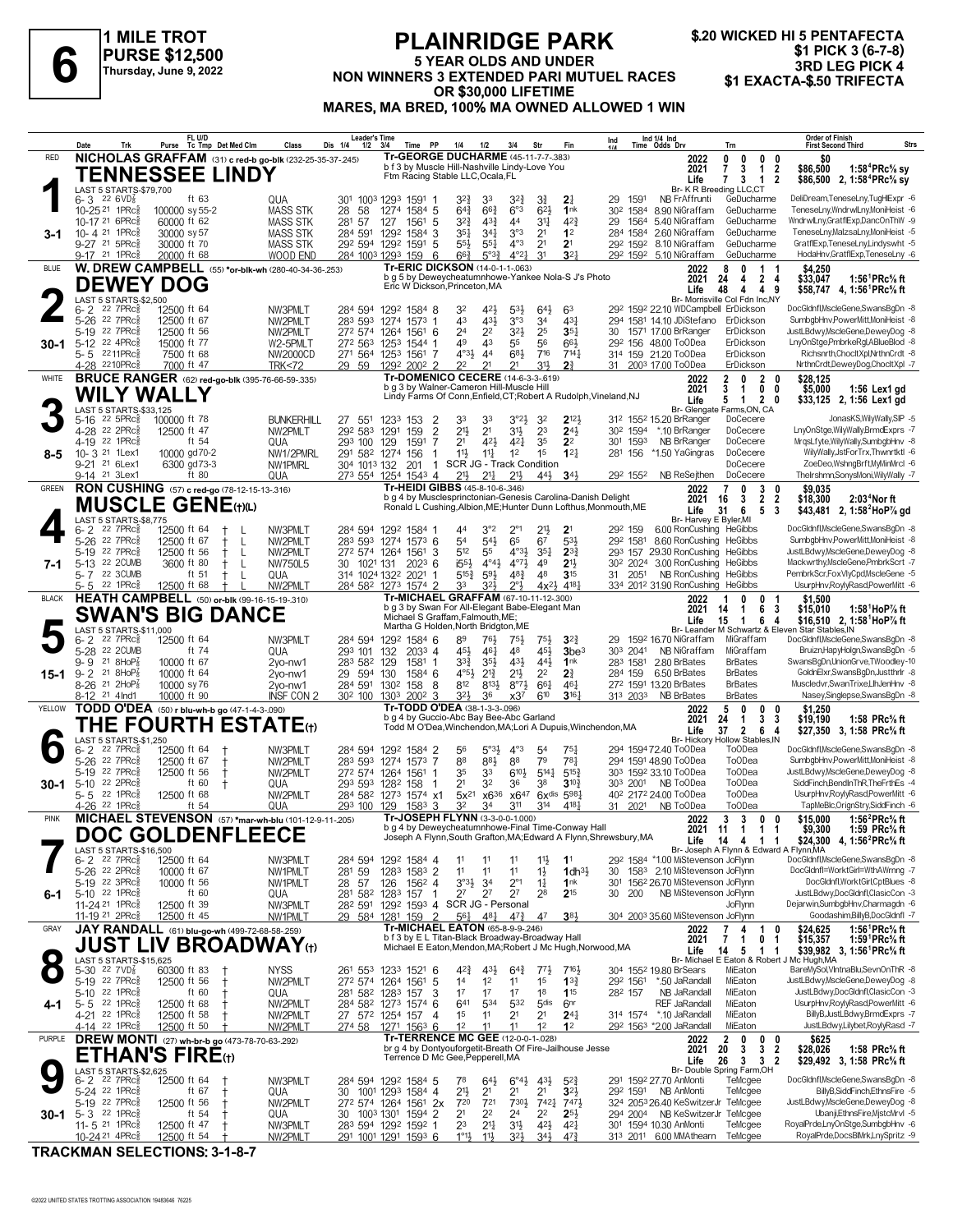# 6

**1 MILE TROT**
**PURSE $12,500**
**Thursday, June 9, 2022**

## PLAINRIDGE PARK

**5 YEAR OLDS AND UNDER**
**NON WINNERS 3 EXTENDED PARI MUTUEL RACES OR $30,000 LIFETIME**
**MARES, MA BRED, 100% MA OWNED ALLOWED 1 WIN**

**$.20 WICKED HI 5 PENTAFECTA**
**$1 PICK 3 (6-7-8)**
**3RD LEG PICK 4**
**$1 EXACTA-$.50 TRIFECTA**

---

### 1 — RED — 3-1
**NICHOLAS GRAFFAM** (31) c red-b go-blk (232-25-35-37-.245)
**TENNESSEE LINDY**
Tr-GEORGE DUCHARME (45-11-7-7-.383)
b f 3 by Muscle Hill-Nashville Lindy-Love You
Ftm Racing Stable LLC,Ocala,FL
Br- K R Breeding LLC,CT

| | Starts | Win | Place | Show | Earnings | Record |
|---|---|---|---|---|---|---|
| 2022 | 0 | 0 | 0 | 0 | $0 | |
| 2021 | 7 | 3 | 1 | 2 | $86,500 | 1:58⁴PRc⅝ sy |
| Life | 7 | 3 | 1 | 2 | $86,500 | 2, 1:58⁴PRc⅝ sy |

LAST 5 STARTS-$79,700

| Date | Trk | Purse | Cond | Class | 1/4 | 1/2 | 3/4 | Time | PP | 1/4 | 1/2 | 3/4 | Str | Fin | Ind Time | Odds | Drv | Trn | Order of Finish |
|---|---|---|---|---|---|---|---|---|---|---|---|---|---|---|---|---|---|---|---|
| 6- 3 22 6VD⅝ | | | ft 63 | QUA | 30¹ | 100³ | 129³ | 159¹ 1 | | 3²¾ | 3³ | 3²¾ | 3¾ | 2¾ | 29 159¹ | | NB FrAffrunti | GeDucharme | DeliDream,TeneseLny,TugHExpr -6 |
| 10-25 21 1PRc⅝ | 100000 | sy 55-2 | | MASS STK | 28 | 58 | 127⁴ | 158⁴ 5 | | 6⁴¾ | 6⁶¾ | 6⁴¾ | 6²¾ | 1nk | 30² 158⁴ | 8.90 | NiGraffam | GeDucharme | TeneseLny,WndrwlLny,MoniHeist -6 |
| 10-17 21 6PRc⅝ | 60000 | ft 62 | | MASS STK | 28¹ | 57 | 127 | 156¹ 5 | | 3²¾ | 4³¾ | 4⁴ | 3¹¾ | 4²¾ | 29 156⁴ | 5.40 | NiGraffam | GeDucharme | WndrwlLny,GraffExp,DancOnThW -9 |
| 10- 4 21 1PRc⅝ | 30000 | sy 57 | | MASS STK | 28⁴ | 59¹ | 129² | 158⁴ 3 | | 3⁵¾ | 3⁴¾ | 3°³ | 2¹ | 1² | 28⁴ 158⁴ | 2.60 | NiGraffam | GeDucharme | TeneseLny,MalzsaLny,MoniHeist -5 |
| 9-27 21 5PRc⅝ | 30000 | ft 70 | | MASS STK | 29² | 59⁴ | 129² | 159¹ 5 | | 5⁵¾ | 5⁵¾ | 4°³ | 2¹ | 2¹ | 29² 159² | 8.10 | NiGraffam | GeDucharme | GraffExp,TeneseLny,Lindyswht -5 |
| 9-17 21 1PRc⅝ | 20000 | ft 68 | | WOOD END | 28⁴ | 100³ | 129³ | 159 6 | | 6⁶¾ | 5°³¾ | 4°²¾ | 3¹ | 3²¾ | 29² 159² | 5.10 | NiGraffam | GeDucharme | HodaHnv,GraffExp,TeneseLny -6 |

### 2 — BLUE — 30-1
**W. DREW CAMPBELL** (55) *or-blk-wh (280-40-34-36-.253)
**DEWEY DOG**
Tr-ERIC DICKSON (14-0-1-1-.063)
b g 5 by Deweycheatumnhowe-Yankee Nola-S J's Photo
Eric W Dickson,Princeton,MA
Br- Morrisville Col Fdn Inc,NY

| | Starts | Win | Place | Show | Earnings | Record |
|---|---|---|---|---|---|---|
| 2022 | 8 | 0 | 1 | 1 | $4,250 | |
| 2021 | 24 | 4 | 2 | 4 | $33,047 | 1:56¹PRc⅝ ft |
| Life | 48 | 4 | 4 | 9 | $58,747 | 4, 1:56¹PRc⅝ ft |

LAST 5 STARTS-$2,500

| Date | Trk | Purse | Cond | Class | 1/4 | 1/2 | 3/4 | Time | PP | 1/4 | 1/2 | 3/4 | Str | Fin | Ind Time | Odds | Drv | Trn | Order of Finish |
|---|---|---|---|---|---|---|---|---|---|---|---|---|---|---|---|---|---|---|---|
| 6- 2 22 7PRc⅝ | 12500 | ft 64 | | NW3PMLT | 28⁴ | 59⁴ | 129² | 158⁴ 8 | | 3² | 4²¾ | 5³¾ | 6⁴¾ | 6³ | 29² 159² | 22.10 | WDCampbell | ErDickson | DocGldnfl,MscleGene,SwansBgDn -8 |
| 5-26 22 7PRc⅝ | 12500 | ft 67 | | NW2PMLT | 28³ | 59³ | 127⁴ | 157³ 1 | | 4³ | 4³¾ | 3°³ | 3⁴ | 4³¾ | 29⁴ 158¹ | 14.10 | JDiStefano | ErDickson | SumbgbHnv,PowerMitt,MoniHeist -8 |
| 5-19 22 7PRc⅝ | 12500 | ft 56 | | NW2PMLT | 27² | 57⁴ | 126⁴ | 156¹ 6 | | 2⁴ | 2² | 3²¾ | 2⁵ | 3⁵¾ | 30 157¹ | 17.00 | BrRanger | ErDickson | JustLBdwy,MscleGene,DeweyDog -8 |
| 5-12 22 4PRc⅝ | 15000 | ft 77 | | W2-5PMLT | 27² | 56³ | 125³ | 154⁴ 1 | | 4⁹ | 4³ | 5⁵ | 5⁶ | 6⁶¾ | 29² 156 | 48.00 | ToODea | ErDickson | LnyOnStge,PmbrkeRgl,ABlueBlod -8 |
| 5- 5 22 11PRc⅝ | 7500 | ft 68 | | NW2000CD | 27¹ | 56⁴ | 125³ | 156¹ 5 | | 4°³¾ | 4⁴ | 6⁸¾ | 7¹⁶ | 7¹⁴¾ | 31⁴ 159 | 21.20 | ToODea | ErDickson | Richsnrth,ChocltXpl,NrthnCrdt -8 |
| 4-28 22 10PRc⅝ | 7000 | ft 47 | | TRK<72 | 29 | 59 | 129² | 200² 2 | | 2² | 2¹ | 2¹ | 3¹¾ | 2¾ | 31 200³ | 17.00 | ToODea | ErDickson | NrthnCrdt,DeweyDog,ChocltXpl -7 |

### 3 — WHITE — 8-5
**BRUCE RANGER** (62) red-go-blk (395-76-66-59-.335)
**WILY WALLY**
Tr-DOMENICO CECERE (14-6-3-3-.619)
b g 3 by Walner-Cameron Hill-Muscle Hill
Lindy Farms Of Conn,Enfield,CT;Robert A Rudolph,Vineland,NJ
Br- Glengate Farms,ON, CA

| | Starts | Win | Place | Show | Earnings | Record |
|---|---|---|---|---|---|---|
| 2022 | 2 | 0 | 2 | 0 | $28,125 | |
| 2021 | 3 | 1 | 0 | 0 | $5,000 | 1:56 Lex1 gd |
| Life | 5 | 1 | 2 | 0 | $33,125 | 2, 1:56 Lex1 gd |

LAST 5 STARTS-$33,125

| Date | Trk | Purse | Cond | Class | 1/4 | 1/2 | 3/4 | Time | PP | 1/4 | 1/2 | 3/4 | Str | Fin | Ind Time | Odds | Drv | Trn | Order of Finish |
|---|---|---|---|---|---|---|---|---|---|---|---|---|---|---|---|---|---|---|---|
| 5-16 22 5PRc⅝ | 100000 | ft 78 | | BUNKERHILL | 27 | 55¹ | 123³ | 153 2 | | 3³ | 3³ | 3°²¾ | 3² | 2¹²¾ | 31² 155² | 15.20 | BrRanger | DoCecere | JonasKS,WilyWally,SIP -5 |
| 4-28 22 2PRc⅝ | 12500 | ft 47 | | NW2PMLT | 29² | 58³ | 129¹ | 159 2 | | 2¹¾ | 2¹ | 3¹¾ | 2³ | 2⁴¾ | 30² 159⁴ | *.10 | BrRanger | DoCecere | LnyOnStge,WilyWally,BrmdExprs -7 |
| 4-19 22 1PRc⅝ | | ft 54 | | QUA | 29³ | 100 | 129 | 159¹ 7 | | 2¹ | 4²¾ | 4²¾ | 3⁵ | 2² | 30¹ 159³ | | NB BrRanger | DoCecere | MrqsLfyte,WilyWally,SumbgbHnv -8 |
| 10- 3 21 1Lex1 | 10000 | gd 70-2 | | NW1/2PMRL | 29¹ | 58² | 127⁴ | 156 1 | | 1¹¾ | 1¹¾ | 1² | 1⁵ | 1²¾ | 28¹ 156 | *1.50 | YaGingras | DoCecere | WilyWally,JstForTrx,Thwnrtktl -6 |
| 9-21 21 6Lex1 | 6300 | gd 73-3 | | NW1PMRL | 30⁴ | 101³ | 132 | 201 1 | | SCR JG - Track Condition | | | | | | | | DoCecere | ZoeDeo,WshngBrft,MyMinMrcl -6 |
| 9-14 21 3Lex1 | | ft 80 | | QUA | 27³ | 55⁴ | 125⁴ | 154³ 4 | | 2¹¾ | 2¹¾ | 2¹¾ | 4⁴¾ | 3⁴¾ | 29² 155² | | NB ReSejthen | DoCecere | Thelrshmn,SonysMoni,WilyWally -7 |

### 4 — GREEN — 7-1
**RON CUSHING** (57) c red-go (78-12-15-13-.316)
**MUSCLE GENE**(t)(L)
Tr-HEIDI GIBBS (45-8-10-6-.346)
b g 4 by Musclesprinctonian-Genesis Carolina-Danish Delight
Ronald L Cushing,Albion,ME;Hunter Dunn Lofthus,Monmouth,ME
Br- Harvey E Byler,MI

| | Starts | Win | Place | Show | Earnings | Record |
|---|---|---|---|---|---|---|
| 2022 | 7 | 0 | 3 | 0 | $9,035 | |
| 2021 | 16 | 3 | 2 | 2 | $18,300 | 2:03⁴Nor ft |
| Life | 31 | 6 | 5 | 3 | $43,481 | 2, 1:58²Nop⅞ gd |

LAST 5 STARTS-$8,775

| Date | Trk | Purse | Cond | Class | 1/4 | 1/2 | 3/4 | Time | PP | 1/4 | 1/2 | 3/4 | Str | Fin | Ind Time | Odds | Drv | Trn | Order of Finish |
|---|---|---|---|---|---|---|---|---|---|---|---|---|---|---|---|---|---|---|---|
| 6- 2 22 7PRc⅝ | 12500 | ft 64 | † L | NW3PMLT | 28⁴ | 59⁴ | 129² | 158⁴ 1 | | 4⁴ | 3°² | 2°¹ | 2¹¾ | 2¹ | 29² 159 | 6.00 | RonCushing | HeGibbs | DocGldnfl,MscleGene,SwansBgDn -8 |
| 5-26 22 7PRc⅝ | 12500 | ft 67 | † L | NW2PMLT | 28³ | 59³ | 127⁴ | 157³ 6 | | 5⁴ | 5⁴¾ | 6⁵ | 6⁷ | 5³¾ | 29² 158¹ | 8.60 | RonCushing | HeGibbs | SumbgbHnv,PowerMitt,MoniHeist -8 |
| 5-19 22 7PRc⅝ | 12500 | ft 56 | † L | NW2PMLT | 27² | 57⁴ | 126⁴ | 156¹ 3 | | 5¹² | 5⁵ | 4°³¾ | 3⁵¾ | 2⁵¾ | 29³ 157 | 29.30 | RonCushing | HeGibbs | JustLBdwy,MscleGene,DeweyDog -8 |
| 5-13 22 2CUMB | 3600 | ft 80 | † L | NW750L5 | 30 | 102¹ | 131 | 202³ 6 | | i5⁵¾ | 4°⁴¾ | 4°⁷¾ | 4⁹ | 2¹¾ | 30² 202⁴ | 3.00 | RonCushing | HeGibbs | Mackwrthy,MscleGene,PmbrkScrt -7 |
| 5- 7 22 3CUMB | | ft 51 | † L | QUA | 31⁴ | 102⁴ | 132² | 202¹ 1 | | 5¹⁵¾ | 5⁹¾ | 4⁸¾ | 4⁸ | 3¹⁵ | 31 205¹ | | NB RonCushing | HeGibbs | PembrkScr,FoxVlyCpd,MscleGene -5 |
| 5- 5 22 1PRc⅝ | 12500 | ft 68 | † L | NW2PMLT | 28⁴ | 58² | 127³ | 157⁴ 2 | | 3³ | 3²¾ | 2°¹¾ | 4x²¾ | 4¹⁸¾ | 33⁴ 201² | 31.90 | RonCushing | HeGibbs | UsurpHnv,RoylyRasd,PowerMitt -6 |

### 5 — BLACK — 15-1
**HEATH CAMPBELL** (50) or-blk (99-16-15-19-.310)
**SWAN'S BIG DANCE**
Tr-MICHAEL GRAFFAM (67-10-11-12-.300)
b g 3 by Swan For All-Elegant Babe-Elegant Man
Michael S Graffam,Falmouth,ME;
Martha G Holden,North Bridgton,ME
Br- Leander M Schwartz & Eleven Star Stables,IN

| | Starts | Win | Place | Show | Earnings | Record |
|---|---|---|---|---|---|---|
| 2022 | 1 | 0 | 0 | 1 | $1,500 | |
| 2021 | 14 | 1 | 6 | 3 | $15,010 | 1:58¹HoP⅞ ft |
| Life | 15 | 1 | 6 | 4 | $16,510 | 2, 1:58¹HoP⅞ ft |

LAST 5 STARTS-$11,000

| Date | Trk | Purse | Cond | Class | 1/4 | 1/2 | 3/4 | Time | PP | 1/4 | 1/2 | 3/4 | Str | Fin | Ind Time | Odds | Drv | Trn | Order of Finish |
|---|---|---|---|---|---|---|---|---|---|---|---|---|---|---|---|---|---|---|---|
| 6- 2 22 7PRc⅝ | 12500 | ft 64 | | NW3PMLT | 28⁴ | 59⁴ | 129² | 158⁴ 6 | | 8⁹ | 7⁶¾ | 7⁵¾ | 7⁵¾ | 3²¾ | 29 159² | 16.70 | NiGraffam | MiGraffam | DocGldnfl,MscleGene,SwansBgDn -8 |
| 5-28 22 2CUMB | | ft 74 | | QUA | 29³ | 101 | 132 | 203³ 4 | | 4⁵¾ | 4⁶¾ | 4⁸ | 4⁵¾ | 3be³ | 30³ 204¹ | | NB NiGraffam | MiGraffam | Bruizn,HapyHolgn,SwansBgDn -5 |
| 9- 9 21 8HoP⅞ | 10000 | ft 67 | | 2yo-nw1 | 28³ | 58² | 129 | 158¹ 1 | | 3³¾ | 3⁵¾ | 4³¾ | 4⁴¾ | 1nk | 28³ 158¹ | 2.80 | BrBates | BrBates | SwansBgDn,UnionGrve,TWoodley -10 |
| 9- 2 21 8HoP⅞ | 10000 | ft 64 | | 2yo-nw1 | 29 | 59⁴ | 130 | 158⁴ 6 | | 4°⁵¾ | 2¹¾ | 2¹¾ | 2² | 2¾ | 28⁴ 159 | 6.50 | BrBates | BrBates | GoldnElxr,SwansBgDn,Justthrlr -8 |
| 8-26 21 2HoP⅞ | 10000 | sy 76 | | 2yo-nw1 | 28⁴ | 59¹ | 130² | 158 8 | | 8¹² | 8¹³¾ | 8°⁷¾ | 6⁶¾ | 4⁶¾ | 27² 159³ | 13.20 | BrBates | BrBates | Muscledvr,SwanTrixe,LlhJenHnv -8 |
| 8-12 21 4Ind1 | 10000 | ft 90 | | INSF CON 2 | 30² | 100 | 130³ | 200² 3 | | 3²¾ | 3⁶ | x3⁷ | 6¹⁰ | 3¹⁶¾ | 31³ 203³ | | NB BrBates | BrBates | Nasey,Singlepse,SwansBgDn -8 |

### 6 — YELLOW — 30-1
**TODD O'DEA** (50) r blu-wh-b go (47-1-4-3-.090)
**THE FOURTH ESTATE**(t)
Tr-TODD O'DEA (38-1-3-3-.096)
b g 4 by Guccio-Abc Bay Bee-Abc Garland
Todd M O'Dea,Winchendon,MA;Lori A Dupuis,Winchendon,MA
Br- Hickory Hollow Stables,IN

| | Starts | Win | Place | Show | Earnings | Record |
|---|---|---|---|---|---|---|
| 2022 | 5 | 0 | 0 | 0 | $1,250 | |
| 2021 | 24 | 1 | 3 | 3 | $19,190 | 1:58 PRc⅝ ft |
| Life | 37 | 2 | 6 | 4 | $27,350 | 3, 1:58 PRc⅝ ft |

LAST 5 STARTS-$1,250

| Date | Trk | Purse | Cond | Class | 1/4 | 1/2 | 3/4 | Time | PP | 1/4 | 1/2 | 3/4 | Str | Fin | Ind Time | Odds | Drv | Trn | Order of Finish |
|---|---|---|---|---|---|---|---|---|---|---|---|---|---|---|---|---|---|---|---|
| 6- 2 22 7PRc⅝ | 12500 | ft 64 | † | NW3PMLT | 28⁴ | 59⁴ | 129² | 158⁴ 2 | | 5⁶ | 5°³¾ | 4°³ | 5⁴ | 7⁵¾ | 29⁴ 159⁴ | 72.40 | ToODea | ToODea | DocGldnfl,MscleGene,SwansBgDn -8 |
| 5-26 22 7PRc⅝ | 12500 | ft 67 | † | NW2PMLT | 28³ | 59³ | 127⁴ | 157³ 7 | | 8⁸ | 8⁸¾ | 8⁸ | 7⁹ | 7⁸¾ | 29⁴ 159¹ | 48.90 | ToODea | ToODea | SumbgbHnv,PowerMitt,MoniHeist -8 |
| 5-19 22 7PRc⅝ | 12500 | ft 56 | † | NW2PMLT | 27² | 57⁴ | 126⁴ | 156¹ 1 | | 3⁵ | 3³ | 6¹⁰¾ | 5¹⁴¾ | 5¹⁵¾ | 30³ 159² | 33.10 | ToODea | ToODea | JustLBdwy,MscleGene,DeweyDog -8 |
| 5-10 22 2PRc⅝ | | ft 60 | † | QUA | 29³ | 59³ | 128² | 158 1 | | 2¹ | 3² | 3⁶ | 3⁸ | 3¹⁰¾ | 30³ 200¹ | | NB ToODea | ToODea | SiddFinch,BendInThR,TheFrthEs -4 |
| 5- 5 22 1PRc⅝ | 12500 | ft 68 | | NW2PMLT | 28⁴ | 58² | 127³ | 157⁴ x1 | | 5x²¹ | x6³⁶ | x6⁴⁷ | 6xdis | 5⁹⁸¾ | 40² 217² | 24.00 | ToODea | ToODea | UsurpHnv,RoylyRasd,PowerMitt -6 |
| 4-26 22 1PRc⅝ | | ft 54 | | QUA | 29³ | 100 | 129 | 158³ 3 | | 3² | 3⁴ | 3¹¹ | 3¹⁴ | 4¹⁸¾ | 31 202¹ | | NB ToODea | ToODea | TapMeBlc,OrignStry,SiddFinch -6 |

### 7 — PINK — 6-1
**MICHAEL STEVENSON** (57) *mar-wh-blu (101-12-9-11-.205)
**DOC GOLDENFLEECE**
Tr-JOSEPH FLYNN (3-3-0-0-1.000)
b g 4 by Deweycheatumnhowe-Final Time-Conway Hall
Joseph A Flynn,South Grafton,MA;Edward A Flynn,Shrewsbury,MA
Br- Joseph A Flynn & Edward A Flynn,MA

| | Starts | Win | Place | Show | Earnings | Record |
|---|---|---|---|---|---|---|
| 2022 | 3 | 3 | 0 | 0 | $15,000 | 1:56²PRc⅝ ft |
| 2021 | 11 | 1 | 1 | 1 | $9,300 | 1:59 PRc⅝ ft |
| Life | 14 | 4 | 1 | 1 | $24,300 | 4, 1:56²PRc⅝ ft |

LAST 5 STARTS-$16,500

| Date | Trk | Purse | Cond | Class | 1/4 | 1/2 | 3/4 | Time | PP | 1/4 | 1/2 | 3/4 | Str | Fin | Ind Time | Odds | Drv | Trn | Order of Finish |
|---|---|---|---|---|---|---|---|---|---|---|---|---|---|---|---|---|---|---|---|
| 6- 2 22 7PRc⅝ | 12500 | ft 64 | | NW3PMLT | 28⁴ | 59⁴ | 129² | 158⁴ 4 | | 1¹ | 1¹ | 1¹ | 1¹¾ | 1¹ | 29² 158⁴ | *1.00 | MiStevenson | JoFlynn | DocGldnfl,MscleGene,SwansBgDn -8 |
| 5-26 22 2PRc⅝ | 10000 | ft 67 | | NW1PMLT | 28¹ | 59 | 128³ | 158³ 2 | | 1¹ | 1¹ | 1¹ | 1¾ | 1dh³¾ | 30 158³ | 2.10 | MiStevenson | JoFlynn | DocGldnfl=WorktGirl=WthAWrnng -7 |
| 5-19 22 3PRc⅝ | 10000 | ft 56 | | NW1PMLT | 28 | 57 | 126 | 156² 4 | | 3°³¾ | 3⁴ | 2°¹ | 1¾ | 1nk | 30¹ 156² | 26.70 | MiStevenson | JoFlynn | DocGldnfl,WorktGirl,CptBlues -8 |
| 5-10 22 1PRc⅝ | | ft 60 | | QUA | 28¹ | 58² | 128³ | 157 1 | | 2⁷ | 2⁷ | 2⁷ | 2⁸ | 2¹⁵ | 30 200 | | NB MiStevenson | JoFlynn | JustLBdwy,DocGldnfl,ClasicCon -3 |
| 11-24 21 1PRc⅝ | 12500 | ft 39 | | NW3PMLT | 28² | 59¹ | 129² | 159³ 4 | | SCR JG - Personal | | | | | | | | JoFlynn | Dejarwin,SumbgbHnv,Charmagdn -6 |
| 11-19 21 2PRc⅝ | 12500 | ft 45 | | NW1PMLT | 29 | 58⁴ | 128¹ | 159 2 | | 5⁶¾ | 4⁸¾ | 4⁷¾ | 4⁷ | 3⁸¾ | 30⁴ 200³ | 35.60 | MiStevenson | JoFlynn | Goodashim,BillyB,DocGldnfl -7 |

### 8 — GRAY — 4-1
**JAY RANDALL** (61) blu-go-wh (499-72-68-58-.259)
**JUST LIV BROADWAY**(t)
Tr-MICHAEL EATON (65-8-9-9-.246)
b f 3 by E L Titan-Black Broadway-Broadway Hall
Michael E Eaton,Mendon,MA;Robert J Mc Hugh,Norwood,MA
Br- Michael E Eaton & Robert J Mc Hugh,MA

| | Starts | Win | Place | Show | Earnings | Record |
|---|---|---|---|---|---|---|
| 2022 | 7 | 4 | 1 | 0 | $24,625 | 1:56¹PRc⅝ ft |
| 2021 | 7 | 1 | 0 | 1 | $15,357 | 1:59¹PRc⅝ ft |
| Life | 14 | 5 | 1 | 1 | $39,982 | 3, 1:56¹PRc⅝ ft |

LAST 5 STARTS-$15,625

| Date | Trk | Purse | Cond | Class | 1/4 | 1/2 | 3/4 | Time | PP | 1/4 | 1/2 | 3/4 | Str | Fin | Ind Time | Odds | Drv | Trn | Order of Finish |
|---|---|---|---|---|---|---|---|---|---|---|---|---|---|---|---|---|---|---|---|
| 5-30 22 7VD⅝ | 60300 | ft 83 | † | NYSS | 26¹ | 55³ | 123³ | 152¹ 6 | | 4²¾ | 4³¾ | 6⁴¾ | 7⁷¾ | 7¹⁶¾ | 30⁴ 155² | 19.80 | BrSears | MiEaton | BareMySol,VlntnaBlu,SevnOnThR -8 |
| 5-19 22 7PRc⅝ | 12500 | ft 56 | † | NW2PMLT | 27² | 57⁴ | 126⁴ | 156¹ 5 | | 1⁴ | 1² | 1¹ | 1⁵ | 1³¾ | 29² 156¹ | *.50 | JaRandall | MiEaton | JustLBdwy,MscleGene,DeweyDog -8 |
| 5-10 22 1PRc⅝ | | ft 60 | † | QUA | 28¹ | 58² | 128³ | 157 3 | | 1⁷ | 1⁷ | 1⁷ | 1⁸ | 1¹⁵ | 28² 157 | | NB JaRandall | MiEaton | JustLBdwy,DocGldnfl,ClasicCon -3 |
| 5- 5 22 1PRc⅝ | 12500 | ft 68 | † | NW2PMLT | 28⁴ | 58² | 127³ | 157⁴ 6 | | 6⁴¹ | 5³⁴ | 5³² | 5dis | 6nr | | | REF JaRandall | MiEaton | UsurpHnv,RoylyRasd,PowerMitt -6 |
| 4-21 22 1PRc⅝ | 12500 | ft 58 | † | NW2PMLT | 27 | 57² | 125⁴ | 157 4 | | 1⁵ | 1¹ | 2¹ | 2¹ | 2⁴¾ | 31⁴ 157⁴ | *.10 | JaRandall | MiEaton | BillyB,JustLBdwy,BrmdExprs -7 |
| 4-14 22 1PRc⅝ | 12500 | ft 50 | † | NW2PMLT | 27⁴ | 58 | 127¹ | 156³ 6 | | 1² | 1¹ | 1¹ | 1² | 1² | 29² 156³ | *2.00 | JaRandall | MiEaton | JustLBdwy,Lilybet,RoylyRasd -7 |

### 9 — PURPLE — 30-1
**DREW MONTI** (27) wh-br-b go (473-78-70-63-.292)
**ETHAN'S FIRE**(t)
Tr-TERRENCE MC GEE (12-0-0-1-.028)
br g 4 by Dontyouforgetit-Breath Of Fire-Jailhouse Jesse
Terrence D Mc Gee,Pepperell,MA
Br- Double Spring Farm,OH

| | Starts | Win | Place | Show | Earnings | Record |
|---|---|---|---|---|---|---|
| 2022 | 2 | 0 | 0 | 0 | $625 | |
| 2021 | 20 | 3 | 3 | 2 | $28,026 | 1:58 PRc⅝ ft |
| Life | 26 | 3 | 3 | 2 | $29,492 | 3, 1:58 PRc⅝ ft |

LAST 5 STARTS-$2,625

| Date | Trk | Purse | Cond | Class | 1/4 | 1/2 | 3/4 | Time | PP | 1/4 | 1/2 | 3/4 | Str | Fin | Ind Time | Odds | Drv | Trn | Order of Finish |
|---|---|---|---|---|---|---|---|---|---|---|---|---|---|---|---|---|---|---|---|
| 6- 2 22 7PRc⅝ | 12500 | ft 64 | † | NW3PMLT | 28⁴ | 59⁴ | 129² | 158⁴ 5 | | 7⁸ | 6⁴¾ | 6°⁴¾ | 4³¾ | 5²¾ | 29¹ 159² | 27.70 | AnMonti | TeMcgee | DocGldnfl,MscleGene,SwansBgDn -8 |
| 5-24 22 1PRc⅝ | | ft 67 | † | QUA | 30 | 100¹ | 129³ | 158⁴ 4 | | 2¹¾ | 2¹ | 2¹ | 2¹ | 3²¾ | 29² 159¹ | | NB AnMonti | TeMcgee | BillyB,SiddFinch,EthnsFire -5 |
| 5-19 22 7PRc⅝ | 12500 | ft 56 | † | NW2PMLT | 27² | 57⁴ | 126⁴ | 156¹ 2x | | 7²⁰ | 7²¹ | 7³⁰¾ | 7⁴²¾ | 7⁴⁷¾ | 32⁴ 205³ | 26.40 | KeSwitzerJr | TeMcgee | JustLBdwy,MscleGene,DeweyDog -8 |
| 5- 3 22 1PRc⅝ | | ft 54 | † | QUA | 30 | 100³ | 130¹ | 159⁴ 2 | | 2¹ | 2² | 2⁴ | 2² | 2⁵¾ | 29⁴ 200⁴ | | NB KeSwitzerJr | TeMcgee | UbanjiEthnsFire,MjstcMrvl -5 |
| 11- 5 21 1PRc⅝ | 12500 | ft 47 | † | NW3PMLT | 28³ | 59⁴ | 129² | 159² 1 | | 2³ | 2¹¾ | 3¹¾ | 4²¾ | 4²¾ | 30¹ 159⁴ | 10.30 | AnMonti | TeMcgee | RoyalPrde,LnyOnStge,SumbgbHnv -6 |
| 10-24 21 4PRc⅝ | 12500 | ft 54 | | NW2PMLT | 29¹ | 100¹ | 129¹ | 159³ 6 | | 1°¹¾ | 1¹¾ | 3²¾ | 3⁴¾ | 4⁷¾ | 31³ 201¹ | 6.00 | MMAthearn | TeMcgee | RoyalPrde,DocsBlMrk,LnySpritz -9 |

**TRACKMAN SELECTIONS: 3-1-8-7**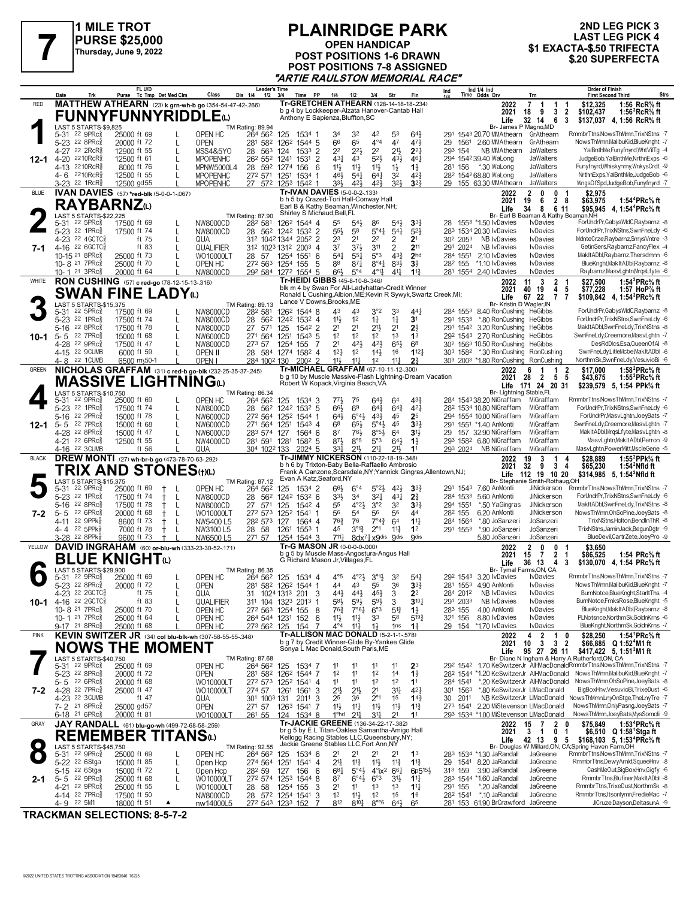# 7

**1 MILE TROT**
**PURSE $25,000**
Thursday, June 9, 2022

# PLAINRIDGE PARK

**OPEN HANDICAP**
**POST POSITIONS 1-6 DRAWN**
**POST POSITIONS 7-8 ASSIGNED**
**"ARTIE RAULSTON MEMORIAL RACE"**

**2ND LEG PICK 3**
**LAST LEG PICK 4**
**$1 EXACTA-$.50 TRIFECTA**
**$.20 SUPERFECTA**

---

## 1 — RED — 12-1
**MATTHEW ATHEARN** (23) k grn-wh-b go (354-54-47-42-.266)
**FUNNYFUNNYRIDDLE(L)**
Tr-GRETCHEN ATHEARN (128-14-18-18-.234)
b g 4 by Lockkeeper-Alzata Hanover-Cantab Hall
Anthony E Sapienza,Bluffton,SC
Br- James P Magno,MD

| | Starts | Win | 2nd | 3rd | Earnings | Record |
|---|---|---|---|---|---|---|
| 2022 | 7 | 1 | 1 | 1 | $12,325 | 1:56 RcR⅝ ft |
| 2021 | 18 | 9 | 3 | 2 | $102,437 | 1:56³RcR⅝ ft |
| Life | 32 | 14 | 6 | 3 | $137,037 | 4, 1:56 RcR⅝ ft |

LAST 5 STARTS-$9,825 — TM Rating: 89.94

| Date | Trk | Purse | Class | Times | 1/4 | 1/2 | 3/4 | Str | Fin | Ind | Odds Drv | Trn | Order of Finish |
|---|---|---|---|---|---|---|---|---|---|---|---|---|---|
| 5-31 22 9PRc⅝ | | 25000 ft 69 L | OPEN HC | 26⁴ 56² 125 153⁴ 1 | 3⁴ | 3² | 4² | 5³ | 6⁴¼ | 29¹ 154³ | 20.70 MMAthearn | GrAthearn | RmmbrTtns,NowsThMmn,TrixNStns -7 |
| 5-23 22 8PRc⅝ | | 20000 ft 72 L | OPEN | 28¹ 58² 126² 154⁴ 5 | 6⁶ | 6⁵ | 4°⁴ | 4⁷ | 4⁷½ | 29 156¹ | 2.60 MMAthearn | GrAthearn | NowsThMmn,MalibuKid,BlueKnght -7 |
| 4-27 22 2RcR⅝ | | 12900 ft 55 L | MSS4&5YO | 28 56³ 124 153³ 2 | 2² | 2²½ | 2² | 2²½ | 2²¾ | 29³ 154 | NB MMAthearn | JaWalters | YalBnthMe,Funyfnyrd,WhtVilTg -4 |
| 4-20 22 10RcR⅝ | | 12500 ft 61 L | MPOPENHC | 26² 55² 124¹ 153¹ 2 | 4³½ | 4³ | 5²½ | 4³½ | 4⁶¼ | 29⁴ 154² | 39.40 WaLong | JaWalters | JudgeBob,YalBnthMe,NrthnExps -6 |
| 4-13 22 10RcR⅝ | | 8000 ft 76 L | MPNW5000L4 | 28 59² 127⁴ 156 6 | 1½ | 1½ | 1½ | 1½ | 1½ | 28¹ 156 | *.30 WaLong | JaWalters | Funyfnyrd,Whiskynmy,WnkysCrdt -9 |
| 4-6 22 10RcR⅝ | | 12500 ft 55 L | MPOPENHC | 27² 57¹ 125¹ 153⁴ 1 | 4⁶½ | 5⁴½ | 6⁴¼ | 3² | 4²¾ | 28² 154² | 68.80 WaLong | JaWalters | NrthnExps,YalBnthMe,JudgeBob -6 |
| 3-23 22 1RcR⅝ | | 12500 gd55 L | MPOPENHC | 27 57² 125³ 154² 1 | 3³½ | 4²½ | 4²½ | 3²½ | 3²¾ | 29 155 | 63.30 MMAthearn | JaWalters | WngsOfSpd,JudgeBob,Funyfnyrd -7 |

## 2 — BLUE — 7-1
**IVAN DAVIES** (57) *red-blk (5-0-0-1-.067)
**RAYBARNZ(L)**
Tr-IVAN DAVIES (5-0-0-2-.133)
b h 5 by Crazed-Tori Hall-Conway Hall
Earl B & Kathy Beaman,Winchester,NH;
Shirley S Michaud,Bell,FL
Br- Earl B Beaman & Kathy Beaman,NH

| | Starts | Win | 2nd | 3rd | Earnings | Record |
|---|---|---|---|---|---|---|
| 2022 | 2 | 0 | 0 | 1 | $2,975 | |
| 2021 | 19 | 6 | 2 | 8 | $63,975 | 1:54⁴PRc⅝ ft |
| Life | 34 | 8 | 6 | 11 | $95,945 | 4, 1:54⁴PRc⅝ ft |

LAST 5 STARTS-$22,225 — TM Rating: 87.90

| Date | Trk | Purse | Class | Times | 1/4 | 1/2 | 3/4 | Str | Fin | Ind | Odds Drv | Trn | Order of Finish |
|---|---|---|---|---|---|---|---|---|---|---|---|---|---|
| 5-31 22 5PRc⅝ | | 17500 ft 69 L | NW8000CD | 28² 58¹ 126² 154⁴ 4 | 5⁵ | 5⁴½ | 8⁶ | 5⁴½ | 3³¾ | 28 155³ | *1.50 IvDavies | IvDavies | ForUndrPr,GabysWldC,Raybarnz -8 |
| 5-23 22 1PRc⅝ | | 17500 ft 74 L | NW8000CD | 28 56² 124² 153² 4 | 5⁵½ | 5⁸ | 5°⁴¼ | 5⁴½ | 5²½ | 28³ 153⁴ | 20.30 IvDavies | IvDavies | ForUndrPr,TrixNStns,SwnFneLdy -6 |
| 4-23 22 4GCTC⅝ | | ft 75 L | QUA | 31² 104² 134⁴ 205² 2 | 2³ | 2¹ | 2² | 2 | 2¹ | 30² 205³ | NB IvDavies | IvDavies | MdnteCrze,Raybarnz,SmysVntre -3 |
| 4-16 22 6GCTC⅝ | | ft 83 L | QUALIFIER | 31² 102³ 131² 200³ 4 | 3⁷ | 3⁷½ | 3¹¹ | 2 | 2¹¹ | 29¹ 202⁴ | NB IvDavies | IvDavies | GetinSers,Raybarnz,FancyFlex -4 |
| 10-15 21 8PRc⅝ | | 25000 ft 73 L | WO10000LT | 28 57 125⁴ 155¹ 6 | 5⁴¾ | 5⁵½ | 5°³ | 4³¾ | 2hd | 28⁴ 155¹ | 2.10 IvDavies | IvDavies | MakItADbl,Raybarnz,Thersdmnn -6 |
| 10-8 21 7PRc⅝ | | 25000 ft 70 L | OPEN HC | 27² 56³ 125⁴ 155 5 | 8⁸ | 8⁷½ | 8°⁴½ | 8³½ | 3½ | 28² 155 | *1.10 IvDavies | IvDavies | BlueKnght,MakItADbl,Raybarnz -8 |
| 10-1 21 3PRc⅝ | | 20000 ft 64 L | NW8000CD | 29² 58⁴ 127² 155⁴ 5 | 6⁶½ | 5°⁴ | 4°¹¼ | 4¹¼ | 1¹¾ | 28¹ 155⁴ | 2.40 IvDavies | IvDavies | Raybarnz,MasvLghtn,MrqsLfyte -6 |

## 3 — WHITE — 10-1
**RON CUSHING** (57) c red-go (78-12-15-13-.316)
**SWAN FINE LADY(L)**
Tr-HEIDI GIBBS (45-8-10-6-.346)
blk m 4 by Swan For All-Ladyhattan-Credit Winner
Ronald L Cushing,Albion,ME;Kevin R Sywyk,Swartz Creek,MI;
Lance V Downs,Brooks,ME
Br- Kristin D Wagler,IN

| | Starts | Win | 2nd | 3rd | Earnings | Record |
|---|---|---|---|---|---|---|
| 2022 | 11 | 3 | 2 | 1 | $27,500 | 1:54³PRc⅝ ft |
| 2021 | 40 | 19 | 4 | 5 | $77,228 | 1:57 HoP⅞ ft |
| Life | 67 | 22 | 7 | 7 | $109,842 | 4, 1:54³PRc⅝ ft |

LAST 5 STARTS-$15,375 — TM Rating: 89.13

| Date | Trk | Purse | Class | Times | 1/4 | 1/2 | 3/4 | Str | Fin | Ind | Odds Drv | Trn | Order of Finish |
|---|---|---|---|---|---|---|---|---|---|---|---|---|---|
| 5-31 22 5PRc⅝ | | 17500 ft 69 L | NW8000CD | 28² 58¹ 126² 154⁴ 8 | 4³ | 4³ | 3°² | 3³ | 4⁴¼ | 28⁴ 155³ | 8.40 RonCushing | HeGibbs | ForUndrPr,GabysWldC,Raybarnz -8 |
| 5-23 22 1PRc⅝ | | 17500 ft 74 L | NW8000CD | 28 56² 124² 153² 6 | 1½ | 1² | 1¾ | 1¾ | 3¹ | 29¹ 153³ | *.80 RonCushing | HeGibbs | ForUndrPr,TrixNStns,SwnFneLdy -6 |
| 5-16 22 8PRc⅝ | | 17500 ft 78 L | NW8000CD | 27 57¹ 125 154² 2 | 2¹ | 2¹ | 2¹½ | 2¹ | 2½ | 29¹ 154² | 3.20 RonCushing | HeGibbs | MakItADbl,SwnFneLdy,TrixNStns -8 |
| 5-5 22 7PRc⅝ | | 15000 ft 68 L | NW6000CD | 27¹ 56⁴ 125¹ 154³ 5 | 1² | 1² | 1² | 1³ | 1³ | 29² 154³ | 2.70 RonCushing | HeGibbs | SwnFneLdy,Creemore,MasvLghtn -7 |
| 4-28 22 9PRc⅝ | | 17500 ft 47 L | NW8000CD | 27³ 57 125⁴ 155 7 | 2¹ | 4²½ | 4²½ | 6⁵½ | 6⁸ | 30² 156³ | 10.50 RonCushing | HeGibbs | DesRdDlcs,Esa,QueenOfAl -8 |
| 4-15 22 9CUMB | | 6000 ft 59 L | OPEN II | 28 58⁴ 127⁴ 158² 4 | 1²½ | 1² | 1⁴½ | 1⁶ | 1¹²¼ | 30³ 158² | *.30 RonCushing | RonCushing | SwnFneLdy,LitleMcbe,MakItADbl -6 |
| 4-8 22 1CUMB | | 6500 m 50-1 L | OPEN I | 28⁴ 100² 130 200² 2 | 1½ | 1½ | 1² | 1¼ | 2¾ | 30³ 200³ | *1.80 RonCushing | RonCushing | NorthrnSk,SwnFneLdy,VesuvioBi -6 |

## 4 — GREEN — 12-1
**NICHOLAS GRAFFAM** (31) c red-b go-blk (232-25-35-37-.245)
**MASSIVE LIGHTNING(L)**
Tr-MICHAEL GRAFFAM (67-10-11-12-.300)
b g 10 by Muscle Massive-Flash Lightning-Dream Vacation
Robert W Kopack,Virginia Beach,VA
Br- Lightning Stable,FL

| | Starts | Win | 2nd | 3rd | Earnings | Record |
|---|---|---|---|---|---|---|
| 2022 | 6 | 1 | 1 | 2 | $17,000 | 1:58²PRc⅝ ft |
| 2021 | 28 | 2 | 5 | 5 | $43,675 | 1:55³PRc⅝ ft |
| Life | 171 | 24 | 20 | 31 | $239,579 | 5, 1:54 PPk⅝ ft |

LAST 5 STARTS-$10,750 — TM Rating: 86.34

| Date | Trk | Purse | Class | Times | 1/4 | 1/2 | 3/4 | Str | Fin | Ind | Odds Drv | Trn | Order of Finish |
|---|---|---|---|---|---|---|---|---|---|---|---|---|---|
| 5-31 22 9PRc⅝ | | 25000 ft 69 L | OPEN HC | 26⁴ 56² 125 153⁴ 3 | 7⁷½ | 7⁵ | 6⁴½ | 6⁴ | 4³¾ | 28⁴ 154³ | 38.20 NiGraffam | MiGraffam | RmmbrTtns,NowsThMmn,TrixNStns -7 |
| 5-23 22 1PRc⅝ | | 17500 ft 74 L | NW8000CD | 28 56² 124² 153² 5 | 6⁶½ | 6⁹ | 6⁴¾ | 6⁴¾ | 4²¼ | 28² 153⁴ | 10.80 NiGraffam | MiGraffam | ForUndrPr,TrixNStns,SwnFneLdy -6 |
| 5-16 22 2PRc⅝ | | 15000 ft 78 L | NW6000CD | 27² 56⁴ 125² 154⁴ 1 | 6⁴½ | 6°⁴½ | 4³½ | 4⁵ | 2⁵ | 29⁴ 155⁴ | 10.00 NiGraffam | MiGraffam | ForUndrPr,MasvLghtn,JoeyBats -7 |
| 5-5 22 7PRc⅝ | | 15000 ft 68 L | NW6000CD | 27¹ 56⁴ 125¹ 154³ 4 | 6⁸ | 6⁵½ | 5°⁴½ | 4⁵ | 3³½ | 29¹ 155¹ | *1.40 AnMonti | MiGraffam | SwnFneLdy,Creemore,MasvLghtn -7 |
| 4-28 22 8PRc⅝ | | 15000 ft 47 L | NW6000CD | 28³ 57⁴ 127 156⁴ 6 | 8⁷ | 7⁶½ | 8°⁵½ | 6⁴ | 3¹½ | 29 157 | 32.90 NiGraffam | MiGraffam | MakItADbl,MrqsLfyte,MasvLghtn -8 |
| 4-21 22 6PRc⅝ | | 12500 ft 55 L | NW4000CD | 28¹ 59¹ 128¹ 158² 5 | 8⁷½ | 8°⁵ | 5°³ | 6⁴½ | 1½ | 29³ 158² | 6.80 NiGraffam | MiGraffam | MasvLghtn,MakItADbl,Perron -9 |
| 4-16 22 3CUMB | | ft 56 L | QUA | 30⁴ 102² 133 202⁴ 5 | 3³½ | 2¹½ | 2¹¼ | 2¹½ | 1¹ | 29³ 202⁴ | NB NiGraffam | MiGraffam | MasvLghtn,PowerMitt,MscleGene -5 |

## 5 — BLACK — 7-2
**DREW MONTI** (27) wh-br-b go (473-78-70-63-.292)
**TRIX AND STONES(†)(L)**
Tr-JIMMY NICKERSON (110-22-18-19-.348)
b h 6 by Trixton-Baby Bella-Raffaello Ambrosio
Frank A Canzone,Scarsdale,NY;Yannick Gingras,Allentown,NJ;
Evan A Katz,Seaford,NY
Br- Stephanie Smith-Rothaug,OH

| | Starts | Win | 2nd | 3rd | Earnings | Record |
|---|---|---|---|---|---|---|
| 2022 | 19 | 3 | 1 | 4 | $28,889 | 1:55²PPk⅝ ft |
| 2021 | 32 | 9 | 3 | 4 | $65,230 | 1:54²Nfld ft |
| Life | 112 | 19 | 10 | 20 | $314,985 | 5, 1:54²Nfld ft |

LAST 5 STARTS-$15,375 — TM Rating: 87.12

| Date | Trk | Purse | Class | Times | 1/4 | 1/2 | 3/4 | Str | Fin | Ind | Odds Drv | Trn | Order of Finish |
|---|---|---|---|---|---|---|---|---|---|---|---|---|---|
| 5-31 22 9PRc⅝ | | 25000 ft 69 † L | OPEN HC | 26⁴ 56² 125 153⁴ 2 | 6⁶½ | 6°⁴ | 5°²½ | 4²½ | 3³¾ | 29¹ 154³ | 7.60 AnMonti | JiNickerson | RmmbrTtns,NowsThMmn,TrixNStns -7 |
| 5-23 22 1PRc⅝ | | 17500 ft 74 † L | NW8000CD | 28 56² 124² 153² 6 | 3³½ | 3⁴ | 3²¼ | 4³½ | 2¾ | 28⁴ 153³ | 5.60 AnMonti | JiNickerson | ForUndrPr,TrixNStns,SwnFneLdy -6 |
| 5-16 22 8PRc⅝ | | 17500 ft 78 † L | NW8000CD | 27 57¹ 125 154² 4 | 5⁵ | 4°²½ | 3°² | 3² | 3³¾ | 29⁴ 155¹ | *.50 YaGingras | JiNickerson | MakItADbl,SwnFneLdy,TrixNStns -8 |
| 5-5 22 6PRc⅝ | | 20000 ft 68 † L | WO10000LT | 27² 57³ 125² 154¹ 1 | 5⁶ | 5⁴ | 5⁶ | 5⁶ | 4⁴ | 28² 155 | 6.20 AnMonti | JiNickerson | NowsThMmn,OhSoPine,JoeyBats -8 |
| 4-11 22 9PPk⅝ | | 8600 ft 73 † L | NW5400 L5 | 28² 57³ 127 156⁴ 6 | 7⁶¾ | 7⁶ | 7°⁴¾ | 6⁴ | 1¹¼ | 28⁴ 156⁴ | *.80 JoSanzeri | JoSanzeri | TrixNStns,Holton,BendInThR -8 |
| 4-4 22 5PPk⅝ | | 7000 ft 78 † L | NW3100 L5 | 28 58 126¹ 155³ 1 | 4⁵ | 3°¹¾ | 2°¹ | 1¹¼ | 1² | 29¹ 155³ | *.90 JoSanzeri | JoSanzeri | TrixNStns,JaminJack,BegunDgtr -9 |
| 3-28 22 8PPk⅝ | | 9600 ft 73 † L | NW6500 L5 | 27¹ 57 125⁴ 154³ 1 | 7¹¹¼ | 8dx7¼ | x9dis | 9dis | 9dis | | 5.80 JoSanzeri | JoSanzeri | BlueDevil,CartrZete,JoeyPro -9 |

## 6 — YELLOW — 10-1
**DAVID INGRAHAM** (60) or-blu-wh (333-23-30-52-.171)
**BLUE KNIGHT(L)**
Tr-G MASON JR (0-0-0-0-.000)
b g 5 by Muscle Mass-Angostura-Angus Hall
G Richard Mason Jr,Villages,FL
Br- Tymal Farms,ON, CA

| | Starts | Win | 2nd | 3rd | Earnings | Record |
|---|---|---|---|---|---|---|
| 2022 | 2 | 0 | 0 | 1 | $3,650 | |
| 2021 | 15 | 7 | 2 | 1 | $86,525 | 1:54 PRc⅝ ft |
| Life | 36 | 13 | 4 | 3 | $130,070 | 4, 1:54 PRc⅝ ft |

LAST 5 STARTS-$29,900 — TM Rating: 86.35

| Date | Trk | Purse | Class | Times | 1/4 | 1/2 | 3/4 | Str | Fin | Ind | Odds Drv | Trn | Order of Finish |
|---|---|---|---|---|---|---|---|---|---|---|---|---|---|
| 5-31 22 9PRc⅝ | | 25000 ft 69 L | OPEN HC | 26⁴ 56² 125 153⁴ 6 | 4°⁵ | 4°²½ | 3°¹½ | 3² | 5⁴¼ | 29² 154³ | 3.20 IvDavies | IvDavies | RmmbrTtns,NowsThMmn,TrixNStns -7 |
| 5-23 22 8PRc⅝ | | 20000 ft 72 L | OPEN | 28¹ 58² 126² 154⁴ 1 | 4⁴ | 4³ | 5⁵ | 3⁶ | 3³¾ | 28¹ 155³ | 4.90 AnMonti | IvDavies | NowsThMmn,MalibuKid,BlueKnght -7 |
| 4-23 22 2GCTC⅝ | | ft 75 L | QUA | 31 102⁴ 131³ 201 3 | 4⁴½ | 4⁴½ | 4⁵½ | 3 | 2² | 28⁴ 201² | NB IvDavies | IvDavies | BurnNotce,BlueKnght,StarltThs -4 |
| 4-16 22 2GCTC⅝ | | ft 83 L | QUALIFIER | 31¹ 104 132³ 201³ 1 | 5⁸½ | 5⁹½ | 5⁹½ | 3 | 3¹⁰½ | 29¹ 203³ | NB IvDavies | IvDavies | BurnNotce,FrnksRose,BlueKnght -5 |
| 10-8 21 7PRc⅝ | | 25000 ft 70 L | OPEN HC | 27² 56³ 125⁴ 155 8 | 7⁶¾ | 7°⁶½ | 6°³ | 5¹¾ | 1¾ | 28³ 155 | 4.00 AnMonti | IvDavies | BlueKnght,MakItADbl,Raybarnz -8 |
| 10-1 21 7PRc⅝ | | 25000 ft 64 L | OPEN HC | 26⁴ 54⁴ 123¹ 152 6 | 1½ | 1½ | 3³ | 5⁸ | 5¹⁹¾ | 32¹ 156 | 8.80 IvDavies | IvDavies | PLNotsnce,NorthmSk,GoldnKrns -6 |
| 9-17 21 8PRc⅝ | | 25000 ft 68 L | OPEN HC | 27³ 56² 125 154 7 | 4°⁴ | 1¹½ | 1½ | 1ns | 1¾ | 29 154 | *1.70 IvDavies | IvDavies | BlueKnght,NorthmSk,GoldnKrns -7 |

## 7 — PINK — 7-2
**KEVIN SWITZER JR** (34) col blu-blk-wh (307-58-55-55-.348)
**NOWS THE MOMENT**
Tr-ALLISON MAC DONALD (5-2-1-1-.578)
b g 7 by Credit Winner-Glide By-Yankee Glide
Sonya L Mac Donald,South Paris,ME
Br- Diane N Ingham & Harry A Rutherford,ON, CA

| | Starts | Win | 2nd | 3rd | Earnings | Record |
|---|---|---|---|---|---|---|
| 2022 | 4 | 2 | 1 | 0 | $28,250 | 1:54¹PRc⅝ ft |
| 2021 | 10 | 3 | 3 | 2 | $66,885 | Q 1:52⁴M1 ft |
| Life | 95 | 27 | 26 | 11 | $417,422 | 5, 1:51³M1 ft |

LAST 5 STARTS-$40,750 — TM Rating: 87.68

| Date | Trk | Purse | Class | Times | 1/4 | 1/2 | 3/4 | Str | Fin | Ind | Odds Drv | Trn | Order of Finish |
|---|---|---|---|---|---|---|---|---|---|---|---|---|---|
| 5-31 22 9PRc⅝ | | 25000 ft 69 | OPEN HC | 26⁴ 56² 125 153⁴ 7 | 1¹ | 1¹ | 1¹ | 1¹ | 2³ | 29² 154² | 1.70 KeSwitzerJr | AlMacDonald | RmmbrTtns,NowsThMmn,TrixNStns -7 |
| 5-23 22 8PRc⅝ | | 20000 ft 72 | OPEN | 28¹ 58² 126² 154⁴ 7 | 1² | 1¹ | 1² | 1⁴ | 1½ | 28² 154⁴ | *1.20 KeSwitzerJr | AlMacDonald | NowsThMmn,MalibuKid,BlueKnght -7 |
| 5-5 22 6PRc⅝ | | 20000 ft 68 | WO10000LT | 27² 57³ 125² 154¹ 4 | 1¹ | 1¹ | 1² | 1² | 1¹ | 28⁴ 154¹ | *.20 KeSwitzerJr | AlMacDonald | NowsThMmn,OhSoPine,JoeyBats -8 |
| 4-28 22 7PRc⅝ | | 25000 ft 47 | WO10000LT | 27⁴ 57 126¹ 156¹ 3 | 2¹½ | 2¹½ | 2¹ | 3¹¼ | 4²¼ | 30¹ 156³ | *.80 KeSwitzerJr | AlMacDonald | BigBoxHnv,VesuvioBi,TrixeDust -6 |
| 4-23 22 3CUMB | | ft 47 | QUA | 30¹ 100³ 131 201¹ 3 | 2⁵ | 3⁶ | 2°¹ | 1⁵ | 1⁴¾ | 30 2011 | NB KeSwitzerJr | LiMacDonald | NowsThMmn,LnyOnStge,TheLnyTre -7 |
| 7-2 21 8PRc⅝ | | 25000 gd57 | OPEN | 27¹ 57 126³ 154¹ 7 | 1½ | 1¹½ | 1¹½ | 1¹½ | 1¹¾ | 27³ 154¹ | 2.20 MiStevenson | LiMacDonald | NowsThMmn,OnlyPasng,JoeyBats -7 |
| 6-18 21 6PRc⅝ | | 20000 ft 81 | WO10000LT | 26¹ 55 124 153⁴ 8 | 1°hd | 2¹¾ | 3¹¾ | 2¹ | 1¹ | 29³ 153⁴ | *1.00 MiStevenson | LiMacDonald | NowsThMmn,JoeyBats,MysSomoli -9 |

## 8 — GRAY — 2-1
**JAY RANDALL** (61) blu-go-wh (499-72-68-58-.259)
**REMEMBER TITANS(L)**
Tr-JACKIE GREENE (136-34-22-17-.382)
br g 5 by E L Titan-Oaklea Samantha-Amigo Hall
Kellogg Racing Stables LLC,Queensbury,NY;
Jackie Greene Stables LLC,Fort Ann,NY
Br- Douglas W Millard,ON, CA;Spring Haven Farm,OH

| | Starts | Win | 2nd | 3rd | Earnings | Record |
|---|---|---|---|---|---|---|
| 2022 | 15 | 7 | 2 | 0 | $75,849 | 1:53⁴PRc⅝ ft |
| 2021 | 3 | 1 | 0 | 1 | $6,510 | Q 1:58¹Stga ft |
| Life | 42 | 13 | 9 | 5 | $168,103 | 5, 1:53⁴PRc⅝ ft |

LAST 5 STARTS-$45,750 — TM Rating: 92.55

| Date | Trk | Purse | Class | Times | 1/4 | 1/2 | 3/4 | Str | Fin | Ind | Odds Drv | Trn | Order of Finish |
|---|---|---|---|---|---|---|---|---|---|---|---|---|---|
| 5-31 22 9PRc⅝ | | 25000 ft 69 L | OPEN HC | 26⁴ 56² 125 153⁴ 6 | 2¹ | 2¹ | 2¹ | 2¹ | 1³ | 28³ 153⁴ | *1.30 JaRandall | JaGreene | RmmbrTtns,NowsThMmn,TrixNStns -7 |
| 5-22 22 6Stga | | 15000 ft 85 L | Open Hcp | 27⁴ 56⁴ 125¹ 154¹ 4 | 2¹½ | 1¹½ | 1¹½ | 1¹½ | 1¹¾ | 29 154¹ | 8.20 JaRandall | JaGreene | RmmbrTtns,DewyArnld,SqueeHnv -8 |
| 5-15 22 6Stga | | 15000 ft 72 L | Open Hcp | 28² 59 127 156 6 | 6⁸¼ | 5°⁴½ | 4°ix² | 6⁶½ | 6p5¹⁵½ | 31³ 159 | 3.90 JaRandall | JaGreene | CashMeOut,BigBoxHnv,Gigfy -6 |
| 5-5 22 9PRc⅝ | | 25000 ft 68 L | WO10000LT | 27² 57⁴ 125³ 154⁴ 8 | 8⁷ | 6°⁴½ | 6°³ | 3¹½ | 1¹¼ | 28³ 154⁴ | *1.60 JaRandall | JaGreene | RmmbrTtns,Blufiner,MakItADbl -8 |
| 4-21 22 9PRc⅝ | | 25000 ft 55 L | WO10000LT | 28 58 125⁴ 155 3 | 2¹ | 1¹ | 1³ | 1³ | 1¹¾ | 29¹ 155 | *.20 JaRandall | JaGreene | RmmbrTtns,TrixeDust,NorthrnSk -6 |
| 4-14 22 7PRc⅝ | | 17500 ft 50 L | NW8000CD | 28 57² 125⁴ 154¹ 3 | 1² | 1¹½ | 1² | 1⁵ | 1⁶ | 28² 154¹ | *.10 JaRandall | JaGreene | RmmbrTtns,Itsonlymn,FredieMac -7 |
| 4-9 22 5M1 | | 18000 ft 51 ▲ | nw14000L5 | 27² 54³ 123³ 152 7 | 8¹² | 8¹⁰½ | 8°°⁶ | 6⁴½ | 6⁵ | 28¹ 153 | 61.90 BrCrawford | JaGreene | JlCruze,Dayson,DeltasunA -9 |

**TRACKMAN SELECTIONS: 8-5-7-2**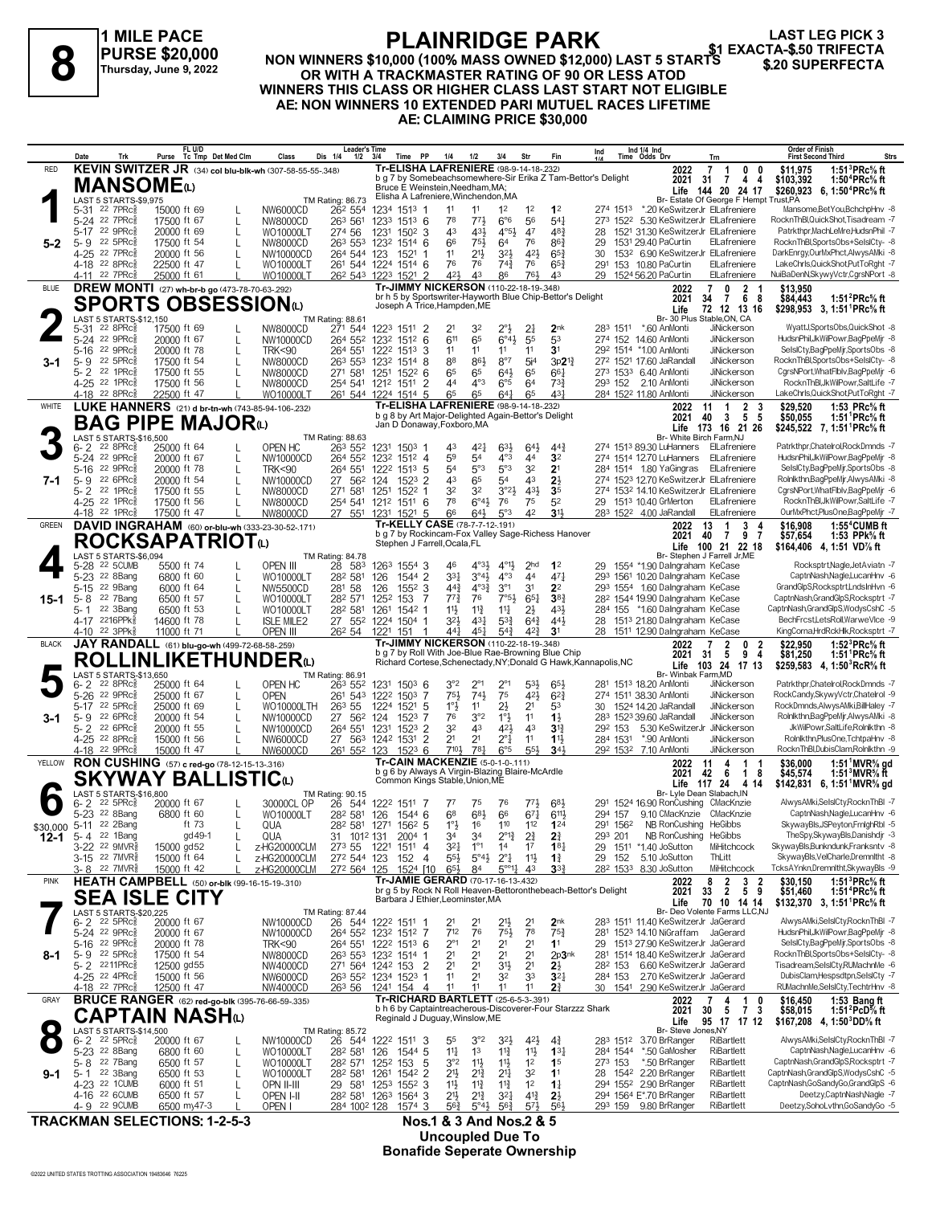# 8

**1 MILE PACE**
**PURSE $20,000**
Thursday, June 9, 2022

## PLAINRIDGE PARK

**NON WINNERS $10,000 (100% MASS OWNED $12,000) LAST 5 STARTS OR WITH A TRACKMASTER RATING OF 90 OR LESS ATOD WINNERS THIS CLASS OR HIGHER CLASS LAST START NOT ELIGIBLE**
**AE: NON WINNERS 10 EXTENDED PARI MUTUEL RACES LIFETIME**
**AE: CLAIMING PRICE $30,000**

**LAST LEG PICK 3**
**$1 EXACTA-$.50 TRIFECTA**
**$.20 SUPERFECTA**

---

### 1 — RED — MANSOME(L) — 5-2

**KEVIN SWITZER JR** (34) col blu-blk-wh (307-58-55-55-.348)
Tr-ELISHA LAFRENIERE (98-9-14-18-.232)
b g 7 by Somebeachsomewhere-Sir Erika Z Tam-Bettor's Delight
Bruce E Weinstein,Needham,MA;
Elisha A Lafreniere,Winchendon,MA
Br- Estate Of George F Hempt Trust,PA

| | Starts | Win | 2nd | 3rd | Earnings | Best |
|---|---|---|---|---|---|---|
| 2022 | 7 | 1 | 0 | 0 | $11,975 | 1:51³PRc⅝ ft |
| 2021 | 31 | 7 | 4 | 4 | $103,392 | 1:50⁴PRc⅝ ft |
| Life | 144 | 20 | 24 | 17 | $260,923 | 6, 1:50⁴PRc⅝ ft |

LAST 5 STARTS-$9,975 — TM Rating: 86.73

| Date | Trk | Purse | Cond | Class | 1/4 | 1/2 | 3/4 | Time | PP | 1/4 | 1/2 | 3/4 | Str | Fin | Ind 1/4 | Ind Time | Odds | Drv | Trn | Order of Finish |
|---|---|---|---|---|---|---|---|---|---|---|---|---|---|---|---|---|---|---|---|---|
| 5-31 22 7PRc⅝ | | 15000 | ft 69 L | NW6000CD | 26² | 55⁴ | 123⁴ | 151³ | 1 | 1¹ | 1¹ | 1² | 1² | 1² | 27⁴ | 151³ | *.20 | KeSwitzerJr | ElLafreniere | Mansome,BetYou,BchchpHnv -8 |
| 5-24 22 7PRc⅝ | | 17500 | ft 67 L | NW8000CD | 26³ | 56¹ | 123³ | 151³ | 6 | 7⁸ | 7⁷½ | 6°⁶ | 5⁶ | 5⁴¼ | 27³ | 152² | 5.30 | KeSwitzerJr | ElLafreniere | RocknThBl,QuickShot,Tisadream -7 |
| 5-17 22 9PRc⅝ | | 20000 | ft 69 L | WO10000LT | 27⁴ | 56 | 123¹ | 150² | 3 | 4³ | 4³½ | 4°⁵½ | 4⁷ | 4⁸¾ | 28 | 152¹ | 31.30 | KeSwitzerJr | ElLafreniere | Patrkthpr,MachLeMre,HudsnPhil -7 |
| 5-9 22 5PRc⅝ | | 17500 | ft 54 L | NW8000CD | 26³ | 55³ | 123² | 151⁴ | 6 | 6⁶ | 7⁵½ | 6⁴ | 7⁶ | 8⁶¾ | 29 | 153¹ | 29.40 | PaCurtin | ElLafreniere | RocknThBl,SportsObs+SelslCty- -8 |
| 4-25 22 7PRc⅝ | | 20000 | ft 56 L | NW10000CD | 26⁴ | 54⁴ | 123 | 152¹ | 1 | 1¹ | 2¹½ | 3²½ | 4²½ | 6⁵¾ | 30 | 153² | 6.90 | KeSwitzerJr | ElLafreniere | DarkEngy,OurMxPhct,AlwysAMki -8 |
| 4-18 22 8PRc⅝ | | 22500 | ft 47 L | WO10000LT | 26¹ | 54⁴ | 122⁴ | 151⁴ | 6 | 7⁶ | 7⁶ | 7⁴¾ | 7⁶ | 6⁵¾ | 29¹ | 153 | 10.80 | PaCurtin | ElLafreniere | LakeChrls,QuickShot,PutToRght -7 |
| 4-11 22 7PRc⅝ | | 25000 | ft 61 L | WO10000LT | 26² | 54³ | 122³ | 152¹ | 2 | 4²½ | 4³ | 8⁶ | 7⁶½ | 4³ | 29 | 152⁴ | 56.20 | PaCurtin | ElLafreniere | NuiBaDenN,SkywyVctr,CgrsNPort -8 |

### 2 — BLUE — SPORTS OBSESSION(L) — 3-1

**DREW MONTI** (27) wh-br-b go (473-78-70-63-.292)
Tr-JIMMY NICKERSON (110-22-18-19-.348)
br h 5 by Sportswriter-Hayworth Blue Chip-Bettor's Delight
Joseph A Trice,Hampden,ME
Br- 30 Plus Stable,ON, CA

| | Starts | Win | 2nd | 3rd | Earnings | Best |
|---|---|---|---|---|---|---|
| 2022 | 7 | 0 | 2 | 1 | $13,950 | |
| 2021 | 34 | 7 | 6 | 8 | $84,443 | 1:51²PRc⅝ ft |
| Life | 72 | 12 | 13 | 16 | $298,953 | 3, 1:51¹PRc⅝ ft |

LAST 5 STARTS-$12,150 — TM Rating: 88.61

| Date | Trk | Purse | Cond | Class | 1/4 | 1/2 | 3/4 | Time | PP | 1/4 | 1/2 | 3/4 | Str | Fin | Ind 1/4 | Ind Time | Odds | Drv | Trn | Order of Finish |
|---|---|---|---|---|---|---|---|---|---|---|---|---|---|---|---|---|---|---|---|---|
| 5-31 22 8PRc⅝ | | 17500 | ft 69 L | NW8000CD | 27¹ | 54⁴ | 122³ | 151¹ | 2 | 2¹ | 3² | 2°½ | 2¾ | 2nk | 28³ | 151¹ | *.60 | AnMonti | JiNickerson | WyattJ,SportsObs,QuickShot -8 |
| 5-24 22 9PRc⅝ | | 20000 | ft 67 L | NW10000CD | 26⁴ | 55² | 123² | 151² | 6 | 6¹¹ | 6⁵ | 6°⁴½ | 5⁵ | 5³ | 27⁴ | 152 | 14.60 | AnMonti | JiNickerson | HudsnPhil,JkWilPowr,BagPpeMjr -8 |
| 5-16 22 9PRc⅝ | | 20000 | ft 78 L | TRK<90 | 26⁴ | 55¹ | 122² | 151³ | 3 | 1¹ | 1¹ | 1¹ | 1¹ | 3¹ | 29² | 151⁴ | *1.00 | AnMonti | JiNickerson | SelslCty,BagPpeMjr,SportsObs -8 |
| 5-9 22 5PRc⅝ | | 17500 | ft 54 L | NW8000CD | 26³ | 55³ | 123² | 151⁴ | 8 | 8⁸ | 8⁶½ | 8°⁷ | 5j⁴ | 3p2¹¾ | 27² | 152¹ | 17.60 | JaRandall | JiNickerson | RocknThBl,SportsObs+SelslCty- -8 |
| 5-2 22 1PRc⅝ | | 17500 | ft 55 L | NW8000CD | 27¹ | 58¹ | 125¹ | 152² | 6 | 6⁵ | 6⁵ | 6⁴½ | 6⁵ | 6⁶½ | 27³ | 153³ | 6.40 | AnMonti | JiNickerson | CgrsNPort,WhatFlblv,BagPpeMjr -6 |
| 4-25 22 1PRc⅝ | | 17500 | ft 56 L | NW8000CD | 25⁴ | 54¹ | 121² | 151¹ | 2 | 4⁴ | 4°³ | 4°⁵ | 6⁴ | 7³¾ | 29³ | 152 | 2.10 | AnMonti | JiNickerson | RocknThBl,JkWilPowr,SaltLife -7 |
| 4-18 22 8PRc⅝ | | 22500 | ft 47 L | WO10000LT | 26¹ | 54⁴ | 122⁴ | 151⁴ | 5 | 6⁵ | 6⁵ | 6⁴¼ | 6⁵ | 4³¼ | 28⁴ | 152² | 11.80 | AnMonti | JiNickerson | LakeChrls,QuickShot,PutToRght -7 |

### 3 — WHITE — BAG PIPE MAJOR(L) — 7-1

**LUKE HANNERS** (21) d br-tn-wh (743-85-94-106-.232)
Tr-ELISHA LAFRENIERE (98-9-14-18-.232)
b g 8 by Art Major-Delighted Again-Bettor's Delight
Jan D Donaway,Foxboro,MA
Br- White Birch Farm,NJ

| | Starts | Win | 2nd | 3rd | Earnings | Best |
|---|---|---|---|---|---|---|
| 2022 | 11 | 1 | 2 | 3 | $29,520 | 1:53 PRc⅝ ft |
| 2021 | 40 | 3 | 5 | 5 | $50,055 | 1:51¹PRc⅝ ft |
| Life | 173 | 16 | 21 | 26 | $245,522 | 7, 1:51¹PRc⅝ ft |

LAST 5 STARTS-$16,500 — TM Rating: 88.63

| Date | Trk | Purse | Cond | Class | 1/4 | 1/2 | 3/4 | Time | PP | 1/4 | 1/2 | 3/4 | Str | Fin | Ind 1/4 | Ind Time | Odds | Drv | Trn | Order of Finish |
|---|---|---|---|---|---|---|---|---|---|---|---|---|---|---|---|---|---|---|---|---|
| 6-2 22 8PRc⅝ | | 25000 | ft 64 L | OPEN HC | 26³ | 55² | 123¹ | 150³ | 1 | 4³ | 4²¾ | 6³½ | 6⁴½ | 4⁴¾ | 27⁴ | 151³ | 89.30 | LuHanners | ElLafreniere | Patrkthpr,Chatelrol,RockDmnds -7 |
| 5-24 22 9PRc⅝ | | 20000 | ft 67 L | NW10000CD | 26⁴ | 55² | 123² | 151² | 4 | 5⁹ | 5⁴ | 4°³ | 4⁴ | 3² | 27⁴ | 151⁴ | 12.70 | LuHanners | ElLafreniere | HudsnPhil,JkWilPowr,BagPpeMjr -8 |
| 5-16 22 9PRc⅝ | | 20000 | ft 78 L | TRK<90 | 26⁴ | 55¹ | 122² | 151³ | 5 | 5⁴ | 5°³ | 5°³ | 3² | 2¹ | 28⁴ | 151⁴ | 1.80 | YaGingras | ElLafreniere | SelslCty,BagPpeMjr,SportsObs -8 |
| 5-9 22 6PRc⅝ | | 20000 | ft 54 L | NW10000CD | 27 | 56² | 124 | 152³ | 5 | 4³ | 6⁵ | 5⁴ | 4³ | 2¾ | 27⁴ | 152³ | 12.70 | KeSwitzerJr | ElLafreniere | Rolnlkthn,BagPpeMjr,AlwysAMki -8 |
| 5-2 22 1PRc⅝ | | 17500 | ft 55 L | NW8000CD | 27¹ | 58¹ | 125¹ | 152² | 1 | 3² | 3² | 3°²½ | 4³½ | 3⁵ | 27⁴ | 153² | 14.10 | KeSwitzerJr | ElLafreniere | CgrsNPort,WhatFlblv,BagPpeMjr -6 |
| 4-25 22 1PRc⅝ | | 17500 | ft 56 L | NW8000CD | 25⁴ | 54¹ | 121² | 151¹ | 6 | 7⁸ | 6°⁴½ | 7⁶ | 7⁵ | 5² | 29 | 151³ | 10.40 | GrMerton | ElLafreniere | RocknThBl,JkWilPowr,SaltLife -7 |
| 4-18 22 1PRc⅝ | | 17500 | ft 47 L | NW8000CD | 27 | 55¹ | 123¹ | 152¹ | 5 | 6⁶ | 6⁴½ | 5°³ | 4² | 3¹½ | 28³ | 152² | 4.00 | JaRandall | ElLafreniere | OurMxPhct,PlusOne,BagPpeMjr -7 |

### 4 — GREEN — ROCKSAPATRIOT(L) — 15-1

**DAVID INGRAHAM** (60) or-blu-wh (333-23-30-52-.171)
Tr-KELLY CASE (78-7-7-12-.191)
b g 7 by Rockincam-Fox Valley Sage-Richess Hanover
Stephen J Farrell,Ocala,FL
Br- Stephen J Farrell Jr,ME

| | Starts | Win | 2nd | 3rd | Earnings | Best |
|---|---|---|---|---|---|---|
| 2022 | 13 | 1 | 3 | 4 | $16,908 | 1:55⁴CUMB ft |
| 2021 | 40 | 7 | 9 | 7 | $57,654 | 1:53 PPk⅝ ft |
| Life | 100 | 21 | 22 | 18 | $164,406 | 4, 1:51 VD⅞ ft |

LAST 5 STARTS-$6,094 — TM Rating: 84.78

| Date | Trk | Purse | Cond | Class | 1/4 | 1/2 | 3/4 | Time | PP | 1/4 | 1/2 | 3/4 | Str | Fin | Ind 1/4 | Ind Time | Odds | Drv | Trn | Order of Finish |
|---|---|---|---|---|---|---|---|---|---|---|---|---|---|---|---|---|---|---|---|---|
| 5-28 22 5CUMB | | 5500 | ft 74 L | OPEN III | 28 | 58³ | 126³ | 155⁴ | 3 | 4⁶ | 4°³½ | 4°¹¼ | 2hd | 1² | 29 | 155⁴ | *1.90 | DaIngraham | KeCase | Rocksptr,Nagle,JetAviatn -7 |
| 5-23 22 8Bang | | 6800 | ft 60 L | WO10000LT | 28² | 58¹ | 126 | 154⁴ | 2 | 3³¾ | 3°⁴½ | 4°³ | 4⁴ | 4⁷¼ | 29³ | 156¹ | 10.80 | DaIngraham | KeCase | CaptnNash,Nagle,LucanHnv -6 |
| 5-15 22 9Bang | | 6000 | ft 64 L | NW5500CD | 28¹ | 58 | 126 | 155² | 3 | 4⁴¾ | 4°³¾ | 3°¹ | 3¹ | 2² | 29³ | 155⁴ | 1.60 | DaIngraham | KeCase | GrandGlpS,Rocksptrt,LndsInHvn -6 |
| 5-8 22 7Bang | | 6500 | ft 57 L | WO10000LT | 28² | 57¹ | 125² | 153 | 7 | 7⁷¾ | 7⁶ | 7°⁵½ | 6⁵¼ | 3⁸¾ | 28² | 154⁴ | 19.90 | DaIngraham | KeCase | CaptnNash,GrandGlpS,Rocksptrt -7 |
| 5-1 22 3Bang | | 6500 | ft 53 L | WO10000LT | 28² | 58¹ | 126¹ | 154² | 1 | 1¹½ | 1¹¾ | 1¹¾ | 2½ | 4³½ | 28⁴ | 155 | *1.60 | DaIngraham | KeCase | CaptnNash,GrandGlpS,WodysCshC -5 |
| 4-17 22 16PPk⅝ | | 14600 | ft 78 L | ISLE MILE2 | 27 | 55² | 122⁴ | 150⁴ | 1 | 3²½ | 4³¼ | 5³¾ | 6⁴¾ | 4⁴½ | 28 | 151³ | 21.80 | DaIngraham | KeCase | BechFrcst,LetsRoll,WarweVlce -9 |
| 4-10 22 3PPk⅝ | | 11000 | ft 71 L | OPEN III | 26² | 54 | 122¹ | 151 | 1 | 4⁴¼ | 4⁵½ | 5⁴¾ | 4²¾ | 3¹ | 28 | 151¹ | 12.90 | DaIngraham | KeCase | KingCorna,HrdRckHk,Rocksptrt -7 |

### 5 — BLACK — ROLLINLIKETHUNDER(L) — 3-1

**JAY RANDALL** (61) blu-go-wh (499-72-68-58-.259)
Tr-JIMMY NICKERSON (110-22-18-19-.348)
b g 7 by Roll With Joe-Blue Rae-Browning Blue Chip
Richard Cortese,Schenectady,NY;Donald G Hawk,Kannapolis,NC
Br- Winbak Farm,MD

| | Starts | Win | 2nd | 3rd | Earnings | Best |
|---|---|---|---|---|---|---|
| 2022 | 7 | 2 | 0 | 2 | $22,950 | 1:52³PRc⅝ ft |
| 2021 | 31 | 5 | 9 | 4 | $81,250 | 1:51¹PRc⅝ ft |
| Life | 103 | 24 | 17 | 13 | $259,583 | 4, 1:50³RcR⅝ ft |

LAST 5 STARTS-$13,650 — TM Rating: 86.91

| Date | Trk | Purse | Cond | Class | 1/4 | 1/2 | 3/4 | Time | PP | 1/4 | 1/2 | 3/4 | Str | Fin | Ind 1/4 | Ind Time | Odds | Drv | Trn | Order of Finish |
|---|---|---|---|---|---|---|---|---|---|---|---|---|---|---|---|---|---|---|---|---|
| 6-2 22 8PRc⅝ | | 25000 | ft 64 L | OPEN HC | 26³ | 55² | 123¹ | 150³ | 6 | 3°² | 2°¹ | 2°¹ | 5³½ | 6⁵½ | 28¹ | 151³ | 18.20 | AnMonti | JiNickerson | Patrkthpr,Chatelrol,RockDmnds -7 |
| 5-26 22 9PRc⅝ | | 25000 | ft 67 L | OPEN | 26¹ | 54³ | 122² | 150³ | 7 | 7⁵½ | 7⁴½ | 7⁵ | 4²½ | 6²¾ | 27⁴ | 151¹ | 38.30 | AnMonti | JiNickerson | RockCandy,SkywyVctr,Chatelrol -9 |
| 5-17 22 5PRc⅝ | | 25000 | ft 69 L | WO10000LTH | 26³ | 55 | 122⁴ | 152¹ | 5 | 1°½ | 1¹ | 2½ | 2¹ | 5³ | 30 | 152⁴ | 20.00 | JaRandall | JiNickerson | RockDmnds,AlwysAMki,BillHaley -7 |
| 5-9 22 6PRc⅝ | | 20000 | ft 54 L | NW10000CD | 27 | 56² | 124 | 152³ | 7 | 7⁶ | 3°² | 1°½ | 1¹ | 1¾ | 28³ | 152³ | 39.60 | JaRandall | JiNickerson | Rolnlkthn,BagPpeMjr,AlwysAMki -8 |
| 5-2 22 6PRc⅝ | | 20000 | ft 55 L | NW10000CD | 26⁴ | 55¹ | 123¹ | 152³ | 2 | 3² | 4³ | 4²½ | 4³ | 3¹¾ | 29² | 153 | 5.30 | KeSwitzerJr | JiNickerson | JkWilPowr,SaltLife,Rolnlkthn -8 |
| 4-25 22 8PRc⅝ | | 15000 | ft 56 L | NW6000CD | 27 | 56³ | 124² | 153¹ | 2 | 2¹ | 2¹ | 2°¾ | 1¹ | 1¹½ | 28⁴ | 153¹ | *.90 | AnMonti | JiNickerson | Rolnlkthn,PlusOne,TchtpaHnv -8 |
| 4-18 22 9PRc⅝ | | 15000 | ft 47 L | NW6000CD | 26¹ | 55² | 123 | 152³ | 6 | 7¹⁰½ | 7⁸½ | 6°⁵ | 5⁵½ | 3⁴½ | 29² | 153² | 7.10 | AnMonti | JiNickerson | RocknThBl,DubisClam,Rolnlkthn -9 |

### 6 — YELLOW — SKYWAY BALLISTIC(L) — 12-1 — $30,000

**RON CUSHING** (57) c red-go (78-12-15-13-.316)
Tr-CAIN MACKENZIE (5-0-1-0-.111)
b g 6 by Always A Virgin-Blazing Blaire-McArdle
Common Kings Stable,Union,ME
Br- Lyle Dean Slabach,IN

| | Starts | Win | 2nd | 3rd | Earnings | Best |
|---|---|---|---|---|---|---|
| 2022 | 11 | 4 | 1 | 1 | $36,000 | 1:51¹MVR⅝ gd |
| 2021 | 42 | 6 | 1 | 8 | $45,574 | 1:51³MVR⅝ ft |
| Life | 117 | 24 | 4 | 14 | $142,831 | 6, 1:51¹MVR⅝ gd |

LAST 5 STARTS-$16,800 — TM Rating: 90.15

| Date | Trk | Purse | Cond | Class | 1/4 | 1/2 | 3/4 | Time | PP | 1/4 | 1/2 | 3/4 | Str | Fin | Ind 1/4 | Ind Time | Odds | Drv | Trn | Order of Finish |
|---|---|---|---|---|---|---|---|---|---|---|---|---|---|---|---|---|---|---|---|---|
| 6-2 22 5PRc⅝ | | 20000 | ft 67 L | 30000CL OP | 26 | 54⁴ | 122² | 151¹ | 7 | 7⁷ | 7⁵ | 7⁶ | 7⁷½ | 6⁸½ | 29¹ | 152⁴ | 16.90 | RonCushing | CMacKnzie | AlwysAMki,SelslCty,RocknThBl -7 |
| 5-23 22 8Bang | | 6800 | ft 60 L | WO10000LT | 28² | 58¹ | 126 | 154⁴ | 6 | 6⁸ | 6⁸½ | 6⁶ | 6⁷¼ | 6¹¹½ | 29⁴ | 157 | 9.10 | CMacKnzie | CMacKnzie | CaptnNash,Nagle,LucanHnv -6 |
| 5-11 22 2Bang | | | ft 73 L | QUA | 28² | 58¹ | 127¹ | 156² | 5 | 1°½ | 1⁶ | 1¹⁰ | 1¹² | 1²⁴ | 29¹ | 156² | NB | RonCushing | HeGibbs | SkywayBls,JSPeyton,FrnlghRbl -5 |
| 5-4 22 1Bang | | | gd49-1 L | QUA | 31 | 101²131 | | 200⁴ | 1 | 3⁴ | 3⁴ | 2°¹¾ | 2¾ | 2¾ | 29³ | 201 | NB | RonCushing | HeGibbs | TheSpy,SkywayBls,Danishdjr -3 |
| 3-22 22 9MVR⅝ | | 15000 | gd52 L | z-HG20000CLM | 27³ | 55 | 122¹ | 151¹ | 4 | 3²½ | 1°¹ | 1⁴ | 1⁷ | 1⁸¼ | 29 | 151¹ | *1.40 | JoSutton | MiHitchcock | SkywayBls,Bunkndunk,Franksntv -8 |
| 3-15 22 7MVR⅝ | | 15000 | ft 64 L | z-HG20000CLM | 27² | 54⁴ | 123 | 152 | 4 | 5⁵½ | 5°⁴½ | 2°½ | 1¹½ | 1½ | 29 | 152 | 5.10 | JoSutton | ThLitt | SkywayBls,VelCharle,Dremnltht -8 |
| 3-8 22 7MVR⅝ | | 15000 | ft 42 L | z-HG20000CLM | 27² | 56⁴ | 125 | 152⁴ | [10 | 6⁵½ | 8⁴ | 5°°¹½ | 4³ | 3³¾ | 28² | 153³ | 8.30 | JoSutton | MiHitchcock | TcksAYnkn,Dremnltht,SkywayBls -9 |

### 7 — PINK — SEA ISLE CITY — 8-1

**HEATH CAMPBELL** (50) or-blk (99-16-15-19-.310)
Tr-JAMIE GERARD (70-17-16-13-.432)
br g 5 by Rock N Roll Heaven-Bettoronthebeach-Bettor's Delight
Barbara J Ethier,Leominster,MA
Br- Deo Volente Farms LLC,NJ

| | Starts | Win | 2nd | 3rd | Earnings | Best |
|---|---|---|---|---|---|---|
| 2022 | 8 | 2 | 3 | 2 | $30,150 | 1:51³PRc⅝ ft |
| 2021 | 33 | 2 | 5 | 9 | $51,460 | 1:51⁴PRc⅝ ft |
| Life | 70 | 10 | 14 | 14 | $132,370 | 3, 1:51¹PRc⅝ ft |

LAST 5 STARTS-$20,225 — TM Rating: 87.44

| Date | Trk | Purse | Cond | Class | 1/4 | 1/2 | 3/4 | Time | PP | 1/4 | 1/2 | 3/4 | Str | Fin | Ind 1/4 | Ind Time | Odds | Drv | Trn | Order of Finish |
|---|---|---|---|---|---|---|---|---|---|---|---|---|---|---|---|---|---|---|---|---|
| 6-2 22 5PRc⅝ | | 20000 | ft 67 | NW10000CD | 26 | 54⁴ | 122² | 151¹ | 1 | 2¹ | 2¹ | 2¹½ | 2¹ | 2nk | 28³ | 151¹ | 11.40 | KeSwitzerJr | JaGerard | AlwysAMki,SelslCty,RocknThBl -7 |
| 5-24 22 9PRc⅝ | | 20000 | ft 67 | NW10000CD | 26⁴ | 55² | 123² | 151² | 7 | 7¹² | 7⁶ | 7⁵½ | 7⁸ | 7⁵¾ | 28¹ | 152³ | 14.10 | NiGraffam | JaGerard | HudsnPhil,JkWilPowr,BagPpeMjr -8 |
| 5-16 22 9PRc⅝ | | 20000 | ft 78 | TRK<90 | 26⁴ | 55¹ | 122² | 151³ | 6 | 2°¹ | 2¹ | 2¹ | 2¹ | 1¹ | 29 | 151³ | 27.90 | KeSwitzerJr | JaGerard | SelslCty,BagPpeMjr,SportsObs -8 |
| 5-9 22 5PRc⅝ | | 17500 | ft 54 | NW8000CD | 26³ | 55³ | 123² | 151⁴ | 1 | 2¹ | 2¹ | 2¹ | 2¹ | 2p3nk | 28¹ | 151⁴ | 18.40 | KeSwitzerJr | JaGerard | RocknThBl,SportsObs+SelslCty- -8 |
| 5-2 22 11PRc⅝ | | 12500 | gd55 | NW4000CD | 27¹ | 56⁴ | 124² | 153 | 2 | 2¹ | 2¹ | 3¹½ | 2¹ | 2½ | 28² | 153 | 6.60 | KeSwitzerJr | JaGerard | Tisadream,SelslCty,RUMachnMe -6 |
| 4-25 22 4PRc⅝ | | 15000 | ft 56 | NW6000CD | 26³ | 55² | 123⁴ | 152³ | 1 | 1¹ | 2¹ | 3² | 3³ | 3²¼ | 28⁴ | 153 | 2.70 | KeSwitzerJr | JaGerard | DubisClam,Hespsdtpn,SelslCty -7 |
| 4-18 22 7PRc⅝ | | 12500 | ft 47 | NW4000CD | 26³ | 56 | 124¹ | 154 | 4 | 1¹ | 1¹ | 1¹ | 1¹ | 2¾ | 30 | 154¹ | 2.90 | KeSwitzerJr | JaGerard | RUMachnMe,SelslCty,TechtrHnv -8 |

### 8 — GRAY — CAPTAIN NASH(L) — 9-1

**BRUCE RANGER** (62) red-go-blk (395-76-66-59-.335)
Tr-RICHARD BARTLETT (25-6-5-3-.391)
b h 6 by Captaintreacherous-Discoverer-Four Starzzz Shark
Reginald J Duguay,Winslow,ME
Br- Steve Jones,NY

| | Starts | Win | 2nd | 3rd | Earnings | Best |
|---|---|---|---|---|---|---|
| 2022 | 7 | 4 | 1 | 0 | $16,450 | 1:53 Bang ft |
| 2021 | 30 | 5 | 7 | 3 | $58,015 | 1:51²PcD⅝ ft |
| Life | 95 | 17 | 17 | 12 | $167,208 | 4, 1:50³DD⅝ ft |

LAST 5 STARTS-$14,500 — TM Rating: 85.72

| Date | Trk | Purse | Cond | Class | 1/4 | 1/2 | 3/4 | Time | PP | 1/4 | 1/2 | 3/4 | Str | Fin | Ind 1/4 | Ind Time | Odds | Drv | Trn | Order of Finish |
|---|---|---|---|---|---|---|---|---|---|---|---|---|---|---|---|---|---|---|---|---|
| 6-2 22 5PRc⅝ | | 20000 | ft 67 L | NW10000CD | 26 | 54⁴ | 122² | 151¹ | 3 | 5⁵ | 3°² | 3²½ | 4²½ | 4¾ | 28³ | 151² | 3.70 | BrRanger | RiBartlett | AlwysAMki,SelslCty,RocknThBl -7 |
| 5-23 22 8Bang | | 6800 | ft 60 L | WO10000LT | 28² | 58¹ | 126 | 154⁴ | 5 | 1¹½ | 1³ | 1¹¾ | 1¹½ | 1³¼ | 28⁴ | 154⁴ | *.50 | GaMosher | RiBartlett | CaptnNash,Nagle,LucanHnv -6 |
| 5-8 22 7Bang | | 6500 | ft 57 L | WO10000LT | 28² | 57¹ | 125² | 153 | 5 | 3°² | 1¹½ | 1¹½ | 1² | 1⁵ | 27³ | 153 | *.50 | BrRanger | RiBartlett | CaptnNash,GrandGlpS,Rocksptrt -7 |
| 5-1 22 3Bang | | 6500 | ft 53 L | WO10000LT | 28² | 58¹ | 126¹ | 154² | 2 | 2¹½ | 2¹¾ | 2¹¾ | 3² | 1¹ | 28 | 154² | 2.20 | BrRanger | RiBartlett | CaptnNash,GrandGlpS,WodysCshC -5 |
| 4-23 22 1CUMB | | 6000 | ft 51 L | OPN II-III | 29 | 58¹ | 125³ | 155² | 3 | 1¹½ | 1¹¾ | 1¹¾ | 1² | 1¾ | 29⁴ | 155² | 2.90 | BrRanger | RiBartlett | CaptnNash,GoSandyGo,GrandGlpS -6 |
| 4-16 22 6CUMB | | 6500 | ft 57 L | OPEN I-II | 28² | 58¹ | 126³ | 156⁴ | 3 | 2¹½ | 2¹¾ | 3²¼ | 4¹¾ | 2½ | 29⁴ | 156⁴ | E*.70 | BrRanger | RiBartlett | Deetzy,CaptnNash,Nagle -7 |
| 4-9 22 9CUMB | | 6500 | my47-3 L | OPEN I | 28⁴ | 100² | 128 | 157⁴ | 3 | 5⁶¾ | 5°⁴¼ | 5⁶¾ | 5⁷½ | 5⁶½ | 29³ | 159 | 9.80 | BrRanger | RiBartlett | Deetzy,SohoLvthn,GoSandyGo -5 |

---

**TRACKMAN SELECTIONS: 1-2-5-3**

**Nos.1 & 3 And Nos.2 & 5**
**Uncoupled Due To**
**Bonafide Seperate Ownership**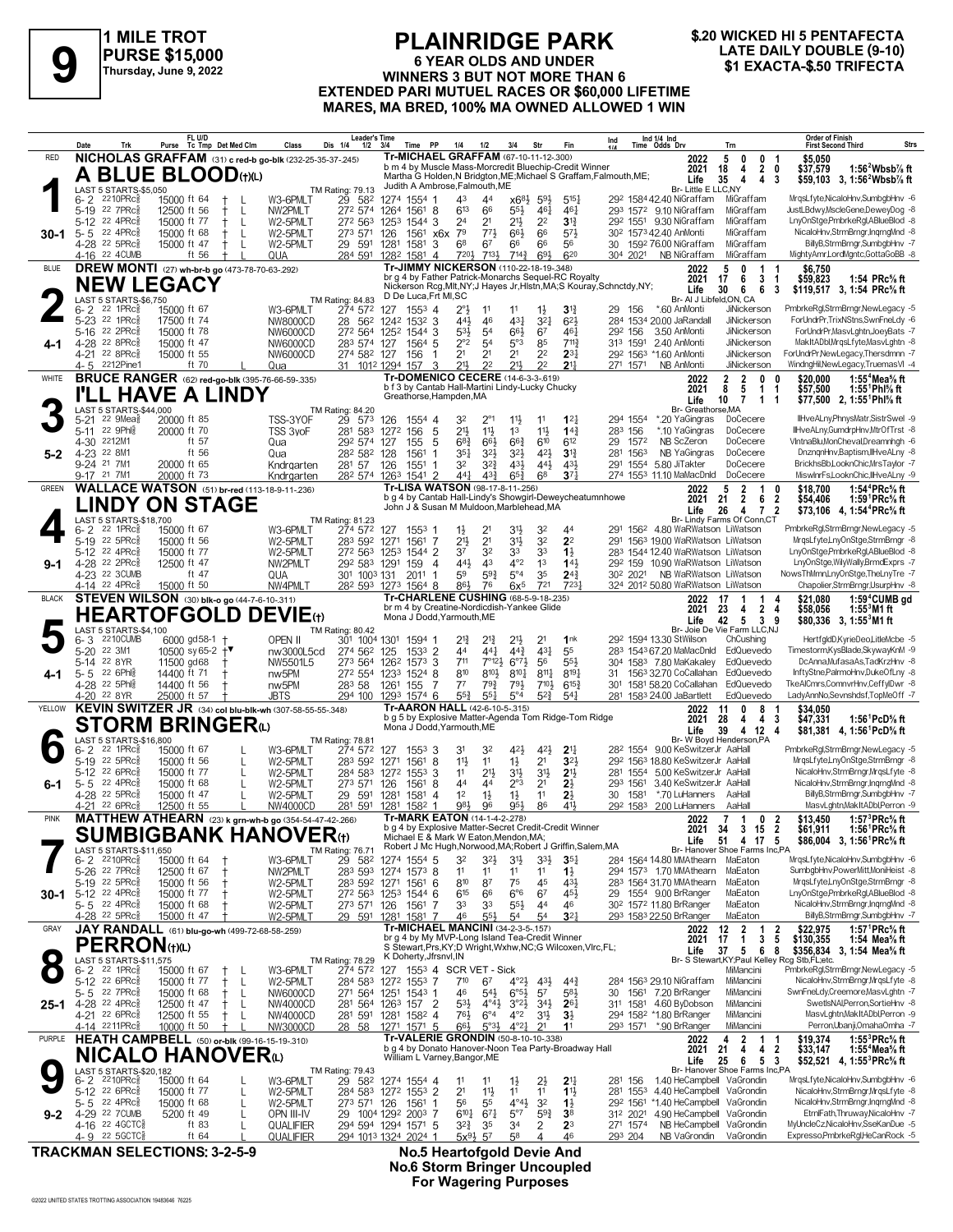# 9

**1 MILE TROT**
**PURSE $15,000**
**Thursday, June 9, 2022**

## PLAINRIDGE PARK

**6 YEAR OLDS AND UNDER**
**WINNERS 3 BUT NOT MORE THAN 6**
**EXTENDED PARI MUTUEL RACES OR $60,000 LIFETIME**
**MARES, MA BRED, 100% MA OWNED ALLOWED 1 WIN**

**$.20 WICKED HI 5 PENTAFECTA**
**LATE DAILY DOUBLE (9-10)**
**$1 EXACTA-$.50 TRIFECTA**

---

### 1 — RED — 30-1
**NICHOLAS GRAFFAM** (31) c red-b go-blk (232-25-35-37-.245)
**A BLUE BLOOD(†)(L)**
Tr-MICHAEL GRAFFAM (67-10-11-12-.300)
b m 4 by Muscle Mass-Morcredit Bluechip-Credit Winner
Martha G Holden,N Bridgton,ME;Michael S Graffam,Falmouth,ME;
Judith A Robinson,Falmouth,ME
LAST 5 STARTS-$5,050 — TM Rating: 79.13
2022: 5 0 0 1 $5,050 — 2021: 18 4 2 0 $37,579 1:56²Wbsb⅞ ft — Life: 35 4 4 3 $59,103 3, 1:56²Wbsb⅞ ft — Br- Little E LLC,NY

| Date | Trk | Purse | Cond | Class | Leader's Time | Time PP | 1/4 | 1/2 | 3/4 | Str | Fin | Ind Time | Odds Drv | Trn | Order of Finish |
|---|---|---|---|---|---|---|---|---|---|---|---|---|---|---|---|
| 6-2 22 10PRc⅝ | | 15000 ft 64 † L | | W3-6PMLT | 29 58² 127⁴ | 155⁴ 1 | 4³ | 4⁴ | x6⁸½ | 5⁹½ | 5¹⁵¼ | 29² 158⁴ | 42.40 NiGraffam | MiGraffam | MrqsLfyte,NicaloHnv,SumbgbHnv -6 |
| 5-19 22 7PRc⅝ | | 15000 ft 56 † L | | NW2PMLT | 27² 57⁴ 126⁴ | 156¹ 8 | 6¹³ | 6⁶ | 5⁵½ | 4⁶¼ | 4⁶¼ | 29³ 157² | 9.10 NiGraffam | MiGraffam | JustLBdwy,MscleGene,DeweyDog -8 |
| 5-12 22 4PRc⅝ | | 15000 ft 77 † L | | W2-5PMLT | 27² 56³ 125³ | 154⁴ 3 | 2⁴ | 2¹ | 2¹½ | 2² | 3¼ | 29² 155¹ | 9.30 NiGraffam | MiGraffam | LnyOnStge,PmbrkeRgl,ABlueBlod -8 |
| 5-5 22 4PRc⅝ | | 15000 ft 68 † L | | W2-5PMLT | 27³ 57¹ 126 | 156¹ x6x | 7⁹ | 7⁷½ | 6⁶½ | 6⁶ | 5⁷½ | 30² 157³ | 42.40 AnMonti | MiGraffam | NicaloHnv,StrmBrngr,InqrngMnd -8 |
| 4-28 22 5PRc⅝ | | 15000 ft 47 † L | | W2-5PMLT | 29 59¹ 128¹ | 158¹ 3 | 6⁸ | 6⁷ | 6⁶ | 6⁶ | 5⁶ | 30 159² | 76.00 NiGraffam | MiGraffam | BillyB,StrmBrngr,SumbgbHnv -7 |
| 4-16 22 4CUMB | | ft 56 † L | | QUA | 28⁴ 59¹ 128² | 158¹ 4 | 7²⁰½ | 7¹³½ | 7¹⁴¾ | 6⁹½ | 6²⁰ | 30⁴ 202¹ | NB NiGraffam | MiGraffam | MightyAmr,LordMgntc,GottaGoBB -8 |

### 2 — BLUE — 4-1
**DREW MONTI** (27) wh-br-b go (473-78-70-63-.292)
**NEW LEGACY**
Tr-JIMMY NICKERSON (110-22-18-19-.348)
br g 4 by Father Patrick-Monarchs Sequel-RC Royalty
Nickerson Rcg,Mlt,NY;J Hayes Jr,Hstn,MA;S Kouray,Schnctdy,NY;
D De Luca,Frt Ml,SC
LAST 5 STARTS-$6,750 — TM Rating: 84.83
2022: 5 0 1 1 $6,750 — 2021: 17 6 3 1 $59,823 1:54 PRc⅝ ft — Life: 30 6 6 3 $119,517 3, 1:54 PRc⅝ ft — Br- Al J Libfeld,ON, CA

| Date | Trk | Purse | Cond | Class | Leader's Time | Time PP | 1/4 | 1/2 | 3/4 | Str | Fin | Ind Time | Odds Drv | Trn | Order of Finish |
|---|---|---|---|---|---|---|---|---|---|---|---|---|---|---|---|
| 6-2 22 1PRc⅝ | | 15000 ft 67 | | W3-6PMLT | 27⁴ 57² 127 | 155³ 4 | 2°½ | 1¹ | 1¹ | 1½ | 3¾ | 29 156 | *.60 AnMonti | JiNickerson | PmbrkeRgl,StrmBrngr,NewLegacy -5 |
| 5-23 22 1PRc⅝ | | 17500 ft 74 | | NW8000CD | 28 56² 124² | 153² 3 | 4⁴½ | 4⁶ | 4³¼ | 3²¼ | 6²½ | 28⁴ 153⁴ | 20.00 JaRandall | JiNickerson | ForUndrPr,TrixNStns,SwnFneLdy -6 |
| 5-16 22 2PRc⅝ | | 15000 ft 78 | | NW6000CD | 27² 56⁴ 125² | 154⁴ 3 | 5³½ | 5⁴ | 6⁶½ | 6⁷ | 4⁶¼ | 29² 156 | 3.50 AnMonti | JiNickerson | ForUndrPr,MasvLghtn,JoeyBats -7 |
| 4-28 22 8PRc⅝ | | 15000 ft 47 | | NW6000CD | 28³ 57⁴ 127 | 156⁴ 5 | 2°² | 5⁴ | 5°³ | 8⁵ | 7¹¹¾ | 31³ 159¹ | 2.40 AnMonti | JiNickerson | MakItADbl,MrqsLfyte,MasvLghtn -8 |
| 4-21 22 8PRc⅝ | | 15000 ft 55 | | NW6000CD | 27⁴ 58² 127 | 156 1 | 2¹ | 2¹ | 2¹ | 2² | 2³¼ | 29² 156³ | *1.60 AnMonti | JiNickerson | ForUndrPr,NewLegacy,Thersdmnn -7 |
| 4-5 22 12Pine1 | | ft 70 | | Qua | 31 101² 129⁴ | 157 3 | 2¹½ | 2² | 2¹½ | 2² | 2¼ | 27¹ 157¹ | NB AnMonti | JiNickerson | WindngHil,NewLegacy,TruemasVl -4 |

### 3 — WHITE — 5-2
**BRUCE RANGER** (62) red-go-blk (395-76-66-59-.335)
**I'LL HAVE A LINDY**
Tr-DOMENICO CECERE (14-6-3-3-.619)
b f 3 by Cantab Hall-Martini Lindy-Lucky Chucky
Greathorse,Hampden,MA
LAST 5 STARTS-$44,000 — TM Rating: 84.20
2022: 2 2 0 0 $20,000 1:55⁴Mea⅝ ft — 2021: 8 5 1 1 $57,500 1:55¹Phl⅝ ft — Life: 10 7 1 1 $77,500 2, 1:55¹Phl⅝ ft — Br- Greathorse,MA

| Date | Trk | Purse | Cond | Class | Leader's Time | Time PP | 1/4 | 1/2 | 3/4 | Str | Fin | Ind Time | Odds Drv | Trn | Order of Finish |
|---|---|---|---|---|---|---|---|---|---|---|---|---|---|---|---|
| 5-21 22 9Mea⅝ | | 20000 ft 85 | | TSS-3YOF | 29 57³ 126 | 155⁴ 4 | 3² | 2°¹ | 1¹½ | 1¹ | 1²¼ | 29⁴ 155⁴ | *.20 YaGingras | DoCecere | IlHveALny,PhnysMatr,SistrSwel -9 |
| 5-11 22 9Phl⅝ | | 20000 ft 70 | | TSS 3yoF | 28¹ 58³ 127² | 156 5 | 2¹½ | 1¹½ | 1³ | 1¹½ | 1⁴¾ | 28³ 156 | *.10 YaGingras | DoCecere | IlHveALny,GumdrpHnv,MtrOfTrst -8 |
| 4-30 22 12M1 | | ft 57 | | Qua | 29² 57⁴ 127 | 155 5 | 6⁸¾ | 6⁶½ | 6⁸¾ | 6¹⁰ | 6¹² | 29 157² | NB ScZeron | DoCecere | VlntnaBlu,MonCheval,Dreamnhgh -6 |
| 4-23 22 8M1 | | ft 56 | | Qua | 28² 58² 128 | 156¹ 1 | 3⁵½ | 3²½ | 3²½ | 4²½ | 3¼ | 28¹ 156³ | NB YaGingras | DoCecere | DnznqnHnv,Baptism,IlHveALny -8 |
| 9-24 21 7M1 | | 20000 ft 65 | | Kndrgarten | 28¹ 57 126 | 155¹ 1 | 3² | 3²½ | 4³½ | 4⁴½ | 4³½ | 29¹ 155⁴ | 5.80 JiTakter | DoCecere | BrickhsBb,LooknChic,MrsTaylor -7 |
| 9-17 21 7M1 | | 20000 ft 73 | | Kndrgarten | 28² 57⁴ 126³ | 154¹ 2 | 4⁴½ | 4³¾ | 6⁵¾ | 6⁸ | 3⁷¼ | 27⁴ 155³ | 11.10 MaMacDnld | DoCecere | MiswlnrFs,LooknChic,IlHveALny -9 |

### 4 — GREEN — 9-1
**WALLACE WATSON** (51) br-red (113-18-9-11-.236)
**LINDY ON STAGE**
Tr-LISA WATSON (98-17-8-11-.256)
b g 4 by Cantab Hall-Lindy's Showgirl-Deweycheatumnhowe
John J & Susan M Muldoon,Marblehead,MA
LAST 5 STARTS-$18,700 — TM Rating: 81.23
2022: 5 2 1 0 $18,700 1:54⁴PRc⅝ ft — 2021: 21 2 6 2 $54,406 1:59¹PRc⅝ ft — Life: 26 4 7 2 $73,106 4, 1:54⁴PRc⅝ ft — Br- Lindy Farms Of Conn,CT

| Date | Trk | Purse | Cond | Class | Leader's Time | Time PP | 1/4 | 1/2 | 3/4 | Str | Fin | Ind Time | Odds Drv | Trn | Order of Finish |
|---|---|---|---|---|---|---|---|---|---|---|---|---|---|---|---|
| 6-2 22 1PRc⅝ | | 15000 ft 67 | | W3-6PMLT | 27⁴ 57² 127 | 155³ 1 | 1½ | 2¹ | 3¹½ | 3² | 4⁴ | 29¹ 156² | 4.80 WaRWatson | LiWatson | PmbrkeRgl,StrmBrngr,NewLegacy -5 |
| 5-19 22 5PRc⅝ | | 15000 ft 56 | | W2-5PMLT | 28³ 59² 127¹ | 156¹ 7 | 2¹½ | 2¹ | 3¹½ | 3² | 2² | 29¹ 156³ | 19.00 WaRWatson | LiWatson | MrqsLfyte,LnyOnStge,StrmBrngr -8 |
| 5-12 22 4PRc⅝ | | 15000 ft 77 | | W2-5PMLT | 27² 56³ 125³ | 154⁴ 2 | 3⁷ | 3² | 3³ | 3³ | 1½ | 28³ 154⁴ | 12.40 WaRWatson | LiWatson | LnyOnStge,PmbrkeRgl,ABlueBlod -8 |
| 4-28 22 2PRc⅝ | | 12500 ft 47 | | NW2PMLT | 29² 58³ 129¹ | 159 4 | 4⁴½ | 4³ | 4°² | 1³ | 1⁴½ | 29² 159 | 10.90 WaRWatson | LiWatson | LnyOnStge,WilyWally,BrmdExprs -7 |
| 4-23 22 3CUMB | | ft 47 | | QUA | 30¹ 100³ 131 | 201¹ 1 | 5⁹ | 5⁹¾ | 5°⁴ | 3⁵ | 2⁴¾ | 30² 202¹ | NB WaRWatson | LiWatson | NowsThMmn,LnyOnStge,TheLnyTre -7 |
| 4-14 22 4PRc⅝ | | 15000 ft 50 | | NW4PMLT | 28² 59³ 127³ | 156⁴ 8 | 8⁶½ | 7⁶ | 6x⁵ | 7²¹ | 7²³¼ | 32⁴ 201² | 50.80 WaRWatson | LiWatson | Chapolier,StrmBrngr,UsurpHnv -8 |

### 5 — BLACK — 4-1
**STEVEN WILSON** (30) blk-o go (44-7-6-10-.311)
**HEARTOFGOLD DEVIE(†)**
Tr-CHARLENE CUSHING (68-5-9-18-.235)
br m 4 by Creatine-Nordicdish-Yankee Glide
Mona J Dodd,Yarmouth,ME
LAST 5 STARTS-$4,100 — TM Rating: 80.42
2022: 17 1 1 4 $21,080 1:59⁴CUMB gd — 2021: 23 4 2 4 $58,056 1:55³M1 ft — Life: 42 5 3 9 $80,336 3, 1:55³M1 ft — Br- Joie De Vie Farm LLC,NJ

| Date | Trk | Purse | Cond | Class | Leader's Time | Time PP | 1/4 | 1/2 | 3/4 | Str | Fin | Ind Time | Odds Drv | Trn | Order of Finish |
|---|---|---|---|---|---|---|---|---|---|---|---|---|---|---|---|
| 6-3 22 10CUMB | | 6000 gd58-1 † | | OPEN II | 30¹ 100⁴ 130¹ | 159⁴ 1 | 2¹¾ | 2¹¾ | 2¹½ | 2¹ | 1ⁿᵏ | 29² 159⁴ | 13.30 StWilson | ChCushing | HertfgldD,KyrieDeo,LitleMcbe -5 |
| 5-20 22 3M1 | | 10500 sy65-2 †▼ | | nw3000L5cd | 27⁴ 56² 125 | 153³ 2 | 4⁴ | 4⁴¼ | 4⁴¾ | 4³½ | 5⁵ | 28³ 154³ | 67.20 MaMacDnld | EdQuevedo | Timestorm,KysBlade,SkywayKnM -9 |
| 5-14 22 8YR | | 11500 gd68 † | | NW5501L5 | 27³ 56⁴ 126² | 157³ 3 | 7¹¹ | 7°¹²½ | 6°⁷½ | 5⁶ | 5⁵½ | 30⁴ 158³ | 7.80 MaKakaley | EdQuevedo | DcAnna,MufasaAs,TadKrzHnv -8 |
| 5-5 22 6Phl⅝ | | 14400 ft 71 † | | nw5PM | 27² 55⁴ 123³ | 152⁴ 8 | 8¹⁰ | 8¹⁰¼ | 8¹⁰¼ | 8¹¹¼ | 8¹⁹¼ | 31 156³ | 32.70 CoCallahan | EdQuevedo | InftyStne,PalrmoHnv,DukeOfLny -8 |
| 4-28 22 5Phl⅝ | | 14400 ft 56 † | | nw5PM | 28³ 58 126¹ | 155 7 | 7⁷ | 7⁹¾ | 7⁹½ | 7¹⁰½ | 6¹⁵¾ | 30¹ 158¹ | 58.20 CoCallahan | EdQuevedo | TkeAlCmrs,CommvrHnv,CeffylDwr -8 |
| 4-20 22 8YR | | 25000 ft 57 † | | JBTS | 29⁴ 100 129³ | 157⁴ 6 | 5⁵¾ | 5⁵½ | 5°⁴ | 5²¾ | 5⁴¼ | 28¹ 158³ | 24.00 JaBartlett | EdQuevedo | LadyAnnNo,Sevnshdsf,TopMeOff -7 |

### 6 — YELLOW — 6-1
**KEVIN SWITZER JR** (34) col blu-blk-wh (358-58-55-55-.348)
**STORM BRINGER(L)**
Tr-AARON HALL (42-6-10-5-.315)
b g 5 by Explosive Matter-Agenda Tom Ridge-Tom Ridge
Mona J Dodd,Yarmouth,ME
LAST 5 STARTS-$16,800 — TM Rating: 78.81
2022: 11 0 8 1 $34,050 — 2021: 28 4 4 3 $47,331 1:56¹PcD⅝ ft — Life: 39 4 12 4 $81,381 4, 1:56¹PcD⅝ ft — Br- W Boyd Henderson,PA

| Date | Trk | Purse | Cond | Class | Leader's Time | Time PP | 1/4 | 1/2 | 3/4 | Str | Fin | Ind Time | Odds Drv | Trn | Order of Finish |
|---|---|---|---|---|---|---|---|---|---|---|---|---|---|---|---|
| 6-2 22 1PRc⅝ | | 15000 ft 67 L | | W3-6PMLT | 27⁴ 57² 127 | 155³ 3 | 3¹ | 3² | 4²½ | 4²½ | 2¹½ | 28² 155⁴ | 9.00 KeSwitzerJr | AaHall | PmbrkeRgl,StrmBrngr,NewLegacy -5 |
| 5-19 22 5PRc⅝ | | 15000 ft 56 L | | W2-5PMLT | 28³ 59² 127¹ | 156¹ 8 | 1¹½ | 1¹ | 1½ | 2¹ | 3²½ | 29² 156³ | 18.80 KeSwitzerJr | AaHall | MrqsLfyte,LnyOnStge,StrmBrngr -8 |
| 5-12 22 6PRc⅝ | | 15000 ft 77 L | | W2-5PMLT | 28⁴ 58³ 127² | 155³ 3 | 1¹ | 2¹½ | 3¹½ | 3¹½ | 2¹½ | 28¹ 155⁴ | 5.00 KeSwitzerJr | AaHall | NicaloHnv,StrmBrngr,MrqsLfyte -8 |
| 5-5 22 4PRc⅝ | | 15000 ft 68 L | | W2-5PMLT | 27³ 57¹ 126 | 156¹ 8 | 4⁴ | 4⁴ | 2°³ | 2¹ | 2½ | 29³ 156¹ | 3.40 KeSwitzerJr | AaHall | NicaloHnv,StrmBrngr,InqrngMnd -8 |
| 4-28 22 5PRc⅝ | | 15000 ft 47 L | | W2-5PMLT | 29 59¹ 128¹ | 158¹ 4 | 1² | 1½ | 1½ | 1¹ | 2½ | 30 158¹ | *.70 LuHanners | AaHall | BillyB,StrmBrngr,SumbgbHnv -7 |
| 4-21 22 6PRc⅝ | | 12500 ft 55 L | | NW4000CD | 28¹ 59¹ 128¹ | 158² 1 | 9⁸½ | 9⁶ | 9⁵½ | 8⁶ | 4¹½ | 29² 158³ | 2.00 LuHanners | AaHall | MasvLghtn,MakItADbl,Perron -9 |

### 7 — PINK — 30-1
**MATTHEW ATHEARN** (23) k grn-wh-b go (354-54-47-42-.266)
**SUMBIGBANK HANOVER(†)**
Tr-MARK EATON (14-1-4-2-.278)
b g 4 by Explosive Matter-Secret Credit-Credit Winner
Michael E & Mark W Eaton,Mendon,MA;
Robert J Mc Hugh,Norwood,MA;Robert J Griffin,Salem,MA
LAST 5 STARTS-$11,650 — TM Rating: 76.71
2022: 7 1 0 2 $13,450 1:57³PRc⅝ ft — 2021: 34 3 15 2 $61,911 1:56¹PRc⅝ ft — Life: 51 4 17 5 $86,004 3, 1:56¹PRc⅝ ft — Br- Hanover Shoe Farms Inc,PA

| Date | Trk | Purse | Cond | Class | Leader's Time | Time PP | 1/4 | 1/2 | 3/4 | Str | Fin | Ind Time | Odds Drv | Trn | Order of Finish |
|---|---|---|---|---|---|---|---|---|---|---|---|---|---|---|---|
| 6-2 22 10PRc⅝ | | 15000 ft 64 † | | W3-6PMLT | 29 58² 127⁴ | 155⁴ 5 | 3² | 3²½ | 3¹½ | 3³½ | 3⁵¼ | 28⁴ 156⁴ | 14.80 MMAthearn | MaEaton | MrqsLfyte,NicaloHnv,SumbgbHnv -6 |
| 5-26 22 7PRc⅝ | | 12500 ft 67 † | | NW2PMLT | 28³ 59³ 127⁴ | 157³ 8 | 1¹ | 1¹ | 1¹ | 1¹ | 1½ | 29⁴ 157³ | 1.70 MMAthearn | MaEaton | SumbgbHnv,PowerMitt,MoniHeist -8 |
| 5-19 22 5PRc⅝ | | 15000 ft 56 † | | W2-5PMLT | 28³ 59² 127¹ | 156¹ 6 | 8¹⁰ | 8⁷ | 7⁵ | 4⁵ | 4³½ | 28³ 156⁴ | 31.70 MMAthearn | MaEaton | MrqsLfyte,LnyOnStge,StrmBrngr -8 |
| 5-12 22 4PRc⅝ | | 15000 ft 77 † | | W2-5PMLT | 27² 56³ 125³ | 154⁴ 6 | 6¹⁵ | 6⁶ | 6°⁶ | 6⁷ | 4⁵½ | 29 155⁴ | 9.00 BrRanger | MaEaton | LnyOnStge,PmbrkeRgl,ABlueBlod -8 |
| 5-5 22 4PRc⅝ | | 15000 ft 68 † | | W2-5PMLT | 27³ 57¹ 126 | 156¹ 7 | 3³ | 3³ | 5⁵½ | 4⁴ | 4⁶ | 30² 157² | 11.80 BrRanger | MaEaton | NicaloHnv,StrmBrngr,InqrngMnd -8 |
| 4-28 22 5PRc⅝ | | 15000 ft 47 † | | W2-5PMLT | 29 59¹ 128¹ | 158¹ 7 | 4⁶ | 5⁵½ | 5⁴ | 5⁴ | 3²¼ | 29³ 158³ | 22.50 BrRanger | MaEaton | BillyB,StrmBrngr,SumbgbHnv -7 |

### 8 — GRAY — 25-1
**JAY RANDALL** (61) blu-go-wh (499-72-68-58-.259)
**PERRON(†)(L)**
Tr-MICHAEL MANCINI (34-2-3-5-.157)
br g 4 by My MVP-Long Island Tea-Credit Winner
S Stewart,Prs,KY;D Wright,Wxhw,NC;G Wilcoxen,Vlrc,FL;
K Doherty,Jfrsnvl,IN
LAST 5 STARTS-$11,575 — TM Rating: 78.29
2022: 12 2 1 2 $22,975 1:57¹PRc⅝ ft — 2021: 17 1 3 5 $130,355 1:54 Mea⅝ ft — Life: 37 5 6 8 $356,834 3, 1:54 Mea⅝ ft — Br- S Stewart,KY;Paul Kelley Rcg Stb,FL;etc.

| Date | Trk | Purse | Cond | Class | Leader's Time | Time PP | 1/4 | 1/2 | 3/4 | Str | Fin | Ind Time | Odds Drv | Trn | Order of Finish |
|---|---|---|---|---|---|---|---|---|---|---|---|---|---|---|---|
| 6-2 22 1PRc⅝ | | 15000 ft 67 † L | | W3-6PMLT | 27⁴ 57² 127 | 155³ 4 | SCR VET - Sick | | | | | | | MiMancini | PmbrkeRgl,StrmBrngr,NewLegacy -5 |
| 5-12 22 6PRc⅝ | | 15000 ft 77 † L | | W2-5PMLT | 28⁴ 58³ 127² | 155³ 7 | 7¹⁰ | 6⁷ | 4°²½ | 4³½ | 4⁴¾ | 28⁴ 156³ | 29.10 NiGraffam | MiMancini | NicaloHnv,StrmBrngr,MrqsLfyte -8 |
| 5-5 22 7PRc⅝ | | 15000 ft 68 † L | | NW6000CD | 27¹ 56⁴ 125¹ | 154³ 1 | 4⁶ | 5⁴½ | 6°⁵½ | 5⁷ | 5⁸½ | 30 156¹ | 7.20 BrRanger | MiMancini | SwnFneLdy,Creemore,MasvLghtn -7 |
| 4-28 22 4PRc⅝ | | 12500 ft 47 † L | | NW4000CD | 28¹ 56⁴ 126³ | 157 2 | 5³½ | 4°⁴½ | 3°²½ | 3⁴½ | 2⁶¼ | 31¹ 158¹ | 4.60 ByDobson | MiMancini | SwetlsNA,Perron,SortieHnv -8 |
| 4-21 22 6PRc⅝ | | 12500 ft 55 † L | | NW4000CD | 28¹ 59¹ 128¹ | 158² 4 | 7⁶½ | 6°⁴ | 4°² | 3¹½ | 3½ | 29⁴ 158² | *1.80 BrRanger | MiMancini | MasvLghtn,MakItADbl,Perron -9 |
| 4-14 22 11PRc⅝ | | 10000 ft 50 † L | | NW3000CD | 28 58 127¹ | 157¹ 5 | 6⁶½ | 5°³½ | 4°²½ | 2¹ | 1¹ | 29³ 157¹ | *.90 BrRanger | MiMancini | Perron,UbanjiOmahaOmha -7 |

### 9 — PURPLE — 9-2
**HEATH CAMPBELL** (50) or-blk (99-16-15-19-.310)
**NICALO HANOVER(L)**
Tr-VALERIE GRONDIN (50-8-10-10-.338)
b g 4 by Donato Hanover-Noon Tea Party-Broadway Hall
William L Varney,Bangor,ME
LAST 5 STARTS-$20,182 — TM Rating: 79.43
2022: 4 2 1 1 $19,374 1:55³PRc⅝ ft — 2021: 21 4 4 2 $33,147 1:55⁴Mea⅝ ft — Life: 25 6 5 3 $52,521 4, 1:55³PRc⅝ ft — Br- Hanover Shoe Farms Inc,PA

| Date | Trk | Purse | Cond | Class | Leader's Time | Time PP | 1/4 | 1/2 | 3/4 | Str | Fin | Ind Time | Odds Drv | Trn | Order of Finish |
|---|---|---|---|---|---|---|---|---|---|---|---|---|---|---|---|
| 6-2 22 10PRc⅝ | | 15000 ft 64 L | | W3-6PMLT | 29 58² 127⁴ | 155⁴ 4 | 1¹ | 1¹ | 1½ | 2½ | 2¹½ | 28¹ 156 | 1.40 HeCampbell | VaGrondin | MrqsLfyte,NicaloHnv,SumbgbHnv -6 |
| 5-12 22 6PRc⅝ | | 15000 ft 77 L | | W2-5PMLT | 28⁴ 58³ 127² | 155³ 2 | 2¹ | 1¹½ | 1¹ | 1¹ | 1¹½ | 28¹ 155³ | 4.40 HeCampbell | VaGrondin | NicaloHnv,StrmBrngr,MrqsLfyte -8 |
| 5-5 22 4PRc⅝ | | 15000 ft 68 L | | W2-5PMLT | 27³ 57¹ 126 | 156¹ 1 | 5⁶ | 5⁵ | 4°⁴½ | 3² | 1½ | 29² 156¹ | *1.40 HeCampbell | VaGrondin | NicaloHnv,StrmBrngr,InqrngMnd -8 |
| 4-29 22 7CUMB | | 5200 ft 49 L | | OPN III-IV | 29 100⁴ 129² | 200³ 7 | 6¹⁰½ | 6⁷½ | 5°⁷ | 5⁹¾ | 3⁸ | 31² 202¹ | 4.90 HeCampbell | VaGrondin | EtrnlFath,Thruway,NicaloHnv -7 |
| 4-16 22 4GCTC⅝ | | ft 83 L | | QUALIFIER | 29⁴ 59⁴ 129⁴ | 157¹ 5 | 3²¾ | 3⁵ | 3⁴ | 2 | 2³ | 27¹ 157⁴ | NB HeCampbell | VaGrondin | MyUncleCz,NicaloHnv,SseKanDue -5 |
| 4-9 22 5GCTC⅝ | | ft 64 L | | QUALIFIER | 29⁴ 101³ 132⁴ | 202⁴ 1 | 5x⁹½ | 5⁷ | 5⁸ | 4 | 4⁶ | 29³ 204 | NB VaGrondin | VaGrondin | Expresso,PmbrkeRgl,HeCanRock -5 |

---

**TRACKMAN SELECTIONS: 3-2-5-9**

**No.5 Heartofgold Devie And**
**No.6 Storm Bringer Uncoupled**
**For Wagering Purposes**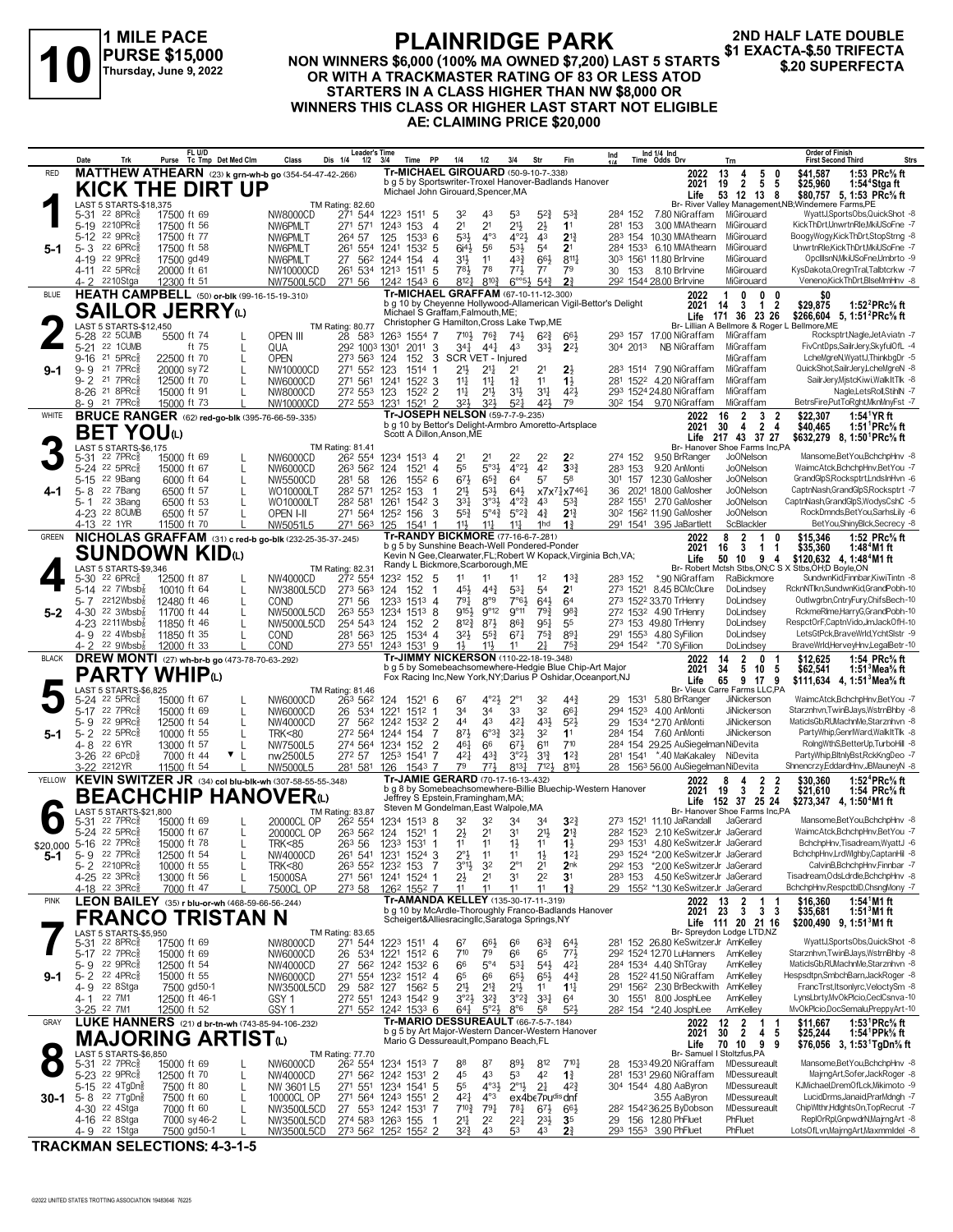# 10

**1 MILE PACE**
**PURSE $15,000**
**Thursday, June 9, 2022**

## PLAINRIDGE PARK

**NON WINNERS $6,000 (100% MA OWNED $7,200) LAST 5 STARTS OR WITH A TRACKMASTER RATING OF 83 OR LESS ATOD STARTERS IN A CLASS HIGHER THAN NW $8,000 OR WINNERS THIS CLASS OR HIGHER LAST START NOT ELIGIBLE**
**AE: CLAIMING PRICE $20,000**

**2ND HALF LATE DOUBLE**
**$1 EXACTA-$.50 TRIFECTA**
**$.20 SUPERFECTA**

---

### 1 — RED — KICK THE DIRT UP — 5-1

**MATTHEW ATHEARN** (23) k grn-wh-b go (354-54-47-42-.266)
Tr-MICHAEL GIROUARD (50-9-10-7-.338)
b g 5 by Sportswriter-Troxel Hanover-Badlands Hanover
Michael John Girouard,Spencer,MA
Br- River Valley Management,NB;Windemere Farms,PE

| | Sts | W | P | S | Earnings | Record |
|---|---|---|---|---|---|---|
| 2022 | 13 | 4 | 5 | 0 | $41,587 | 1:53 PRc⅝ ft |
| 2021 | 19 | 2 | 5 | 5 | $25,960 | 1:54⁴Stga ft |
| Life | 53 | 12 | 13 | 8 | $80,757 | 5, 1:53 PRc⅝ ft |

LAST 5 STARTS-$18,375 — TM Rating: 82.60

| Date | Trk | Purse | Tc Tmp | Class | 1/4 | 1/2 | 3/4 | Time PP | 1/4 | 1/2 | 3/4 | Str | Fin | Ind 1/4 | Ind Time | Odds Drv | Trn | Order of Finish |
|---|---|---|---|---|---|---|---|---|---|---|---|---|---|---|---|---|---|---|
| 5-31 | 22 8PRc⅝ | 17500 | ft 69 | NW8000CD | 27¹ | 54⁴ | 122³ | 151¹ 5 | 3² | 4³ | 5³ | 5²¾ | 5³¾ | 28⁴ | 152 | 7.80 NiGraffam | MiGirouard | WyattJ,SportsObs,QuickShot -8 |
| 5-19 | 22 10PRc⅝ | 17500 | ft 56 | NW6PMLT | 27¹ | 57¹ | 124³ | 153 4 | 2¹ | 2¹ | 2¹½ | 2½ | 1¹ | 28¹ | 153 | 3.00 MMAthearn | MiGirouard | KickThDrt,UnwrtnRle,MkiUSoFne -7 |
| 5-12 | 22 9PRc⅝ | 17500 | ft 77 | NW6PMLT | 26⁴ | 57 | 125 | 153³ 6 | 5³½ | 4°³ | 4°²½ | 4³ | 2¹¾ | 28³ | 154 | 10.30 MMAthearn | MiGirouard | BoogyWogy,KickThDrt,StopStrng -8 |
| 5-3 | 22 6PRc⅝ | 17500 | ft 58 | NW6PMLT | 26¹ | 55⁴ | 124¹ | 153² 5 | 6i⁴½ | 5⁶ | 5³½ | 5⁴ | 2¹ | 28⁴ | 153³ | 6.10 MMAthearn | MiGirouard | UnwrtnRle,KickThDrt,MkiUSoFne -7 |
| 4-19 | 22 9PRc⅝ | 17500 | gd 49 | NW6PMLT | 27 | 56² | 124⁴ | 154 4 | 3¹½ | 1¹ | 4³¾ | 6⁶¾ | 8¹¹¼ | 30³ | 156¹ | 11.80 BrIrvine | MiGirouard | OpclllsnN,MkiUSoFne,Umbrto -9 |
| 4-11 | 22 5PRc⅝ | 20000 | ft 61 | NW10000CD | 26¹ | 53⁴ | 121³ | 151¹ 5 | 7⁸½ | 7⁸ | 7⁷½ | 7⁷ | 7⁹ | 30 | 153 | 8.10 BrIrvine | MiGirouard | KysDakota,OregnTral,Talbtcrkw -7 |
| 4-2 | 22 10Stga | 12300 | ft 51 | NW7500L5CD | 27¹ | 56 | 124² | 154³ 6 | 8¹²¼ | 8¹⁰¾ | 6°°⁵½ | 5⁴¾ | 2¾ | 29² | 154⁴ | 28.00 BrIrvine | MiGirouard | Veneno,KickThDrt,BlseMmHnv -8 |

### 2 — BLUE — SAILOR JERRY(L) — 9-1

**HEATH CAMPBELL** (50) or-blk (99-16-15-19-.310)
Tr-MICHAEL GRAFFAM (67-10-11-12-.300)
b g 10 by Cheyenne Hollywood-Allamerican Vigil-Bettor's Delight
Michael S Graffam,Falmouth,ME;
Christopher G Hamilton,Cross Lake Twp,ME
Br- Lillian A Bellmore & Roger L Bellmore,ME

| | Sts | W | P | S | Earnings | Record |
|---|---|---|---|---|---|---|
| 2022 | 1 | 0 | 0 | 0 | $0 | |
| 2021 | 14 | 3 | 1 | 2 | $29,875 | 1:52²PRc⅝ ft |
| Life | 171 | 36 | 23 | 26 | $266,604 | 5, 1:51²PRc⅝ ft |

LAST 5 STARTS-$12,450 — TM Rating: 80.77

| Date | Trk | Purse | Tc Tmp | | Class | 1/4 | 1/2 | 3/4 | Time PP | 1/4 | 1/2 | 3/4 | Str | Fin | Ind 1/4 | Ind Time | Odds Drv | Trn | Order of Finish |
|---|---|---|---|---|---|---|---|---|---|---|---|---|---|---|---|---|---|---|---|
| 5-28 | 22 5CUMB | 5500 | ft 74 | L | OPEN III | 28 | 58³ | 126³ | 155⁴ 7 | 7¹⁰½ | 7⁶¾ | 7⁴½ | 6²¾ | 6⁶½ | 29³ | 157 | 17.00 NiGraffam | MiGraffam | Rocksptrt,Nagle,JetAviatn -7 |
| 5-21 | 22 1CUMB | | ft 75 | L | QUA | 29² | 100³ | 130¹ | 201¹ 3 | 3⁴½ | 4⁴½ | 4³ | 3³½ | 2²½ | 30⁴ | 201³ | NB NiGraffam | MiGraffam | FivCntDps,SailrJery,SkyfulOfL -4 |
| 9-16 | 21 5PRc⅝ | 22500 | ft 70 | L | OPEN | 27³ | 56³ | 124 | 152 3 | SCR VET - Injured | | | | | | | | MiGraffam | LcheMgreN,WyattJ,ThinkbgDr -5 |
| 9-9 | 21 7PRc⅝ | 20000 | sy 72 | L | NW10000CD | 27¹ | 55² | 123 | 151⁴ 1 | 2¹½ | 2¹½ | 2¹ | 2¹ | 2½ | 28³ | 151⁴ | 7.90 NiGraffam | MiGraffam | QuickShot,SailrJery,LcheMgreN -8 |
| 9-2 | 21 7PRc⅝ | 12500 | ft 70 | L | NW6000CD | 27¹ | 56¹ | 124¹ | 152² 3 | 1¹½ | 1¹½ | 1¾ | 1¹ | 1½ | 28¹ | 152² | 4.20 NiGraffam | MiGraffam | SailrJery,MjstcKiwi,WalkItTlk -8 |
| 8-26 | 21 8PRc⅝ | 15000 | ft 91 | L | NW8000CD | 27² | 55³ | 123 | 152² 2 | 1¹½ | 2¹½ | 3¹½ | 3¹¼ | 4²½ | 29³ | 152⁴ | 24.80 NiGraffam | MiGraffam | Nagle,LetsRoll,StlhN -7 |
| 8-9 | 21 7PRc⅝ | 15000 | ft 73 | L | NW10000CD | 27² | 55³ | 123¹ | 152¹ 2 | 3²½ | 3²½ | 5²¼ | 4²½ | 7⁹ | 30² | 154 | 9.70 NiGraffam | MiGraffam | BetrsFire,PutToRght,MknMnyFst -7 |

### 3 — WHITE — BET YOU(L) — 4-1

**BRUCE RANGER** (62) red-go-blk (395-76-66-59-.335)
Tr-JOSEPH NELSON (59-7-7-9-.235)
b g 10 by Bettor's Delight-Armbro Amoretto-Artsplace
Scott A Dillon,Anson,ME
Br- Hanover Shoe Farms Inc,PA

| | Sts | W | P | S | Earnings | Record |
|---|---|---|---|---|---|---|
| 2022 | 16 | 2 | 3 | 2 | $22,307 | 1:54¹YR ft |
| 2021 | 30 | 4 | 2 | 4 | $40,465 | 1:51¹PRc⅝ ft |
| Life | 217 | 43 | 37 | 27 | $632,279 | 8, 1:50¹PRc⅝ ft |

LAST 5 STARTS-$6,175 — TM Rating: 81.41

| Date | Trk | Purse | Tc Tmp | | Class | 1/4 | 1/2 | 3/4 | Time PP | 1/4 | 1/2 | 3/4 | Str | Fin | Ind 1/4 | Ind Time | Odds Drv | Trn | Order of Finish |
|---|---|---|---|---|---|---|---|---|---|---|---|---|---|---|---|---|---|---|---|
| 5-31 | 22 7PRc⅝ | 15000 | ft 69 | L | NW6000CD | 26² | 55⁴ | 123⁴ | 151³ 4 | 2¹ | 2¹ | 2² | 2² | 2² | 27⁴ | 152 | 9.50 BrRanger | JoONelson | Mansome,BetYou,BchchpHnv -8 |
| 5-24 | 22 5PRc⅝ | 15000 | ft 67 | L | NW6000CD | 26³ | 56² | 124 | 152¹ 4 | 5⁵ | 5°³½ | 4°²½ | 4² | 3³¾ | 28³ | 153 | 9.20 AnMonti | JoONelson | WaimcAtck,BchchpHnv,BetYou -7 |
| 5-15 | 22 9Bang | 6000 | ft 64 | L | NW5500CD | 28¹ | 58 | 126 | 155² 6 | 6⁷½ | 6⁵¾ | 6⁴ | 5⁷ | 5⁸ | 30¹ | 157 | 12.30 GaMosher | JoONelson | GrandGlpS,Rocksptrt,LndsInHvn -6 |
| 5-8 | 22 7Bang | 6500 | ft 57 | L | WO10000LT | 28² | 57¹ | 125² | 153 1 | 2¹½ | 5³½ | 6⁴½ | x7x⁷½ | x7⁴⁶¼ | 36 | 202¹ | 18.00 GaMosher | JoONelson | CaptnNash,GrandGlpS,Rocksptrt -7 |
| 5-1 | 22 3Bang | 6500 | ft 53 | L | WO10000LT | 28² | 58¹ | 126¹ | 154² 3 | 3³½ | 3°³½ | 4°²¾ | 4³ | 5³¾ | 28² | 155¹ | 2.70 GaMosher | JoONelson | CaptnNash,GrandGlpS,WodysCshC -5 |
| 4-23 | 22 8CUMB | 6500 | ft 57 | L | OPEN I-II | 27¹ | 56⁴ | 125² | 156 3 | 5⁵¾ | 5°⁴¾ | 5°²¾ | 4¾ | 2¹¾ | 30² | 156² | 11.90 GaMosher | JoONelson | RockDmnds,BetYou,SarhsLily -6 |
| 4-13 | 22 1YR | 11500 | ft 70 | L | NW5051L5 | 27¹ | 56³ | 125 | 154¹ 1 | 1¹½ | 1¹½ | 1¹¾ | 1hd | 1¾ | 29¹ | 154¹ | 3.95 JaBartlett | ScBlackler | BetYou,ShinyBlck,Secrecy -8 |

### 4 — GREEN — SUNDOWN KID(L) — 5-2

**NICHOLAS GRAFFAM** (31) c red-b go-blk (232-25-35-37-.245)
Tr-RANDY BICKMORE (77-16-6-7-.281)
b g 5 by Sunshine Beach-Well Pondered-Ponder
Kevin N Gee,Clearwater,FL;Robert W Kopack,Virginia Bch,VA;
Randy L Bickmore,Scarborough,ME
Br- Robert Mctsh Stbs,ON;C S X Stbs,OH;D Boyle,ON

| | Sts | W | P | S | Earnings | Record |
|---|---|---|---|---|---|---|
| 2022 | 8 | 2 | 1 | 0 | $15,346 | 1:52 PRc⅝ ft |
| 2021 | 16 | 3 | 1 | 1 | $35,360 | 1:48⁴M1 ft |
| Life | 50 | 10 | 9 | 4 | $120,632 | 4, 1:48⁴M1 ft |

LAST 5 STARTS-$9,346 — TM Rating: 82.31

| Date | Trk | Purse | Tc Tmp | | Class | 1/4 | 1/2 | 3/4 | Time PP | 1/4 | 1/2 | 3/4 | Str | Fin | Ind 1/4 | Ind Time | Odds Drv | Trn | Order of Finish |
|---|---|---|---|---|---|---|---|---|---|---|---|---|---|---|---|---|---|---|---|
| 5-30 | 22 6PRc⅝ | 12500 | ft 87 | L | NW4000CD | 27² | 55⁴ | 123² | 152 5 | 1¹ | 1¹ | 1¹ | 1² | 1³¾ | 28³ | 152 | *.90 NiGraffam | RaBickmore | SundwnKid,Finnbar,KiwiTintn -8 |
| 5-14 | 22 7Wbsb⅞ | 10010 | ft 64 | L | NW3800L5CD | 27³ | 56³ | 124 | 152 1 | 4⁵½ | 4⁴¾ | 5³¼ | 5⁴ | 2¹ | 27³ | 152¹ | 8.45 BCMcClure | DoLindsey | RcknNTlkn,SundwnKid,GrandPobh-10 |
| 5-7 | 22 12Wbsb⅞ | 12480 | ft 46 | L | COND | 27¹ | 56 | 123³ | 151³ 4 | 7⁹¼ | 8°⁹ | 7°⁶⅓ | 6⁴¼ | 6⁴ | 27³ | 152³ | 33.70 TrHenry | DoLindsey | Outlwgrbn,CntryFury,ChifsBech-10 |
| 4-30 | 22 3Wbsb⅞ | 11700 | ft 44 | L | NW5000L5CD | 26³ | 55³ | 123⁴ | 151³ 8 | 9¹⁵½ | 9°¹² | 9°¹¹ | 7⁹¾ | 9⁸¾ | 27² | 153² | 4.90 TrHenry | DoLindsey | RckmeRime,HarryG,GrandPobh-10 |
| 4-23 | 22 11Wbsb⅞ | 11850 | ft 46 | L | NW5000L5CD | 25⁴ | 54³ | 124 | 152 2 | 8¹²¾ | 8⁷½ | 8⁶¾ | 9⁵½ | 5⁵ | 27³ | 153 | 49.80 TrHenry | DoLindsey | RespctOrF,CaptnVido,JmJackOfH-10 |
| 4-9 | 22 4Wbsb⅞ | 11850 | ft 35 | L | COND | 28¹ | 56³ | 125 | 153⁴ 4 | 3²½ | 5⁵¾ | 6⁷¼ | 7⁵¾ | 8⁹½ | 29¹ | 155³ | 4.80 SyFilion | DoLindsey | LetsGtPck,BraveWrld,YchtSlstr -9 |
| 4-2 | 22 9Wbsb⅞ | 12000 | ft 33 | L | COND | 27³ | 55¹ | 124³ | 153¹ 9 | 1½ | 1¹½ | 1¹ | 2¾ | 7⁵¾ | 29⁴ | 154² | *.70 SyFilion | DoLindsey | BraveWrld,HerveyHnv,LegalBetr-10 |

### 5 — BLACK — PARTY WHIP(L) — 5-1

**DREW MONTI** (27) wh-br-b go (473-78-70-63-.292)
Tr-JIMMY NICKERSON (110-22-18-19-.348)
b g 5 by Somebeachsomewhere-Hedgie Blue Chip-Art Major
Fox Racing Inc,New York,NY;Darius P Oshidar,Oceanport,NJ
Br- Vieux Carre Farms LLC,PA

| | Sts | W | P | S | Earnings | Record |
|---|---|---|---|---|---|---|
| 2022 | 14 | 2 | 0 | 1 | $12,625 | 1:54 PRc⅝ ft |
| 2021 | 34 | 5 | 10 | 5 | $62,541 | 1:51³Mea⅝ ft |
| Life | 65 | 9 | 17 | 9 | $111,634 | 4, 1:51³Mea⅝ ft |

LAST 5 STARTS-$6,825 — TM Rating: 81.46

| Date | Trk | Purse | Tc Tmp | | Class | 1/4 | 1/2 | 3/4 | Time PP | 1/4 | 1/2 | 3/4 | Str | Fin | Ind 1/4 | Ind Time | Odds Drv | Trn | Order of Finish |
|---|---|---|---|---|---|---|---|---|---|---|---|---|---|---|---|---|---|---|---|
| 5-24 | 22 5PRc⅝ | 15000 | ft 67 | L | NW6000CD | 26³ | 56² | 124 | 152¹ 6 | 6⁷ | 4°²½ | 2°¹ | 3² | 4⁴¾ | 29 | 153¹ | 5.80 BrRanger | JiNickerson | WaimcAtck,BchchpHnv,BetYou -7 |
| 5-17 | 22 7PRc⅝ | 15000 | ft 69 | L | NW6000CD | 26 | 53⁴ | 122¹ | 151² 1 | 3⁴ | 3⁴ | 3³ | 3² | 6⁶¼ | 29⁴ | 152³ | 4.00 AnMonti | JiNickerson | Starznhnv,TwinBJays,WstrnBhby -8 |
| 5-9 | 22 9PRc⅝ | 12500 | ft 54 | L | NW4000CD | 27 | 56² | 124² | 153² 2 | 4⁴ | 4³ | 4²¼ | 4³½ | 5²½ | 29 | 153⁴ | *2.70 AnMonti | JiNickerson | MaticlsGb,RUMachnMe,Starznhvn -8 |
| 5-2 | 22 5PRc⅝ | 10000 | ft 55 | L | TRK<80 | 27² | 56⁴ | 124⁴ | 154 7 | 8⁷½ | 6°³¾ | 3²½ | 3² | 1¹ | 28⁴ | 154 | 7.60 AnMonti | JiNickerson | PartyWhip,GenrlWard,WalkItTlk -8 |
| 4-8 | 22 6YR | 13000 | ft 57 | L | NW7500L5 | 27⁴ | 56⁴ | 123⁴ | 152 2 | 4⁶½ | 6⁶ | 6⁷½ | 6¹¹ | 7¹⁰ | 28⁴ | 154 | 29.25 AuSiegelman | NiDevita | RolngWthS,BetterUp,TurboHill -8 |
| 3-26 | 22 6PcD⅝ | 7000 | ft 44 | ▼ L | nw2500L5 | 27² | 57 | 125³ | 154¹ 7 | 4²½ | 4³¾ | 3°²½ | 3¹¾ | 1²¾ | 28¹ | 154¹ | *.40 MaKakaley | NiDevita | PartyWhip,BltnlyBst,RckKngDeo -7 |
| 3-22 | 22 12YR | 11500 | ft 54 | L | NW5000L5 | 28¹ | 58¹ | 126 | 154³ 4 | 7⁹ | 7⁷½ | 8¹³¼ | 7¹²½ | 8¹⁰½ | 28 | 156³ | 56.00 AuSiegelman | NiDevita | Shnencrzy,EddardHnv,JBMauneyN -8 |

### 6 — YELLOW — BEACHCHIP HANOVER(L) — 5-1 ($20,000)

**KEVIN SWITZER JR** (34) col blu-blk-wh (307-58-55-55-.348)
Tr-JAMIE GERARD (70-17-16-13-.432)
b g 8 by Somebeachsomewhere-Billie Bluechip-Western Hanover
Jeffrey S Epstein,Framingham,MA;
Steven M Gondelman,East Walpole,MA
Br- Hanover Shoe Farms Inc,PA

| | Sts | W | P | S | Earnings | Record |
|---|---|---|---|---|---|---|
| 2022 | 8 | 4 | 2 | 2 | $30,360 | 1:52⁴PRc⅝ ft |
| 2021 | 19 | 3 | 2 | 2 | $21,610 | 1:54 PRc⅝ ft |
| Life | 152 | 37 | 25 | 24 | $273,347 | 4, 1:50⁴M1 ft |

LAST 5 STARTS-$21,800 — TM Rating: 83.87

| Date | Trk | Purse | Tc Tmp | | Class | 1/4 | 1/2 | 3/4 | Time PP | 1/4 | 1/2 | 3/4 | Str | Fin | Ind 1/4 | Ind Time | Odds Drv | Trn | Order of Finish |
|---|---|---|---|---|---|---|---|---|---|---|---|---|---|---|---|---|---|---|---|
| 5-31 | 22 7PRc⅝ | 15000 | ft 69 | L | 20000CL OP | 26² | 55⁴ | 123⁴ | 151³ 8 | 3² | 3² | 3⁴ | 3⁴ | 3²¾ | 27³ | 152¹ | 11.10 JaRandall | JaGerard | Mansome,BetYou,BchchpHnv -8 |
| 5-24 | 22 5PRc⅝ | 15000 | ft 67 | L | 20000CL OP | 26³ | 56² | 124 | 152¹ 1 | 2½ | 2¹ | 3¹ | 2¹½ | 2¹¾ | 28² | 152³ | 2.10 KeSwitzerJr | JaGerard | WaimcAtck,BchchpHnv,BetYou -7 |
| 5-16 | 22 7PRc⅝ | 15000 | ft 78 | L | TRK<85 | 26³ | 56 | 123³ | 153¹ 1 | 1¹ | 1¹ | 1½ | 1¹ | 1½ | 29³ | 153¹ | 4.80 KeSwitzerJr | JaGerard | BchchpHnv,Tisadream,WyattJ -6 |
| 5-9 | 22 7PRc⅝ | 12500 | ft 54 | L | NW4000CD | 26¹ | 54¹ | 123¹ | 152⁴ 3 | 2°½ | 1¹ | 1¹ | 1½ | 1²¼ | 29³ | 152⁴ | *2.00 KeSwitzerJr | JaGerard | BchchpHnv,LrdWlghby,CaptanHil -8 |
| 5-2 | 22 10PRc⅝ | 10000 | ft 55 | L | TRK<80 | 26³ | 55² | 123² | 153 7 | 3°¹½ | 3² | 2°¹ | 2¹ | 2nk | 29² | 153 | *2.00 KeSwitzerJr | JaGerard | CalvinB,BchchpHnv,Finnbar -7 |
| 4-25 | 22 3PRc⅝ | 13000 | ft 56 | L | 15000SA | 27¹ | 56¹ | 124¹ | 152⁴ 1 | 2½ | 2¹ | 3¹ | 2² | 3¹ | 28³ | 153 | 4.50 KeSwitzerJr | JaGerard | Tisadream,OdsLdrdle,BchchpHnv -8 |
| 4-18 | 22 3PRc⅝ | 7000 | ft 47 | L | 7500CL OP | 27³ | 58 | 126² | 155² 7 | 1¹ | 1¹ | 1¹ | 1¹ | 1¾ | 29 | 155² | *1.30 KeSwitzerJr | JaGerard | BchchpHnv,RespctblD,ChsngMony -7 |

### 7 — PINK — FRANCO TRISTAN N — 9-1

**LEON BAILEY** (35) r blu-or-wh (468-59-66-56-.244)
Tr-AMANDA KELLEY (135-30-17-11-.319)
b g 10 by McArdle-Thoroughly Franco-Badlands Hanover
Scheigert&Alliesracingllc,Saratoga Springs,NY
Br- Spreydon Lodge LTD,NZ

| | Sts | W | P | S | Earnings | Record |
|---|---|---|---|---|---|---|
| 2022 | 13 | 2 | 1 | 1 | $16,360 | 1:54¹M1 ft |
| 2021 | 23 | 3 | 3 | 3 | $35,681 | 1:51³M1 ft |
| Life | 111 | 20 | 21 | 16 | $200,490 | 9, 1:51³M1 ft |

LAST 5 STARTS-$5,950 — TM Rating: 83.65

| Date | Trk | Purse | Tc Tmp | Class | 1/4 | 1/2 | 3/4 | Time PP | 1/4 | 1/2 | 3/4 | Str | Fin | Ind 1/4 | Ind Time | Odds Drv | Trn | Order of Finish |
|---|---|---|---|---|---|---|---|---|---|---|---|---|---|---|---|---|---|---|
| 5-31 | 22 8PRc⅝ | 17500 | ft 69 | NW8000CD | 27¹ | 54⁴ | 122³ | 151¹ 4 | 6⁷ | 6⁶½ | 6⁶ | 6³¾ | 6⁴½ | 28¹ | 152 | 26.80 KeSwitzerJr | AmKelley | WyattJ,SportsObs,QuickShot -8 |
| 5-17 | 22 7PRc⅝ | 15000 | ft 69 | NW6000CD | 26 | 53⁴ | 122¹ | 151² 6 | 7¹⁰ | 7⁹ | 6⁶ | 6⁵ | 7⁷½ | 29² | 152⁴ | 12.70 LuHanners | AmKelley | Starznhnv,TwinBJays,WstrnBhby -8 |
| 5-9 | 22 9PRc⅝ | 12500 | ft 54 | NW4000CD | 27 | 56² | 124² | 153² 6 | 6⁶ | 5°⁴ | 5³¼ | 5⁴½ | 4²¼ | 28⁴ | 153⁴ | 4.40 ShTGray | AmKelley | MaticlsGb,RUMachnMe,Starznhvn -8 |
| 5-2 | 22 4PRc⅝ | 15000 | ft 55 | NW6000CD | 27¹ | 55⁴ | 123² | 151² 4 | 6⁵ | 6⁶ | 6⁵½ | 6⁵½ | 4⁴¾ | 28 | 152² | 41.50 NiGraffam | AmKelley | Hespsdtpn,SmbchBarn,JackRoger -8 |
| 4-9 | 22 8Stga | 7500 | gd 50-1 | NW3500L5CD | 29 | 58² | 127 | 156² 5 | 2¹½ | 2¹¾ | 2¹½ | 1¹ | 1¹¼ | 29¹ | 156² | 2.30 BrBeckwith | AmKelley | FrancTrst,Itsonlyrc,VelocitySm -8 |
| 4-1 | 22 7M1 | 12500 | ft 46-1 | GSY 1 | 27² | 55¹ | 124³ | 154² 9 | 3°²½ | 3²¾ | 3²¾ | 3³¾ | 6⁴ | 30 | 155¹ | 8.00 JosphLee | AmKelley | LynsLbrty,MvOkPlcio,CeclCsnva-10 |
| 3-25 | 22 7M1 | 12500 | ft 52 | GSY 1 | 27¹ | 55² | 124² | 153³ 6 | 6⁴¾ | 5°²½ | 8°⁶ | 5⁸ | 5²½ | 28² | 154 | *2.40 JosphLee | AmKelley | MvOkPlcio,DocSemalu,PreppyArt-10 |

### 8 — GRAY — MAJORING ARTIST(L) — 30-1

**LUKE HANNERS** (21) d br-tn-wh (743-85-94-106-.232)
Tr-MARIO DESSUREAULT (66-7-5-7-.184)
b g 5 by Art Major-Western Dancer-Western Hanover
Mario G Dessureault,Pompano Beach,FL
Br- Samuel I Stoltzfus,PA

| | Sts | W | P | S | Earnings | Record |
|---|---|---|---|---|---|---|
| 2022 | 12 | 2 | 1 | 1 | $11,667 | 1:53¹PRc⅝ ft |
| 2021 | 30 | 2 | 4 | 5 | $25,244 | 1:54¹PPk⅝ ft |
| Life | 70 | 10 | 9 | 9 | $76,056 | 3, 1:53¹TgDn⅝ ft |

LAST 5 STARTS-$6,850 — TM Rating: 77.70

| Date | Trk | Purse | Tc Tmp | | Class | 1/4 | 1/2 | 3/4 | Time PP | 1/4 | 1/2 | 3/4 | Str | Fin | Ind 1/4 | Ind Time | Odds Drv | Trn | Order of Finish |
|---|---|---|---|---|---|---|---|---|---|---|---|---|---|---|---|---|---|---|---|
| 5-31 | 22 7PRc⅝ | 15000 | ft 69 | L | NW6000CD | 26² | 55⁴ | 123⁴ | 151³ 7 | 8⁸ | 8⁷ | 8⁹½ | 8¹² | 7¹⁰¼ | 28 | 153³ | 49.20 NiGraffam | MDessureault | Mansome,BetYou,BchchpHnv -8 |
| 5-23 | 22 9PRc⅝ | 12500 | ft 70 | L | NW4000CD | 27¹ | 56² | 124² | 153¹ 2 | 4⁵ | 4³ | 5³ | 4² | 1¾ | 28¹ | 153¹ | 29.60 NiGraffam | MDessureault | MajrngArt,Sofer,JackRoger -8 |
| 5-15 | 22 4TgDn⅝ | 7500 | ft 80 | L | NW 3601 L5 | 27¹ | 55¹ | 123⁴ | 154¹ 5 | 5⁵ | 4°³½ | 2°¹½ | 2¼ | 4²¾ | 30⁴ | 154⁴ | 4.80 AaByron | MDessureault | KJMichael,DremOfLck,Mikimoto -9 |
| 5-8 | 22 7TgDn⅝ | 7500 | ft 60 | L | 10000CL OP | 27¹ | 56⁴ | 124³ | 155¹ 2 | 4²½ | 4°³ | ex4be7PU dis | | dnf | | | 3.55 AaByron | MDessureault | LucidDrms,Janaid,PrarMdngh -7 |
| 4-30 | 22 4Stga | 7000 | ft 60 | L | NW3500L5CD | 27 | 55³ | 124² | 153¹ 7 | 7¹⁰¾ | 7⁹½ | 7⁸¼ | 6⁷½ | 6⁶½ | 28² | 154² | 36.25 ByDobson | MDessureault | ChipWthr,HdlghtsOn,TopRecrut -7 |
| 4-16 | 22 8Stga | 7000 | sy 46-2 | L | NW3500L5CD | 27⁴ | 58³ | 126³ | 155 1 | 2¹½ | 2² | 2²¾ | 2³½ | 3⁵ | 29 | 156 | 12.80 PhFluet | PhFluet | ReplOrRpl,GnpwdrN,MajrngArt -8 |
| 4-9 | 22 1Stga | 7500 | gd 50-1 | L | NW3500L5CD | 27³ | 56² | 125² | 155² 2 | 3²¾ | 4³ | 5³ | 4³ | 2¾ | 29³ | 155³ | 3.90 PhFluet | PhFluet | LotsOfLvn,MajrngArt,Maxmmldel -8 |

**TRACKMAN SELECTIONS: 4-3-1-5**